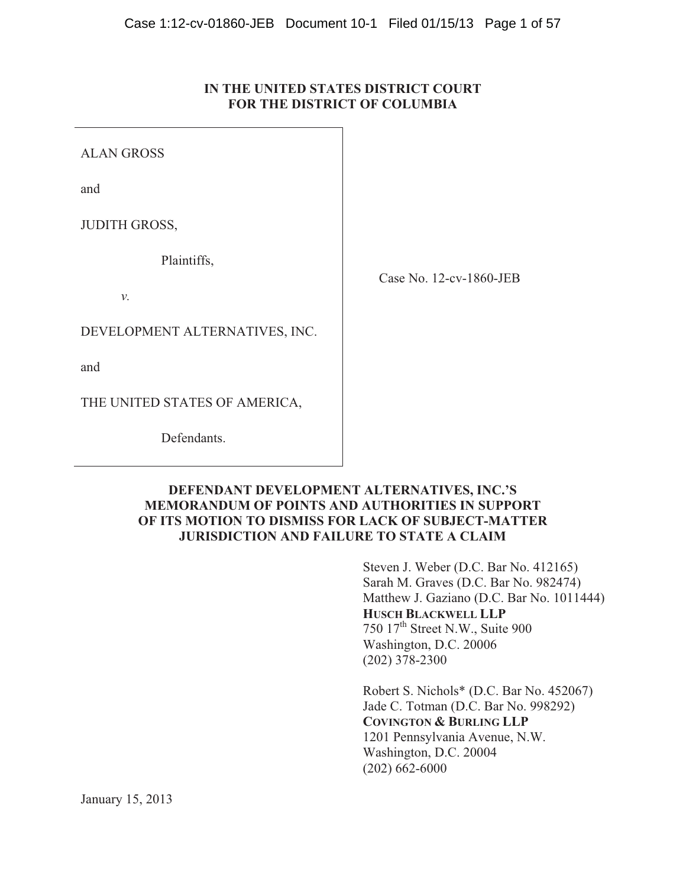**IN THE UNITED STATES DISTRICT COURT**
**FOR THE DISTRICT OF COLUMBIA**

| | |
|---|---|
| ALAN GROSS<br><br>and<br><br>JUDITH GROSS,<br><br>Plaintiffs,<br><br>*v.*<br><br>DEVELOPMENT ALTERNATIVES, INC.<br><br>and<br><br>THE UNITED STATES OF AMERICA,<br><br>Defendants. | Case No. 12-cv-1860-JEB |

**DEFENDANT DEVELOPMENT ALTERNATIVES, INC.'S MEMORANDUM OF POINTS AND AUTHORITIES IN SUPPORT OF ITS MOTION TO DISMISS FOR LACK OF SUBJECT-MATTER JURISDICTION AND FAILURE TO STATE A CLAIM**

Steven J. Weber (D.C. Bar No. 412165)
Sarah M. Graves (D.C. Bar No. 982474)
Matthew J. Gaziano (D.C. Bar No. 1011444)
**HUSCH BLACKWELL LLP**
750 17th Street N.W., Suite 900
Washington, D.C. 20006
(202) 378-2300

Robert S. Nichols* (D.C. Bar No. 452067)
Jade C. Totman (D.C. Bar No. 998292)
**COVINGTON & BURLING LLP**
1201 Pennsylvania Avenue, N.W.
Washington, D.C. 20004
(202) 662-6000

January 15, 2013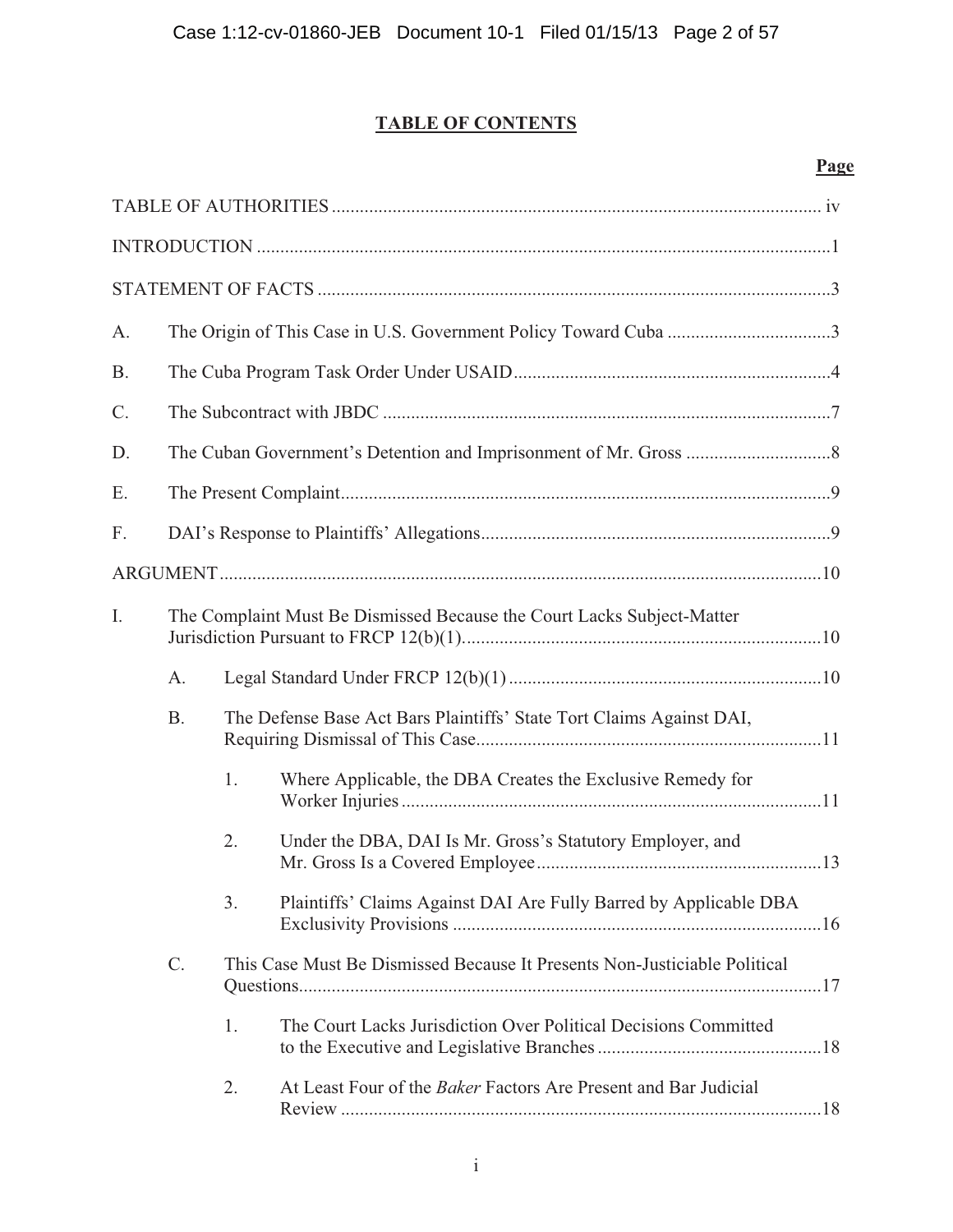# TABLE OF CONTENTS

**Page**

TABLE OF AUTHORITIES ......................................................................................................... iv

INTRODUCTION ..........................................................................................................................1

STATEMENT OF FACTS .............................................................................................................3

A. The Origin of This Case in U.S. Government Policy Toward Cuba ...................................3

B. The Cuba Program Task Order Under USAID....................................................................4

C. The Subcontract with JBDC ................................................................................................7

D. The Cuban Government's Detention and Imprisonment of Mr. Gross ...............................8

E. The Present Complaint.........................................................................................................9

F. DAI's Response to Plaintiffs' Allegations...........................................................................9

ARGUMENT................................................................................................................................10

I. The Complaint Must Be Dismissed Because the Court Lacks Subject-Matter Jurisdiction Pursuant to FRCP 12(b)(1).............................................................................10

   A. Legal Standard Under FRCP 12(b)(1) ..................................................................10

   B. The Defense Base Act Bars Plaintiffs' State Tort Claims Against DAI, Requiring Dismissal of This Case..........................................................................11

      1. Where Applicable, the DBA Creates the Exclusive Remedy for Worker Injuries ..........................................................................................11

      2. Under the DBA, DAI Is Mr. Gross's Statutory Employer, and Mr. Gross Is a Covered Employee .............................................................13

      3. Plaintiffs' Claims Against DAI Are Fully Barred by Applicable DBA Exclusivity Provisions ...............................................................................16

   C. This Case Must Be Dismissed Because It Presents Non-Justiciable Political Questions...............................................................................................................17

      1. The Court Lacks Jurisdiction Over Political Decisions Committed to the Executive and Legislative Branches ................................................18

      2. At Least Four of the *Baker* Factors Are Present and Bar Judicial Review .......................................................................................................18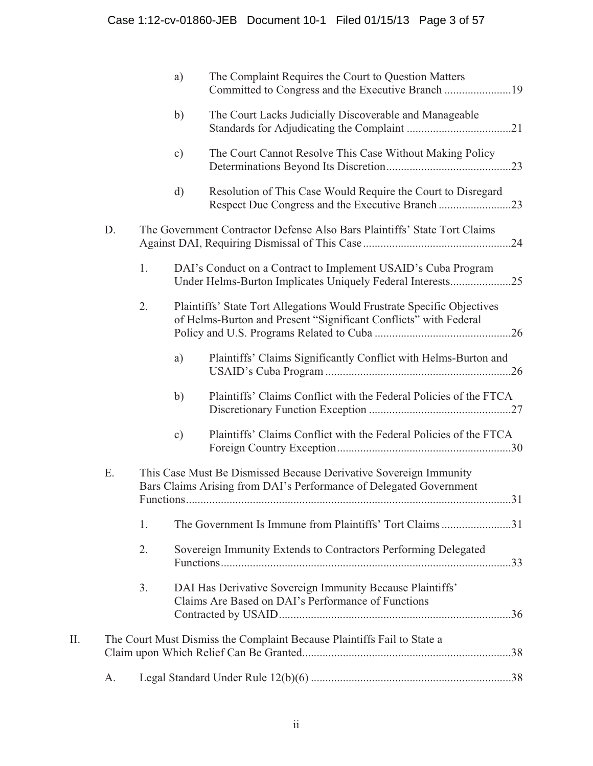a) The Complaint Requires the Court to Question Matters Committed to Congress and the Executive Branch .......................19

b) The Court Lacks Judicially Discoverable and Manageable Standards for Adjudicating the Complaint ....................................21

c) The Court Cannot Resolve This Case Without Making Policy Determinations Beyond Its Discretion...........................................23

d) Resolution of This Case Would Require the Court to Disregard Respect Due Congress and the Executive Branch .........................23

D. The Government Contractor Defense Also Bars Plaintiffs' State Tort Claims Against DAI, Requiring Dismissal of This Case...................................................24

1. DAI's Conduct on a Contract to Implement USAID's Cuba Program Under Helms-Burton Implicates Uniquely Federal Interests.....................25

2. Plaintiffs' State Tort Allegations Would Frustrate Specific Objectives of Helms-Burton and Present "Significant Conflicts" with Federal Policy and U.S. Programs Related to Cuba ...............................................26

a) Plaintiffs' Claims Significantly Conflict with Helms-Burton and USAID's Cuba Program ................................................................26

b) Plaintiffs' Claims Conflict with the Federal Policies of the FTCA Discretionary Function Exception .................................................27

c) Plaintiffs' Claims Conflict with the Federal Policies of the FTCA Foreign Country Exception............................................................30

E. This Case Must Be Dismissed Because Derivative Sovereign Immunity Bars Claims Arising from DAI's Performance of Delegated Government Functions................................................................................................................31

1. The Government Is Immune from Plaintiffs' Tort Claims ........................31

2. Sovereign Immunity Extends to Contractors Performing Delegated Functions....................................................................................................33

3. DAI Has Derivative Sovereign Immunity Because Plaintiffs' Claims Are Based on DAI's Performance of Functions Contracted by USAID................................................................................36

II. The Court Must Dismiss the Complaint Because Plaintiffs Fail to State a Claim upon Which Relief Can Be Granted........................................................................38

A. Legal Standard Under Rule 12(b)(6) .....................................................................38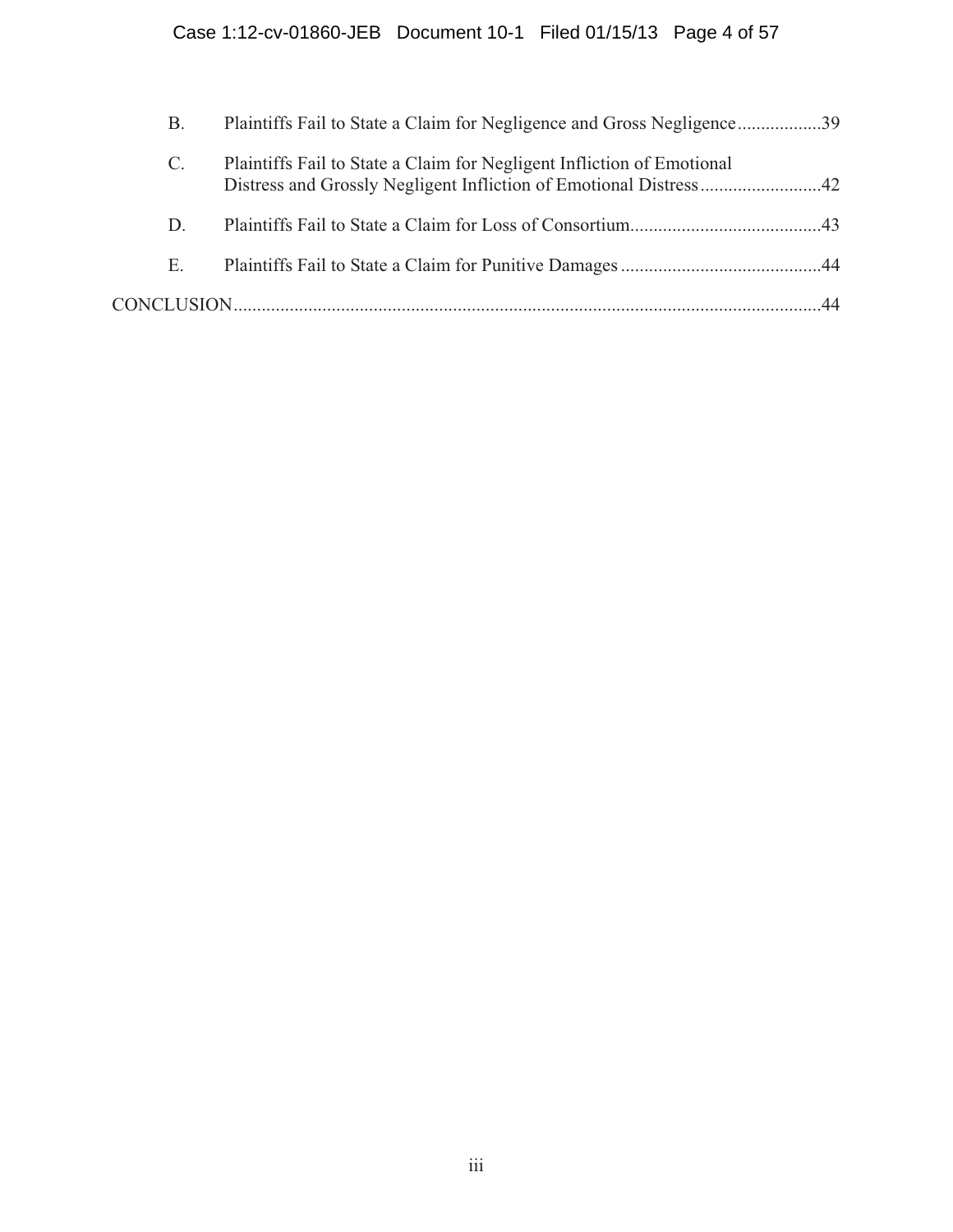B. Plaintiffs Fail to State a Claim for Negligence and Gross Negligence..................39

C. Plaintiffs Fail to State a Claim for Negligent Infliction of Emotional Distress and Grossly Negligent Infliction of Emotional Distress..........................42

D. Plaintiffs Fail to State a Claim for Loss of Consortium.........................................43

E. Plaintiffs Fail to State a Claim for Punitive Damages...........................................44

CONCLUSION..............................................................................................................44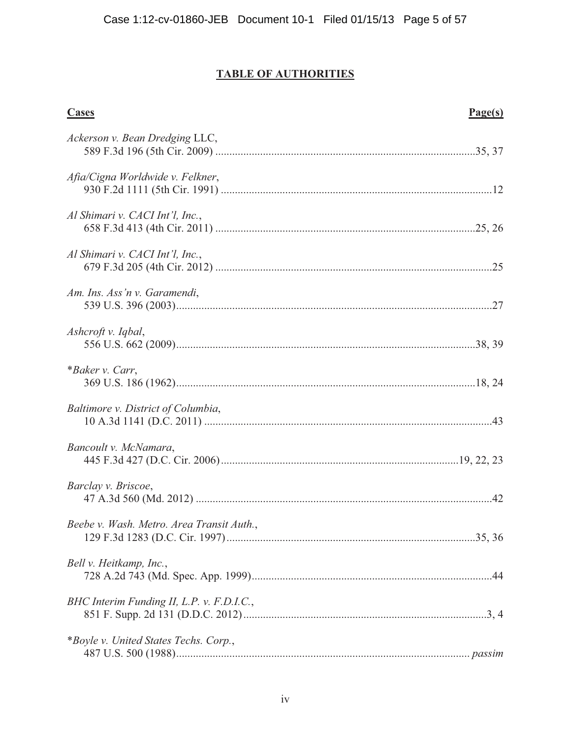## TABLE OF AUTHORITIES

| Cases | Page(s) |
|---|---|
| *Ackerson v. Bean Dredging* LLC, 589 F.3d 196 (5th Cir. 2009) | 35, 37 |
| *Afia/Cigna Worldwide v. Felkner*, 930 F.2d 1111 (5th Cir. 1991) | 12 |
| *Al Shimari v. CACI Int'l, Inc.*, 658 F.3d 413 (4th Cir. 2011) | 25, 26 |
| *Al Shimari v. CACI Int'l, Inc.*, 679 F.3d 205 (4th Cir. 2012) | 25 |
| *Am. Ins. Ass'n v. Garamendi*, 539 U.S. 396 (2003) | 27 |
| *Ashcroft v. Iqbal*, 556 U.S. 662 (2009) | 38, 39 |
| \**Baker v. Carr*, 369 U.S. 186 (1962) | 18, 24 |
| *Baltimore v. District of Columbia*, 10 A.3d 1141 (D.C. 2011) | 43 |
| *Bancoult v. McNamara*, 445 F.3d 427 (D.C. Cir. 2006) | 19, 22, 23 |
| *Barclay v. Briscoe*, 47 A.3d 560 (Md. 2012) | 42 |
| *Beebe v. Wash. Metro. Area Transit Auth.*, 129 F.3d 1283 (D.C. Cir. 1997) | 35, 36 |
| *Bell v. Heitkamp, Inc.*, 728 A.2d 743 (Md. Spec. App. 1999) | 44 |
| *BHC Interim Funding II, L.P. v. F.D.I.C.*, 851 F. Supp. 2d 131 (D.D.C. 2012) | 3, 4 |
| \**Boyle v. United States Techs. Corp.*, 487 U.S. 500 (1988) | *passim* |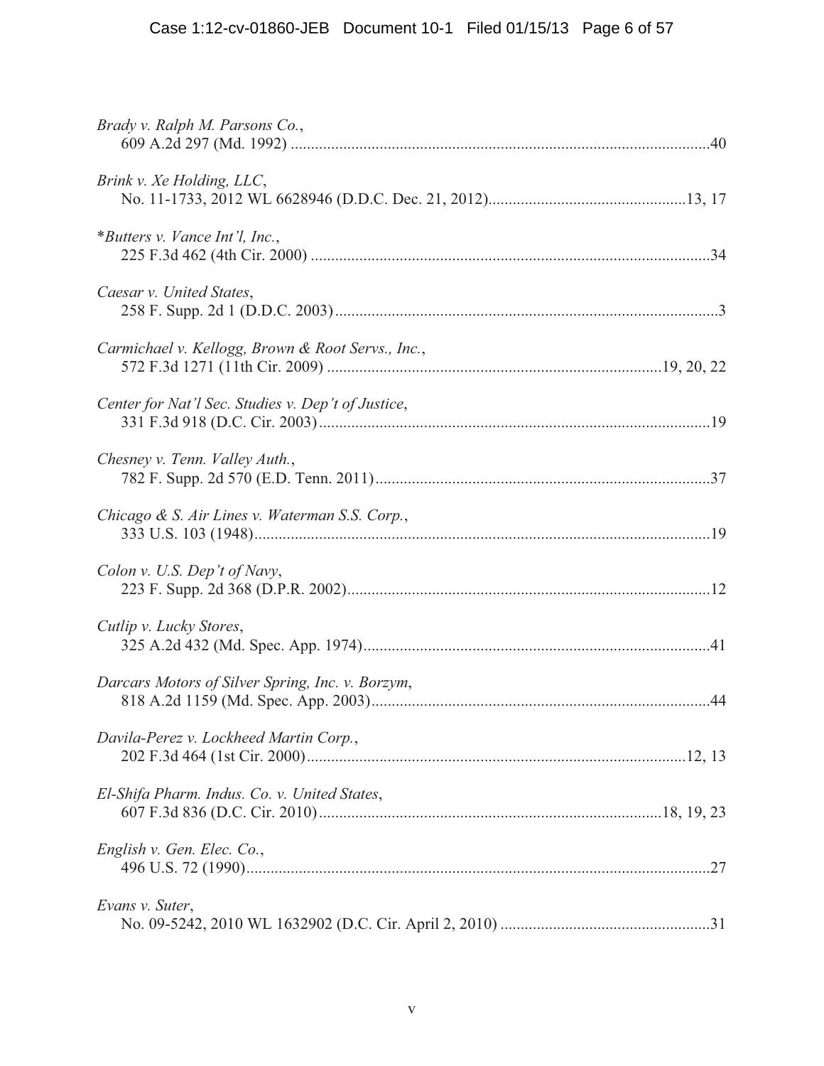*Brady v. Ralph M. Parsons Co.*,
609 A.2d 297 (Md. 1992) ........................................................................................................40

*Brink v. Xe Holding, LLC*,
No. 11-1733, 2012 WL 6628946 (D.D.C. Dec. 21, 2012).................................................13, 17

**Butters v. Vance Int'l, Inc.*,
225 F.3d 462 (4th Cir. 2000) ...................................................................................................34

*Caesar v. United States*,
258 F. Supp. 2d 1 (D.D.C. 2003)...............................................................................................3

*Carmichael v. Kellogg, Brown & Root Servs., Inc.*,
572 F.3d 1271 (11th Cir. 2009) .................................................................................19, 20, 22

*Center for Nat'l Sec. Studies v. Dep't of Justice*,
331 F.3d 918 (D.C. Cir. 2003).................................................................................................19

*Chesney v. Tenn. Valley Auth.*,
782 F. Supp. 2d 570 (E.D. Tenn. 2011)...................................................................................37

*Chicago & S. Air Lines v. Waterman S.S. Corp.*,
333 U.S. 103 (1948).................................................................................................................19

*Colon v. U.S. Dep't of Navy*,
223 F. Supp. 2d 368 (D.P.R. 2002)..........................................................................................12

*Cutlip v. Lucky Stores*,
325 A.2d 432 (Md. Spec. App. 1974)......................................................................................41

*Darcars Motors of Silver Spring, Inc. v. Borzym*,
818 A.2d 1159 (Md. Spec. App. 2003)....................................................................................44

*Davila-Perez v. Lockheed Martin Corp.*,
202 F.3d 464 (1st Cir. 2000)..............................................................................................12, 13

*El-Shifa Pharm. Indus. Co. v. United States*,
607 F.3d 836 (D.C. Cir. 2010)....................................................................................18, 19, 23

*English v. Gen. Elec. Co.*,
496 U.S. 72 (1990)....................................................................................................................27

*Evans v. Suter*,
No. 09-5242, 2010 WL 1632902 (D.C. Cir. April 2, 2010) ....................................................31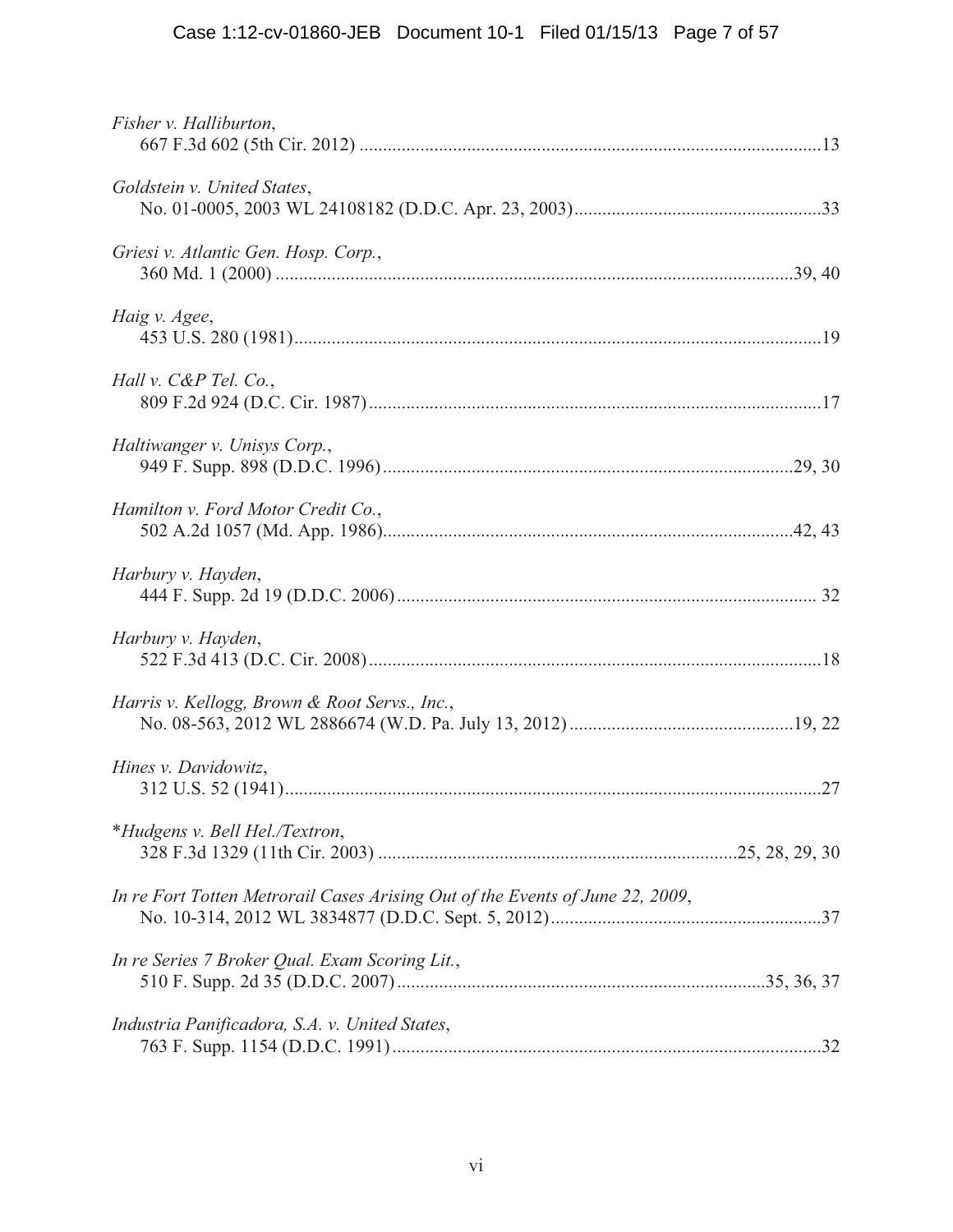*Fisher v. Halliburton*,
667 F.3d 602 (5th Cir. 2012) ....................................................................................................13

*Goldstein v. United States*,
No. 01-0005, 2003 WL 24108182 (D.D.C. Apr. 23, 2003).....................................................33

*Griesi v. Atlantic Gen. Hosp. Corp.*,
360 Md. 1 (2000) ..............................................................................................................39, 40

*Haig v. Agee*,
453 U.S. 280 (1981).................................................................................................................19

*Hall v. C&P Tel. Co.*,
809 F.2d 924 (D.C. Cir. 1987)................................................................................................17

*Haltiwanger v. Unisys Corp.*,
949 F. Supp. 898 (D.D.C. 1996).........................................................................................29, 30

*Hamilton v. Ford Motor Credit Co.*,
502 A.2d 1057 (Md. App. 1986).........................................................................................42, 43

*Harbury v. Hayden*,
444 F. Supp. 2d 19 (D.D.C. 2006)......................................................................................... 32

*Harbury v. Hayden*,
522 F.3d 413 (D.C. Cir. 2008).................................................................................................18

*Harris v. Kellogg, Brown & Root Servs., Inc.*,
No. 08-563, 2012 WL 2886674 (W.D. Pa. July 13, 2012)................................................19, 22

*Hines v. Davidowitz*,
312 U.S. 52 (1941)...................................................................................................................27

**Hudgens v. Bell Hel./Textron*,
328 F.3d 1329 (11th Cir. 2003) ............................................................................25, 28, 29, 30

*In re Fort Totten Metrorail Cases Arising Out of the Events of June 22, 2009*,
No. 10-314, 2012 WL 3834877 (D.D.C. Sept. 5, 2012)..........................................................37

*In re Series 7 Broker Qual. Exam Scoring Lit.*,
510 F. Supp. 2d 35 (D.D.C. 2007)..............................................................................35, 36, 37

*Industria Panificadora, S.A. v. United States*,
763 F. Supp. 1154 (D.D.C. 1991)............................................................................................32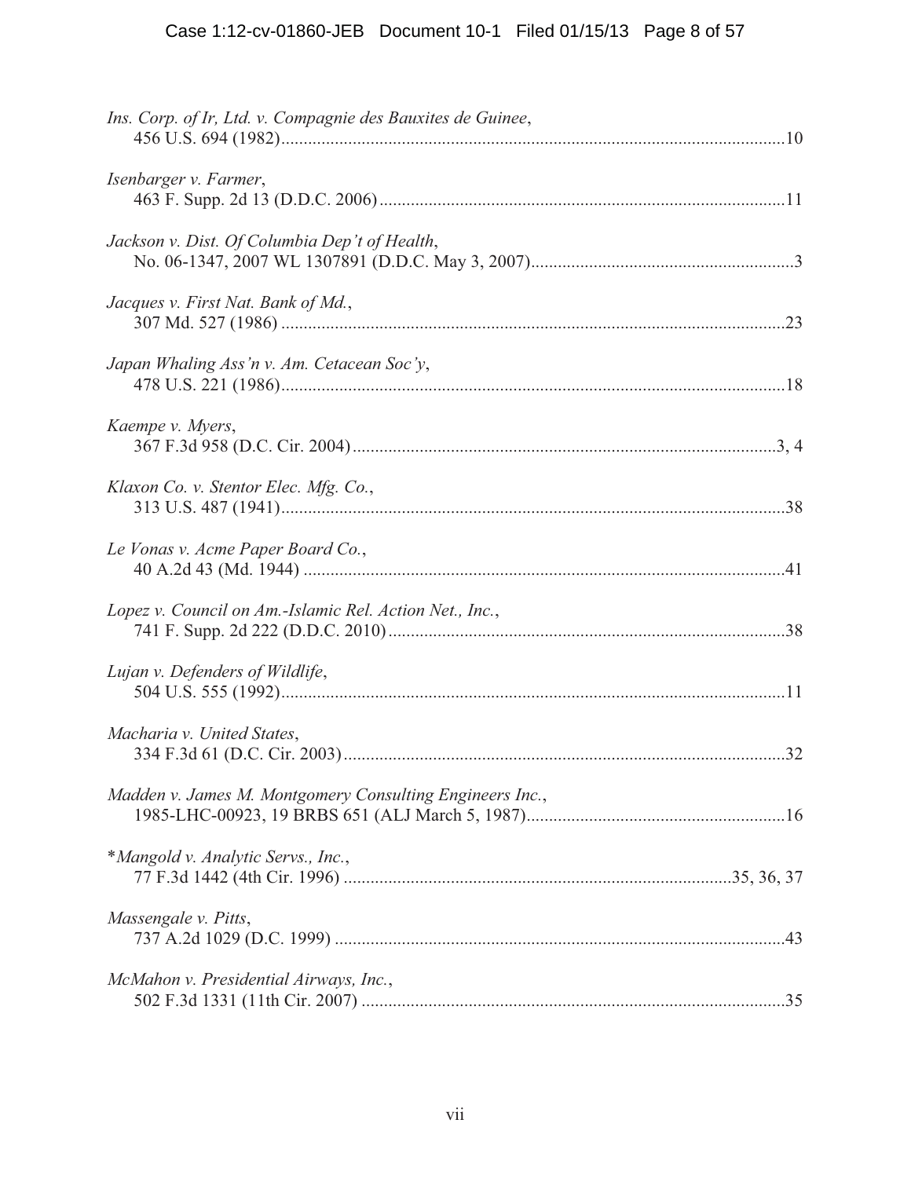*Ins. Corp. of Ir, Ltd. v. Compagnie des Bauxites de Guinee*,
456 U.S. 694 (1982)................................................................................................................10

*Isenbarger v. Farmer*,
463 F. Supp. 2d 13 (D.D.C. 2006)..........................................................................................11

*Jackson v. Dist. Of Columbia Dep't of Health*,
No. 06-1347, 2007 WL 1307891 (D.D.C. May 3, 2007)..........................................................3

*Jacques v. First Nat. Bank of Md.*,
307 Md. 527 (1986) ................................................................................................................23

*Japan Whaling Ass'n v. Am. Cetacean Soc'y*,
478 U.S. 221 (1986)................................................................................................................18

*Kaempe v. Myers*,
367 F.3d 958 (D.C. Cir. 2004)...............................................................................................3, 4

*Klaxon Co. v. Stentor Elec. Mfg. Co.*,
313 U.S. 487 (1941)................................................................................................................38

*Le Vonas v. Acme Paper Board Co.*,
40 A.2d 43 (Md. 1944) ...........................................................................................................41

*Lopez v. Council on Am.-Islamic Rel. Action Net., Inc.*,
741 F. Supp. 2d 222 (D.D.C. 2010)........................................................................................38

*Lujan v. Defenders of Wildlife*,
504 U.S. 555 (1992)................................................................................................................11

*Macharia v. United States*,
334 F.3d 61 (D.C. Cir. 2003)..................................................................................................32

*Madden v. James M. Montgomery Consulting Engineers Inc.*,
1985-LHC-00923, 19 BRBS 651 (ALJ March 5, 1987).........................................................16

\**Mangold v. Analytic Servs., Inc.*,
77 F.3d 1442 (4th Cir. 1996) .....................................................................................35, 36, 37

*Massengale v. Pitts*,
737 A.2d 1029 (D.C. 1999) ....................................................................................................43

*McMahon v. Presidential Airways, Inc.*,
502 F.3d 1331 (11th Cir. 2007) ..............................................................................................35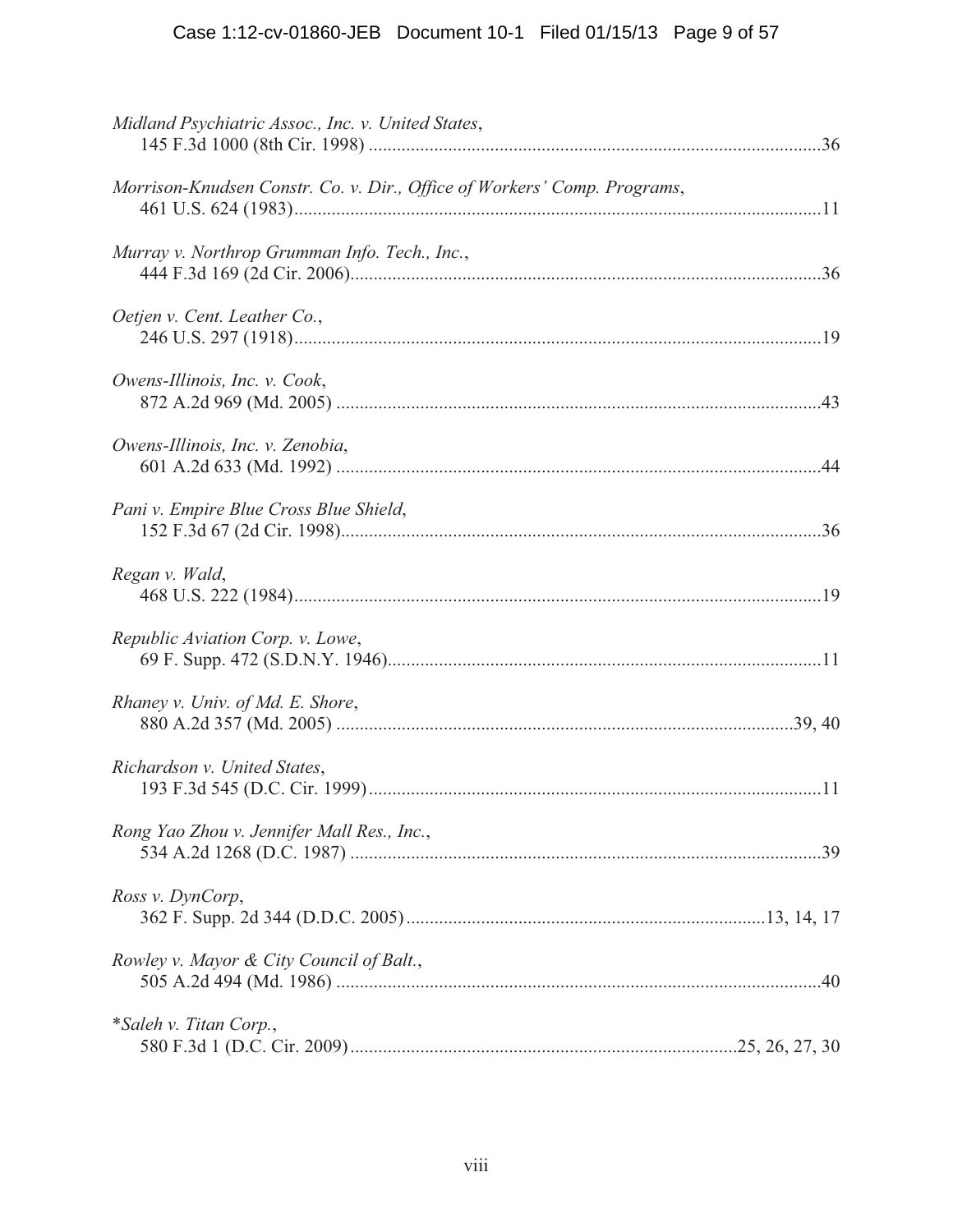*Midland Psychiatric Assoc., Inc. v. United States*,
145 F.3d 1000 (8th Cir. 1998) ....................................................................................................36

*Morrison-Knudsen Constr. Co. v. Dir., Office of Workers' Comp. Programs*,
461 U.S. 624 (1983)....................................................................................................................11

*Murray v. Northrop Grumman Info. Tech., Inc.*,
444 F.3d 169 (2d Cir. 2006)........................................................................................................36

*Oetjen v. Cent. Leather Co.*,
246 U.S. 297 (1918)....................................................................................................................19

*Owens-Illinois, Inc. v. Cook*,
872 A.2d 969 (Md. 2005) ...........................................................................................................43

*Owens-Illinois, Inc. v. Zenobia*,
601 A.2d 633 (Md. 1992) ...........................................................................................................44

*Pani v. Empire Blue Cross Blue Shield*,
152 F.3d 67 (2d Cir. 1998)..........................................................................................................36

*Regan v. Wald*,
468 U.S. 222 (1984)....................................................................................................................19

*Republic Aviation Corp. v. Lowe*,
69 F. Supp. 472 (S.D.N.Y. 1946)................................................................................................11

*Rhaney v. Univ. of Md. E. Shore*,
880 A.2d 357 (Md. 2005) ......................................................................................................39, 40

*Richardson v. United States*,
193 F.3d 545 (D.C. Cir. 1999)....................................................................................................11

*Rong Yao Zhou v. Jennifer Mall Res., Inc.*,
534 A.2d 1268 (D.C. 1987) ........................................................................................................39

*Ross v. DynCorp*,
362 F. Supp. 2d 344 (D.D.C. 2005)..............................................................................13, 14, 17

*Rowley v. Mayor & City Council of Balt.*,
505 A.2d 494 (Md. 1986) ...........................................................................................................40

\**Saleh v. Titan Corp.*,
580 F.3d 1 (D.C. Cir. 2009)......................................................................................25, 26, 27, 30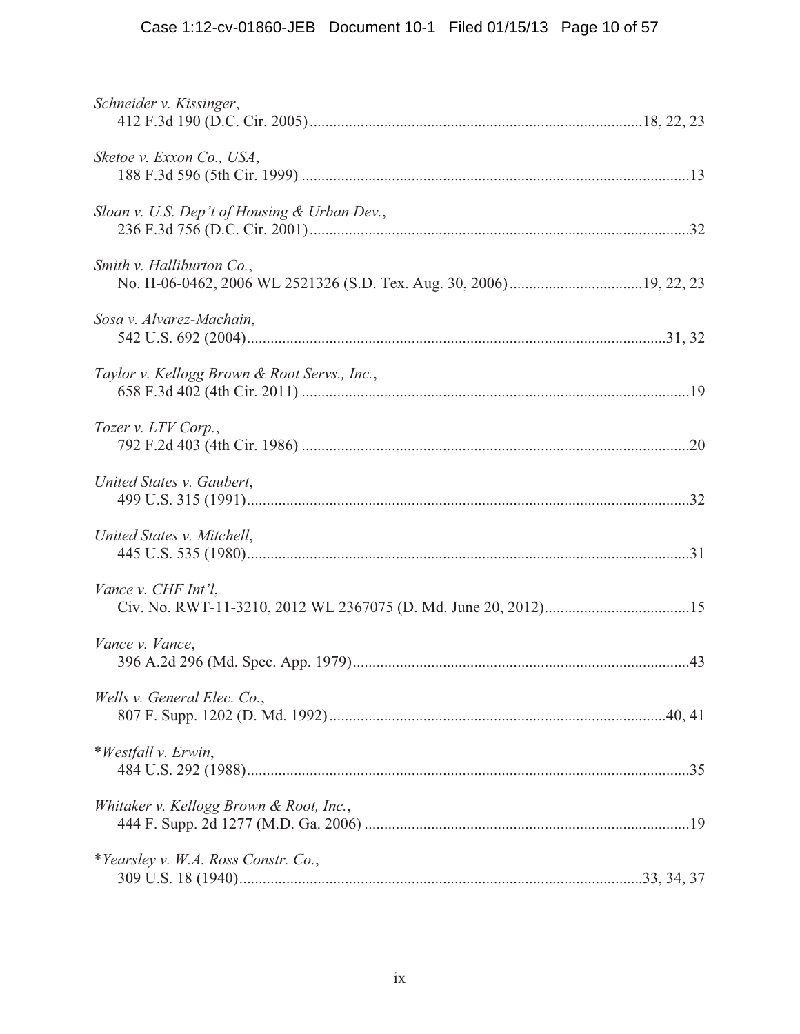*Schneider v. Kissinger*,
412 F.3d 190 (D.C. Cir. 2005).....................................................................................18, 22, 23

*Sketoe v. Exxon Co., USA*,
188 F.3d 596 (5th Cir. 1999) ..................................................................................................13

*Sloan v. U.S. Dep't of Housing & Urban Dev.*,
236 F.3d 756 (D.C. Cir. 2001)................................................................................................32

*Smith v. Halliburton Co.*,
No. H-06-0462, 2006 WL 2521326 (S.D. Tex. Aug. 30, 2006).................................19, 22, 23

*Sosa v. Alvarez-Machain*,
542 U.S. 692 (2004)..........................................................................................................31, 32

*Taylor v. Kellogg Brown & Root Servs., Inc.*,
658 F.3d 402 (4th Cir. 2011) ..................................................................................................19

*Tozer v. LTV Corp.*,
792 F.2d 403 (4th Cir. 1986) ..................................................................................................20

*United States v. Gaubert*,
499 U.S. 315 (1991)................................................................................................................32

*United States v. Mitchell*,
445 U.S. 535 (1980)................................................................................................................31

*Vance v. CHF Int'l*,
Civ. No. RWT-11-3210, 2012 WL 2367075 (D. Md. June 20, 2012).....................................15

*Vance v. Vance*,
396 A.2d 296 (Md. Spec. App. 1979).....................................................................................43

*Wells v. General Elec. Co.*,
807 F. Supp. 1202 (D. Md. 1992).......................................................................................40, 41

*\*Westfall v. Erwin*,
484 U.S. 292 (1988)................................................................................................................35

*Whitaker v. Kellogg Brown & Root, Inc.*,
444 F. Supp. 2d 1277 (M.D. Ga. 2006) ..................................................................................19

*\*Yearsley v. W.A. Ross Constr. Co.*,
309 U.S. 18 (1940).....................................................................................................33, 34, 37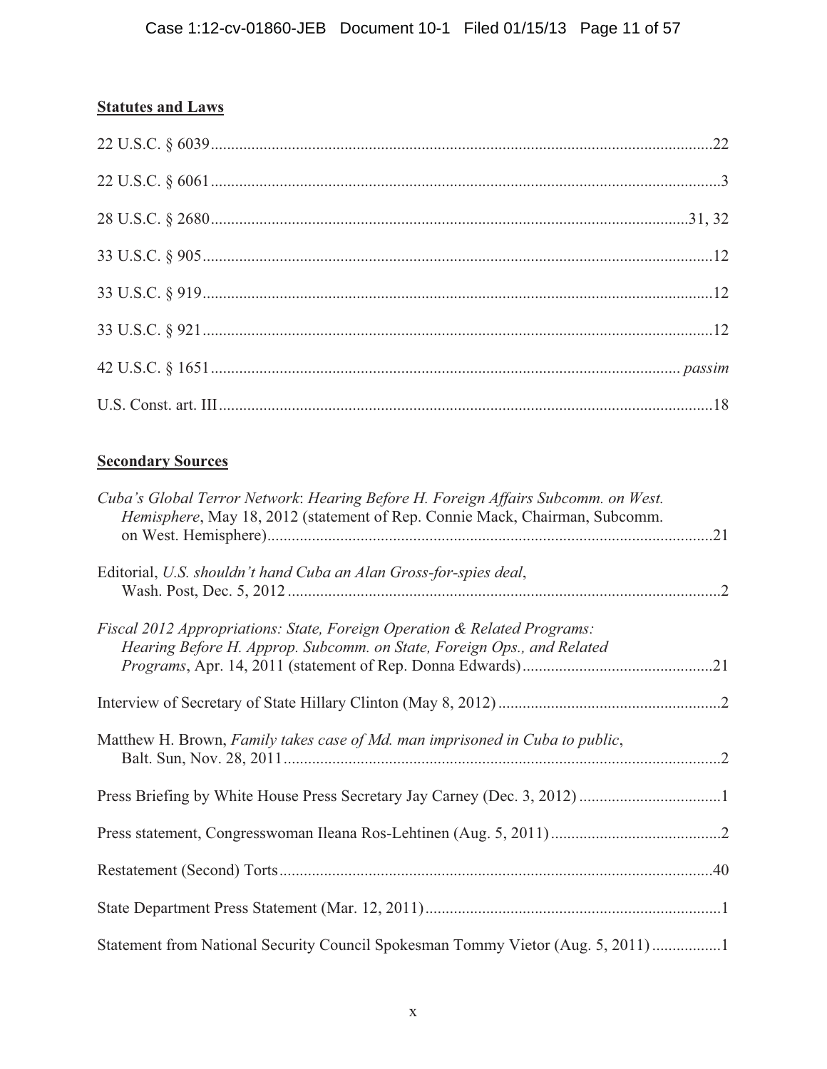**Statutes and Laws**

22 U.S.C. § 6039 .......... 22

22 U.S.C. § 6061 .......... 3

28 U.S.C. § 2680 .......... 31, 32

33 U.S.C. § 905 .......... 12

33 U.S.C. § 919 .......... 12

33 U.S.C. § 921 .......... 12

42 U.S.C. § 1651 .......... *passim*

U.S. Const. art. III .......... 18

**Secondary Sources**

*Cuba's Global Terror Network*: *Hearing Before H. Foreign Affairs Subcomm. on West. Hemisphere*, May 18, 2012 (statement of Rep. Connie Mack, Chairman, Subcomm. on West. Hemisphere) .......... 21

Editorial, *U.S. shouldn't hand Cuba an Alan Gross-for-spies deal*, Wash. Post, Dec. 5, 2012 .......... 2

*Fiscal 2012 Appropriations: State, Foreign Operation & Related Programs: Hearing Before H. Approp. Subcomm. on State, Foreign Ops., and Related Programs*, Apr. 14, 2011 (statement of Rep. Donna Edwards) .......... 21

Interview of Secretary of State Hillary Clinton (May 8, 2012) .......... 2

Matthew H. Brown, *Family takes case of Md. man imprisoned in Cuba to public*, Balt. Sun, Nov. 28, 2011 .......... 2

Press Briefing by White House Press Secretary Jay Carney (Dec. 3, 2012) .......... 1

Press statement, Congresswoman Ileana Ros-Lehtinen (Aug. 5, 2011) .......... 2

Restatement (Second) Torts .......... 40

State Department Press Statement (Mar. 12, 2011) .......... 1

Statement from National Security Council Spokesman Tommy Vietor (Aug. 5, 2011) .......... 1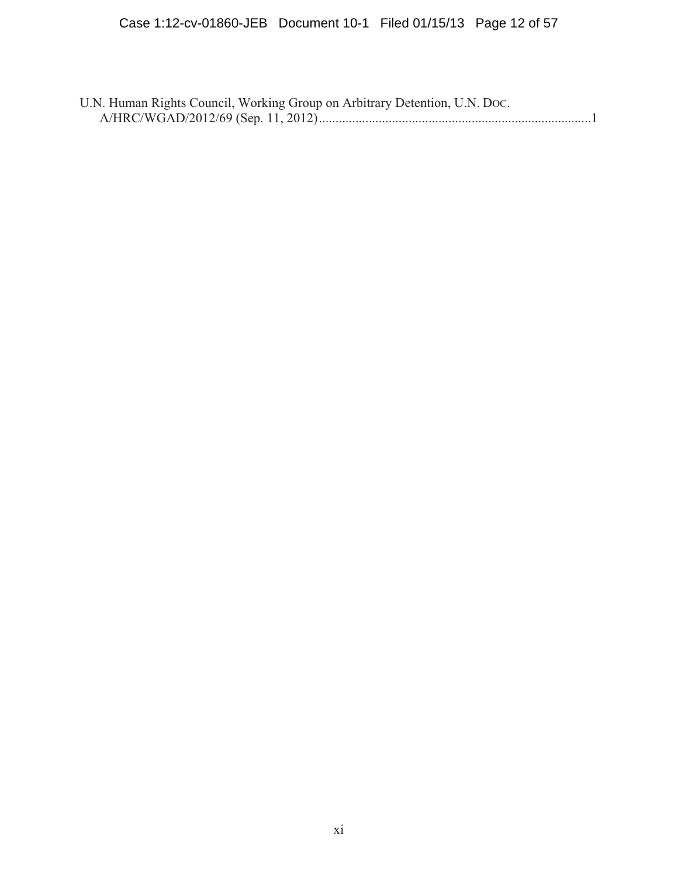U.N. Human Rights Council, Working Group on Arbitrary Detention, U.N. DOC. A/HRC/WGAD/2012/69 (Sep. 11, 2012)....................................................................................1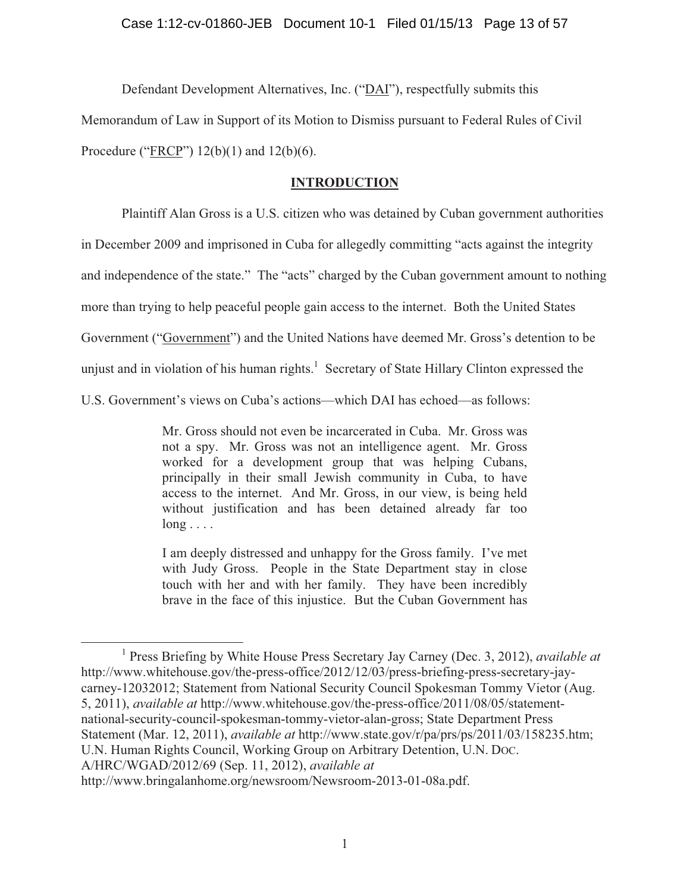Defendant Development Alternatives, Inc. ("DAI"), respectfully submits this Memorandum of Law in Support of its Motion to Dismiss pursuant to Federal Rules of Civil Procedure ("FRCP") 12(b)(1) and 12(b)(6).

## INTRODUCTION

Plaintiff Alan Gross is a U.S. citizen who was detained by Cuban government authorities in December 2009 and imprisoned in Cuba for allegedly committing "acts against the integrity and independence of the state." The "acts" charged by the Cuban government amount to nothing more than trying to help peaceful people gain access to the internet. Both the United States Government ("Government") and the United Nations have deemed Mr. Gross's detention to be unjust and in violation of his human rights.[1] Secretary of State Hillary Clinton expressed the U.S. Government's views on Cuba's actions—which DAI has echoed—as follows:

> Mr. Gross should not even be incarcerated in Cuba. Mr. Gross was not a spy. Mr. Gross was not an intelligence agent. Mr. Gross worked for a development group that was helping Cubans, principally in their small Jewish community in Cuba, to have access to the internet. And Mr. Gross, in our view, is being held without justification and has been detained already far too long . . . .
>
> I am deeply distressed and unhappy for the Gross family. I've met with Judy Gross. People in the State Department stay in close touch with her and with her family. They have been incredibly brave in the face of this injustice. But the Cuban Government has

[1] Press Briefing by White House Press Secretary Jay Carney (Dec. 3, 2012), *available at* http://www.whitehouse.gov/the-press-office/2012/12/03/press-briefing-press-secretary-jay-carney-12032012; Statement from National Security Council Spokesman Tommy Vietor (Aug. 5, 2011), *available at* http://www.whitehouse.gov/the-press-office/2011/08/05/statement-national-security-council-spokesman-tommy-vietor-alan-gross; State Department Press Statement (Mar. 12, 2011), *available at* http://www.state.gov/r/pa/prs/ps/2011/03/158235.htm; U.N. Human Rights Council, Working Group on Arbitrary Detention, U.N. DOC. A/HRC/WGAD/2012/69 (Sep. 11, 2012), *available at* http://www.bringalanhome.org/newsroom/Newsroom-2013-01-08a.pdf.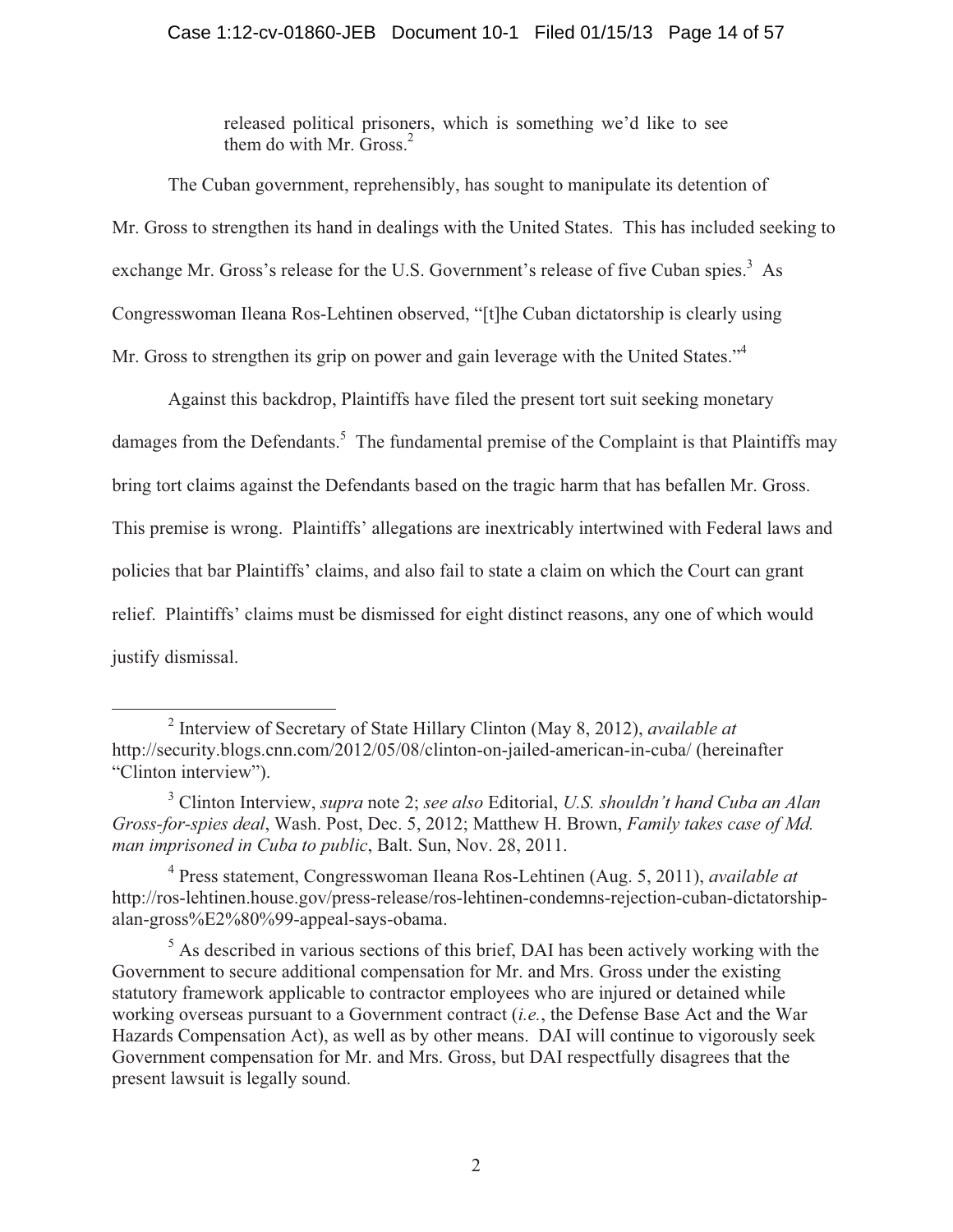> released political prisoners, which is something we'd like to see them do with Mr. Gross.[2]

The Cuban government, reprehensibly, has sought to manipulate its detention of Mr. Gross to strengthen its hand in dealings with the United States. This has included seeking to exchange Mr. Gross's release for the U.S. Government's release of five Cuban spies.[3] As Congresswoman Ileana Ros-Lehtinen observed, "[t]he Cuban dictatorship is clearly using Mr. Gross to strengthen its grip on power and gain leverage with the United States."[4]

Against this backdrop, Plaintiffs have filed the present tort suit seeking monetary damages from the Defendants.[5] The fundamental premise of the Complaint is that Plaintiffs may bring tort claims against the Defendants based on the tragic harm that has befallen Mr. Gross. This premise is wrong. Plaintiffs' allegations are inextricably intertwined with Federal laws and policies that bar Plaintiffs' claims, and also fail to state a claim on which the Court can grant relief. Plaintiffs' claims must be dismissed for eight distinct reasons, any one of which would justify dismissal.

---

[2] Interview of Secretary of State Hillary Clinton (May 8, 2012), *available at* http://security.blogs.cnn.com/2012/05/08/clinton-on-jailed-american-in-cuba/ (hereinafter "Clinton interview").

[3] Clinton Interview, *supra* note 2; *see also* Editorial, *U.S. shouldn't hand Cuba an Alan Gross-for-spies deal*, Wash. Post, Dec. 5, 2012; Matthew H. Brown, *Family takes case of Md. man imprisoned in Cuba to public*, Balt. Sun, Nov. 28, 2011.

[4] Press statement, Congresswoman Ileana Ros-Lehtinen (Aug. 5, 2011), *available at* http://ros-lehtinen.house.gov/press-release/ros-lehtinen-condemns-rejection-cuban-dictatorship-alan-gross%E2%80%99-appeal-says-obama.

[5] As described in various sections of this brief, DAI has been actively working with the Government to secure additional compensation for Mr. and Mrs. Gross under the existing statutory framework applicable to contractor employees who are injured or detained while working overseas pursuant to a Government contract (*i.e.*, the Defense Base Act and the War Hazards Compensation Act), as well as by other means. DAI will continue to vigorously seek Government compensation for Mr. and Mrs. Gross, but DAI respectfully disagrees that the present lawsuit is legally sound.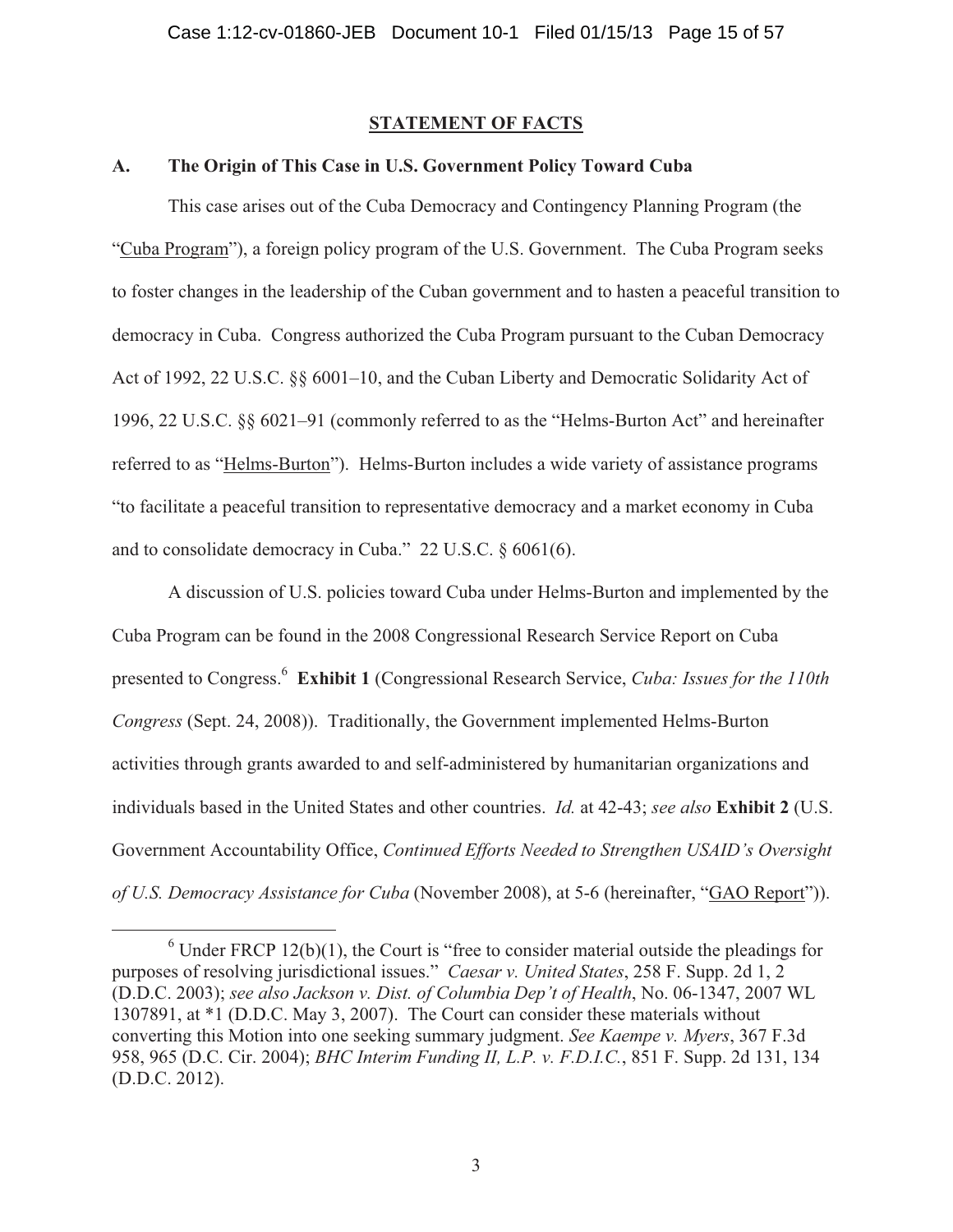## STATEMENT OF FACTS

### A. The Origin of This Case in U.S. Government Policy Toward Cuba

This case arises out of the Cuba Democracy and Contingency Planning Program (the "Cuba Program"), a foreign policy program of the U.S. Government. The Cuba Program seeks to foster changes in the leadership of the Cuban government and to hasten a peaceful transition to democracy in Cuba. Congress authorized the Cuba Program pursuant to the Cuban Democracy Act of 1992, 22 U.S.C. §§ 6001–10, and the Cuban Liberty and Democratic Solidarity Act of 1996, 22 U.S.C. §§ 6021–91 (commonly referred to as the "Helms-Burton Act" and hereinafter referred to as "Helms-Burton"). Helms-Burton includes a wide variety of assistance programs "to facilitate a peaceful transition to representative democracy and a market economy in Cuba and to consolidate democracy in Cuba." 22 U.S.C. § 6061(6).

A discussion of U.S. policies toward Cuba under Helms-Burton and implemented by the Cuba Program can be found in the 2008 Congressional Research Service Report on Cuba presented to Congress.[6] **Exhibit 1** (Congressional Research Service, *Cuba: Issues for the 110th Congress* (Sept. 24, 2008)). Traditionally, the Government implemented Helms-Burton activities through grants awarded to and self-administered by humanitarian organizations and individuals based in the United States and other countries. *Id.* at 42-43; *see also* **Exhibit 2** (U.S. Government Accountability Office, *Continued Efforts Needed to Strengthen USAID's Oversight of U.S. Democracy Assistance for Cuba* (November 2008), at 5-6 (hereinafter, "GAO Report")).

---

[6] Under FRCP 12(b)(1), the Court is "free to consider material outside the pleadings for purposes of resolving jurisdictional issues." *Caesar v. United States*, 258 F. Supp. 2d 1, 2 (D.D.C. 2003); *see also Jackson v. Dist. of Columbia Dep't of Health*, No. 06-1347, 2007 WL 1307891, at *1 (D.D.C. May 3, 2007). The Court can consider these materials without converting this Motion into one seeking summary judgment. *See Kaempe v. Myers*, 367 F.3d 958, 965 (D.C. Cir. 2004); *BHC Interim Funding II, L.P. v. F.D.I.C.*, 851 F. Supp. 2d 131, 134 (D.D.C. 2012).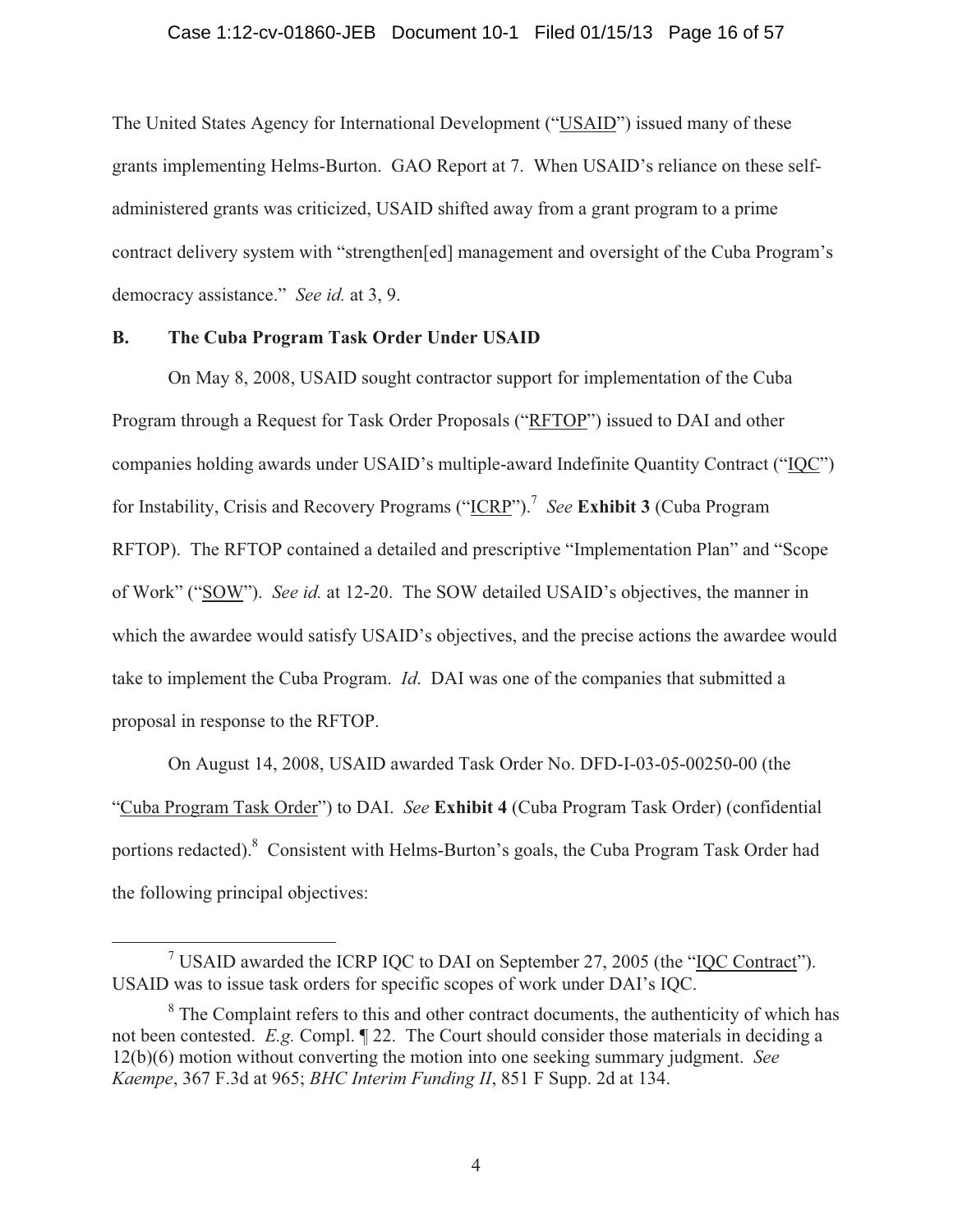The United States Agency for International Development ("USAID") issued many of these grants implementing Helms-Burton. GAO Report at 7. When USAID's reliance on these self-administered grants was criticized, USAID shifted away from a grant program to a prime contract delivery system with "strengthen[ed] management and oversight of the Cuba Program's democracy assistance." *See id.* at 3, 9.

### B. The Cuba Program Task Order Under USAID

On May 8, 2008, USAID sought contractor support for implementation of the Cuba Program through a Request for Task Order Proposals ("RFTOP") issued to DAI and other companies holding awards under USAID's multiple-award Indefinite Quantity Contract ("IQC") for Instability, Crisis and Recovery Programs ("ICRP").[7] *See* **Exhibit 3** (Cuba Program RFTOP). The RFTOP contained a detailed and prescriptive "Implementation Plan" and "Scope of Work" ("SOW"). *See id.* at 12-20. The SOW detailed USAID's objectives, the manner in which the awardee would satisfy USAID's objectives, and the precise actions the awardee would take to implement the Cuba Program. *Id.* DAI was one of the companies that submitted a proposal in response to the RFTOP.

On August 14, 2008, USAID awarded Task Order No. DFD-I-03-05-00250-00 (the "Cuba Program Task Order") to DAI. *See* **Exhibit 4** (Cuba Program Task Order) (confidential portions redacted).[8] Consistent with Helms-Burton's goals, the Cuba Program Task Order had the following principal objectives:

---

[7] USAID awarded the ICRP IQC to DAI on September 27, 2005 (the "IQC Contract"). USAID was to issue task orders for specific scopes of work under DAI's IQC.

[8] The Complaint refers to this and other contract documents, the authenticity of which has not been contested. *E.g.* Compl. ¶ 22. The Court should consider those materials in deciding a 12(b)(6) motion without converting the motion into one seeking summary judgment. *See Kaempe*, 367 F.3d at 965; *BHC Interim Funding II*, 851 F Supp. 2d at 134.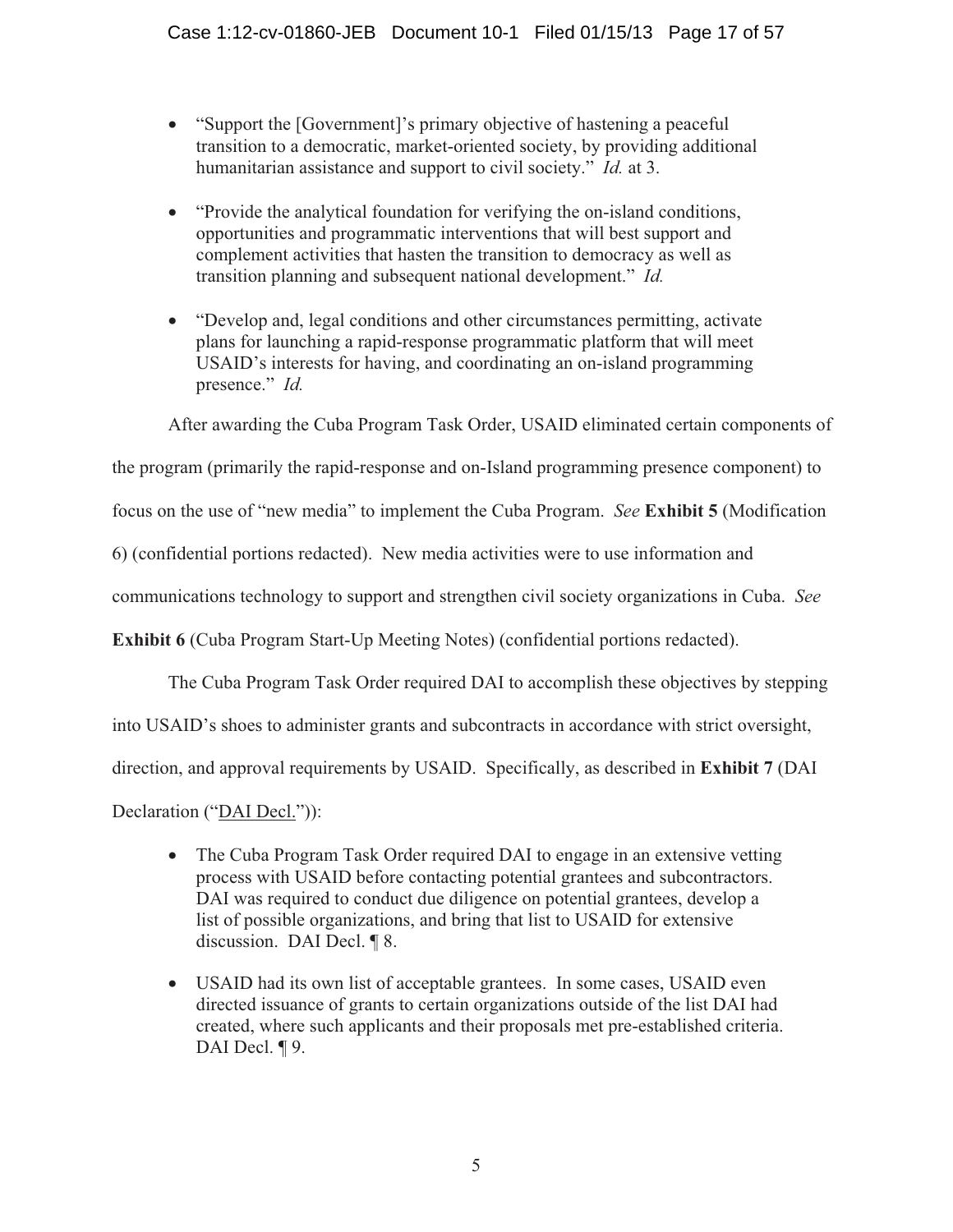- "Support the [Government]'s primary objective of hastening a peaceful transition to a democratic, market-oriented society, by providing additional humanitarian assistance and support to civil society." *Id.* at 3.

- "Provide the analytical foundation for verifying the on-island conditions, opportunities and programmatic interventions that will best support and complement activities that hasten the transition to democracy as well as transition planning and subsequent national development." *Id.*

- "Develop and, legal conditions and other circumstances permitting, activate plans for launching a rapid-response programmatic platform that will meet USAID's interests for having, and coordinating an on-island programming presence." *Id.*

After awarding the Cuba Program Task Order, USAID eliminated certain components of the program (primarily the rapid-response and on-Island programming presence component) to focus on the use of "new media" to implement the Cuba Program. *See* **Exhibit 5** (Modification 6) (confidential portions redacted). New media activities were to use information and communications technology to support and strengthen civil society organizations in Cuba. *See* **Exhibit 6** (Cuba Program Start-Up Meeting Notes) (confidential portions redacted).

The Cuba Program Task Order required DAI to accomplish these objectives by stepping into USAID's shoes to administer grants and subcontracts in accordance with strict oversight, direction, and approval requirements by USAID. Specifically, as described in **Exhibit 7** (DAI Declaration ("DAI Decl.")):

- The Cuba Program Task Order required DAI to engage in an extensive vetting process with USAID before contacting potential grantees and subcontractors. DAI was required to conduct due diligence on potential grantees, develop a list of possible organizations, and bring that list to USAID for extensive discussion. DAI Decl. ¶ 8.

- USAID had its own list of acceptable grantees. In some cases, USAID even directed issuance of grants to certain organizations outside of the list DAI had created, where such applicants and their proposals met pre-established criteria. DAI Decl. ¶ 9.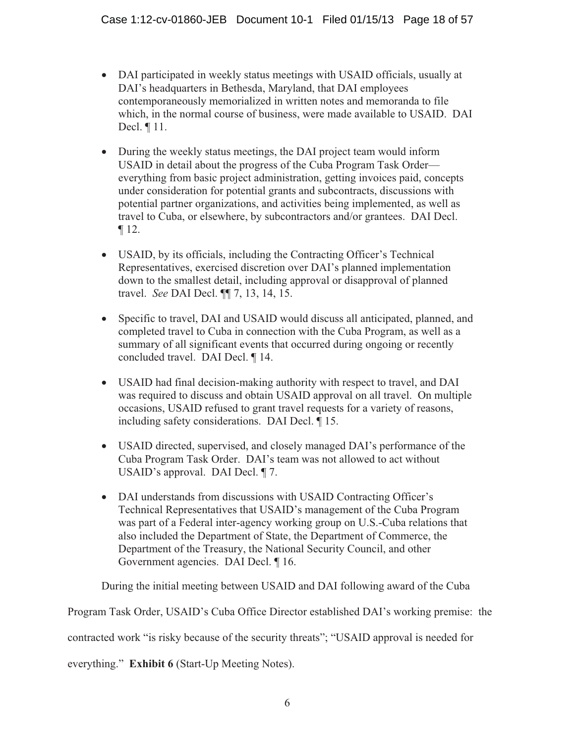- DAI participated in weekly status meetings with USAID officials, usually at DAI's headquarters in Bethesda, Maryland, that DAI employees contemporaneously memorialized in written notes and memoranda to file which, in the normal course of business, were made available to USAID. DAI Decl. ¶ 11.

- During the weekly status meetings, the DAI project team would inform USAID in detail about the progress of the Cuba Program Task Order—everything from basic project administration, getting invoices paid, concepts under consideration for potential grants and subcontracts, discussions with potential partner organizations, and activities being implemented, as well as travel to Cuba, or elsewhere, by subcontractors and/or grantees. DAI Decl. ¶ 12.

- USAID, by its officials, including the Contracting Officer's Technical Representatives, exercised discretion over DAI's planned implementation down to the smallest detail, including approval or disapproval of planned travel. *See* DAI Decl. ¶¶ 7, 13, 14, 15.

- Specific to travel, DAI and USAID would discuss all anticipated, planned, and completed travel to Cuba in connection with the Cuba Program, as well as a summary of all significant events that occurred during ongoing or recently concluded travel. DAI Decl. ¶ 14.

- USAID had final decision-making authority with respect to travel, and DAI was required to discuss and obtain USAID approval on all travel. On multiple occasions, USAID refused to grant travel requests for a variety of reasons, including safety considerations. DAI Decl. ¶ 15.

- USAID directed, supervised, and closely managed DAI's performance of the Cuba Program Task Order. DAI's team was not allowed to act without USAID's approval. DAI Decl. ¶ 7.

- DAI understands from discussions with USAID Contracting Officer's Technical Representatives that USAID's management of the Cuba Program was part of a Federal inter-agency working group on U.S.-Cuba relations that also included the Department of State, the Department of Commerce, the Department of the Treasury, the National Security Council, and other Government agencies. DAI Decl. ¶ 16.

During the initial meeting between USAID and DAI following award of the Cuba Program Task Order, USAID's Cuba Office Director established DAI's working premise: the contracted work "is risky because of the security threats"; "USAID approval is needed for everything." **Exhibit 6** (Start-Up Meeting Notes).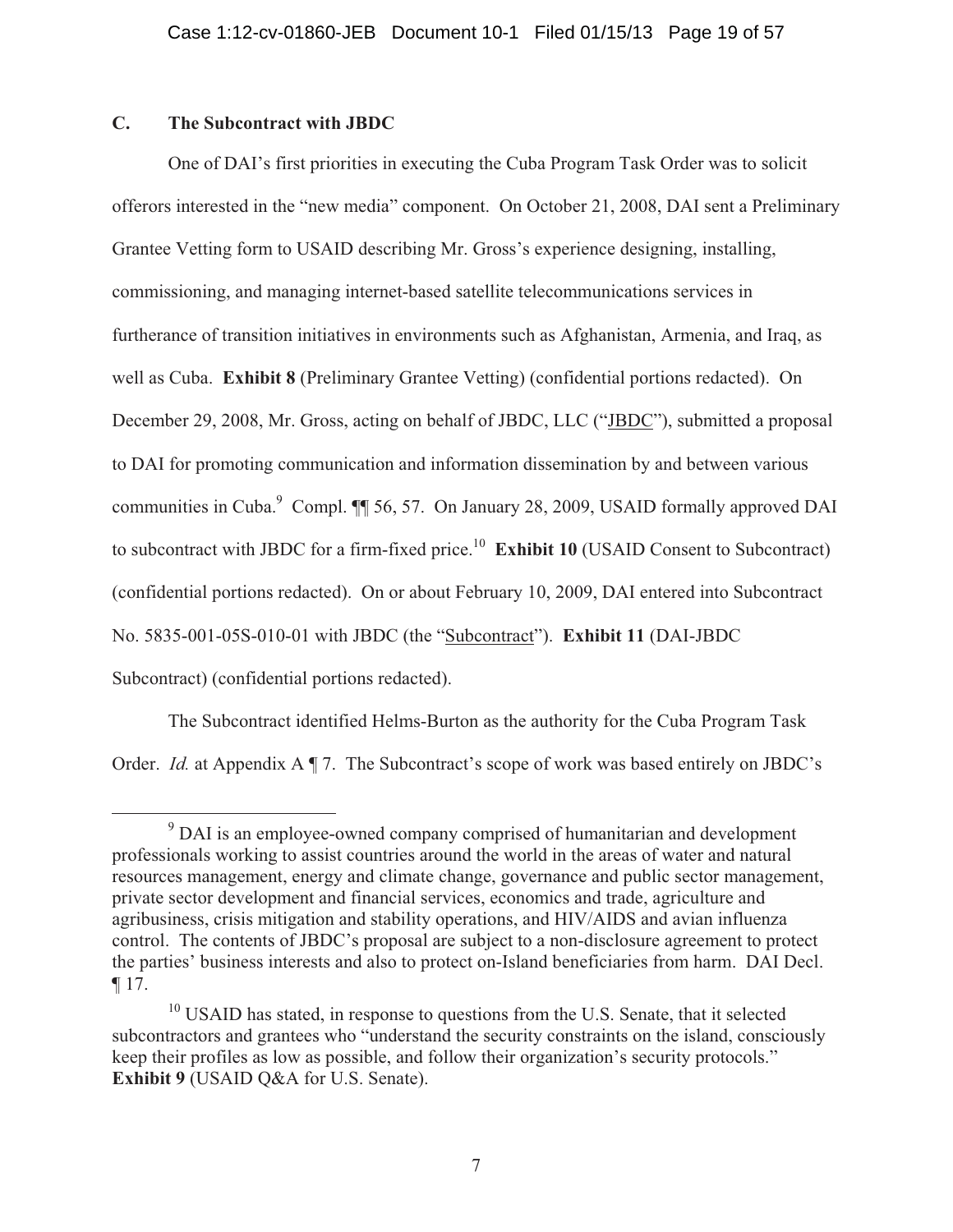### C. The Subcontract with JBDC

One of DAI's first priorities in executing the Cuba Program Task Order was to solicit offerors interested in the "new media" component. On October 21, 2008, DAI sent a Preliminary Grantee Vetting form to USAID describing Mr. Gross's experience designing, installing, commissioning, and managing internet-based satellite telecommunications services in furtherance of transition initiatives in environments such as Afghanistan, Armenia, and Iraq, as well as Cuba. **Exhibit 8** (Preliminary Grantee Vetting) (confidential portions redacted). On December 29, 2008, Mr. Gross, acting on behalf of JBDC, LLC ("JBDC"), submitted a proposal to DAI for promoting communication and information dissemination by and between various communities in Cuba.[9] Compl. ¶¶ 56, 57. On January 28, 2009, USAID formally approved DAI to subcontract with JBDC for a firm-fixed price.[10] **Exhibit 10** (USAID Consent to Subcontract) (confidential portions redacted). On or about February 10, 2009, DAI entered into Subcontract No. 5835-001-05S-010-01 with JBDC (the "Subcontract"). **Exhibit 11** (DAI-JBDC Subcontract) (confidential portions redacted).

The Subcontract identified Helms-Burton as the authority for the Cuba Program Task Order. *Id.* at Appendix A ¶ 7. The Subcontract's scope of work was based entirely on JBDC's

---

[9] DAI is an employee-owned company comprised of humanitarian and development professionals working to assist countries around the world in the areas of water and natural resources management, energy and climate change, governance and public sector management, private sector development and financial services, economics and trade, agriculture and agribusiness, crisis mitigation and stability operations, and HIV/AIDS and avian influenza control. The contents of JBDC's proposal are subject to a non-disclosure agreement to protect the parties' business interests and also to protect on-Island beneficiaries from harm. DAI Decl. ¶ 17.

[10] USAID has stated, in response to questions from the U.S. Senate, that it selected subcontractors and grantees who "understand the security constraints on the island, consciously keep their profiles as low as possible, and follow their organization's security protocols." **Exhibit 9** (USAID Q&A for U.S. Senate).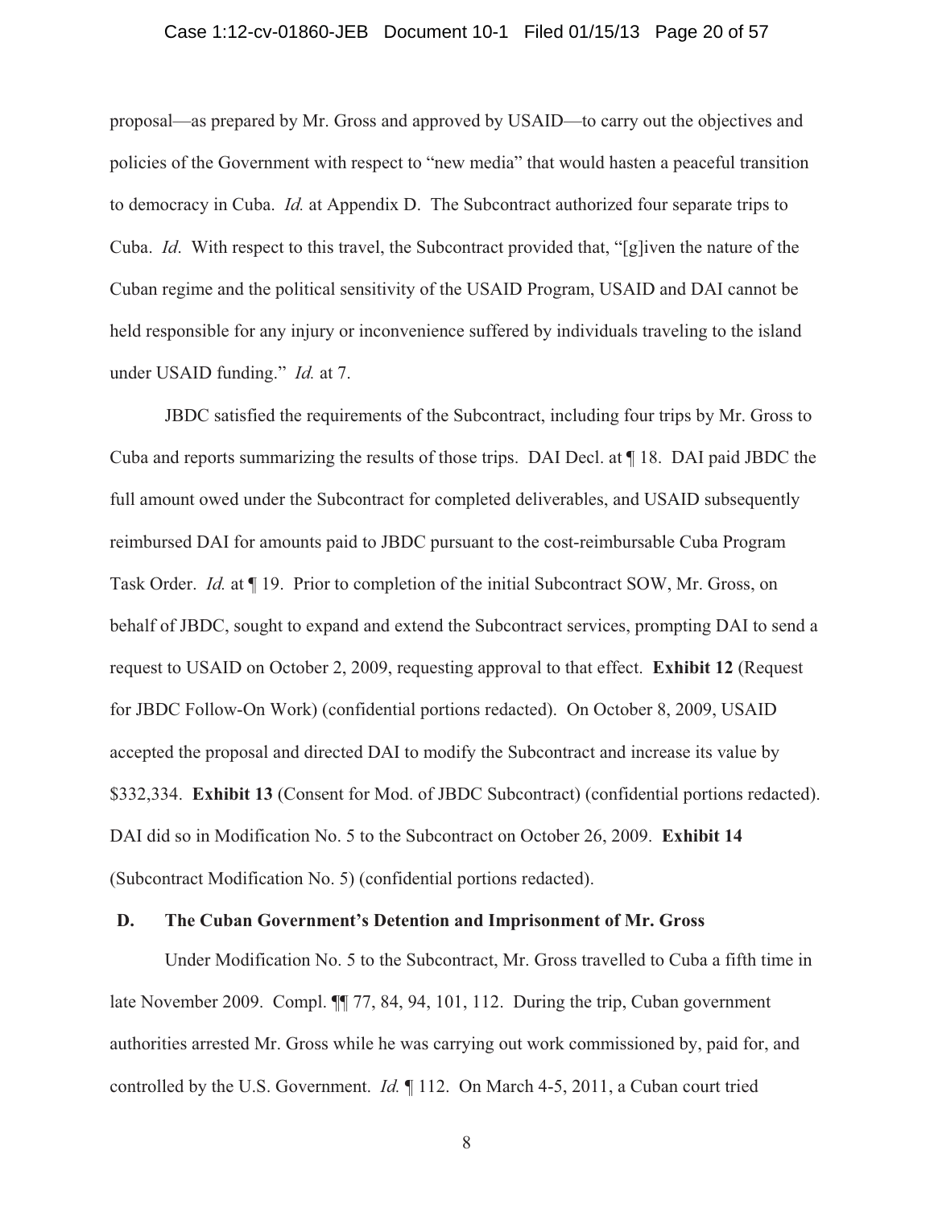proposal—as prepared by Mr. Gross and approved by USAID—to carry out the objectives and policies of the Government with respect to "new media" that would hasten a peaceful transition to democracy in Cuba. *Id.* at Appendix D. The Subcontract authorized four separate trips to Cuba. *Id*. With respect to this travel, the Subcontract provided that, "[g]iven the nature of the Cuban regime and the political sensitivity of the USAID Program, USAID and DAI cannot be held responsible for any injury or inconvenience suffered by individuals traveling to the island under USAID funding." *Id.* at 7.

JBDC satisfied the requirements of the Subcontract, including four trips by Mr. Gross to Cuba and reports summarizing the results of those trips. DAI Decl. at ¶ 18. DAI paid JBDC the full amount owed under the Subcontract for completed deliverables, and USAID subsequently reimbursed DAI for amounts paid to JBDC pursuant to the cost-reimbursable Cuba Program Task Order. *Id.* at ¶ 19. Prior to completion of the initial Subcontract SOW, Mr. Gross, on behalf of JBDC, sought to expand and extend the Subcontract services, prompting DAI to send a request to USAID on October 2, 2009, requesting approval to that effect. **Exhibit 12** (Request for JBDC Follow-On Work) (confidential portions redacted). On October 8, 2009, USAID accepted the proposal and directed DAI to modify the Subcontract and increase its value by $332,334. **Exhibit 13** (Consent for Mod. of JBDC Subcontract) (confidential portions redacted). DAI did so in Modification No. 5 to the Subcontract on October 26, 2009. **Exhibit 14** (Subcontract Modification No. 5) (confidential portions redacted).

### D. The Cuban Government's Detention and Imprisonment of Mr. Gross

Under Modification No. 5 to the Subcontract, Mr. Gross travelled to Cuba a fifth time in late November 2009. Compl. ¶¶ 77, 84, 94, 101, 112. During the trip, Cuban government authorities arrested Mr. Gross while he was carrying out work commissioned by, paid for, and controlled by the U.S. Government. *Id.* ¶ 112. On March 4-5, 2011, a Cuban court tried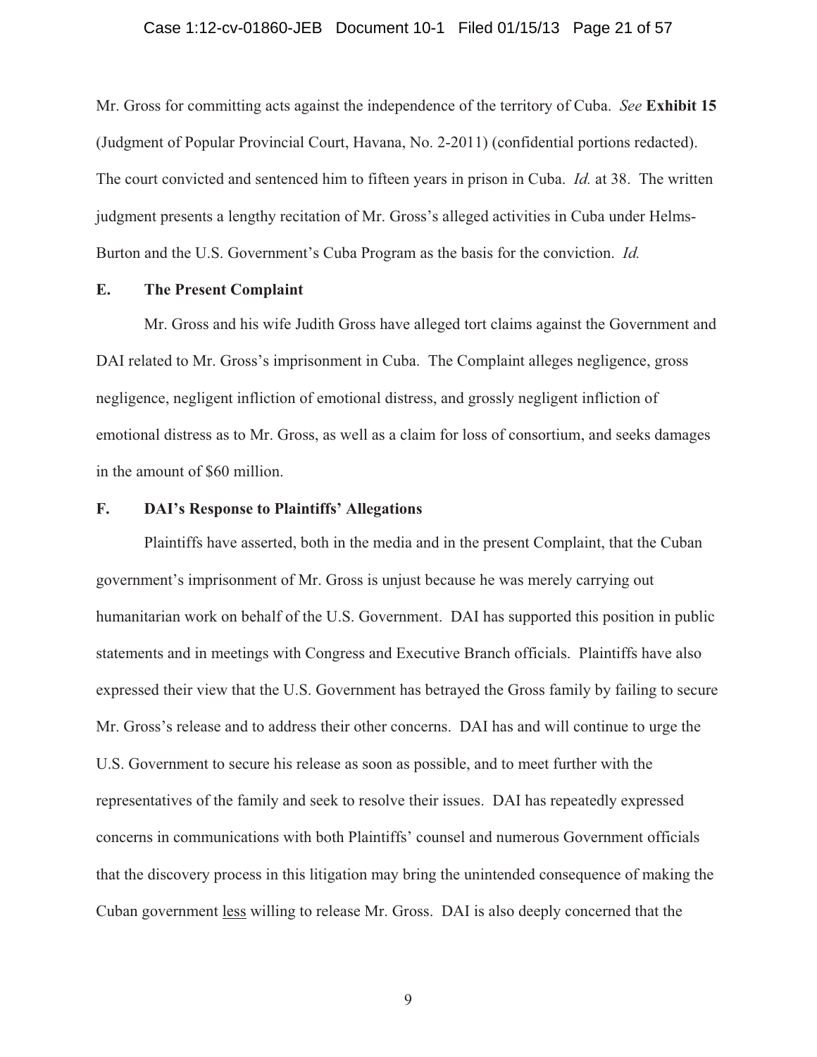Mr. Gross for committing acts against the independence of the territory of Cuba. *See* **Exhibit 15** (Judgment of Popular Provincial Court, Havana, No. 2-2011) (confidential portions redacted). The court convicted and sentenced him to fifteen years in prison in Cuba. *Id.* at 38. The written judgment presents a lengthy recitation of Mr. Gross's alleged activities in Cuba under Helms-Burton and the U.S. Government's Cuba Program as the basis for the conviction. *Id.*

### E. The Present Complaint

Mr. Gross and his wife Judith Gross have alleged tort claims against the Government and DAI related to Mr. Gross's imprisonment in Cuba. The Complaint alleges negligence, gross negligence, negligent infliction of emotional distress, and grossly negligent infliction of emotional distress as to Mr. Gross, as well as a claim for loss of consortium, and seeks damages in the amount of $60 million.

### F. DAI's Response to Plaintiffs' Allegations

Plaintiffs have asserted, both in the media and in the present Complaint, that the Cuban government's imprisonment of Mr. Gross is unjust because he was merely carrying out humanitarian work on behalf of the U.S. Government. DAI has supported this position in public statements and in meetings with Congress and Executive Branch officials. Plaintiffs have also expressed their view that the U.S. Government has betrayed the Gross family by failing to secure Mr. Gross's release and to address their other concerns. DAI has and will continue to urge the U.S. Government to secure his release as soon as possible, and to meet further with the representatives of the family and seek to resolve their issues. DAI has repeatedly expressed concerns in communications with both Plaintiffs' counsel and numerous Government officials that the discovery process in this litigation may bring the unintended consequence of making the Cuban government <u>less</u> willing to release Mr. Gross. DAI is also deeply concerned that the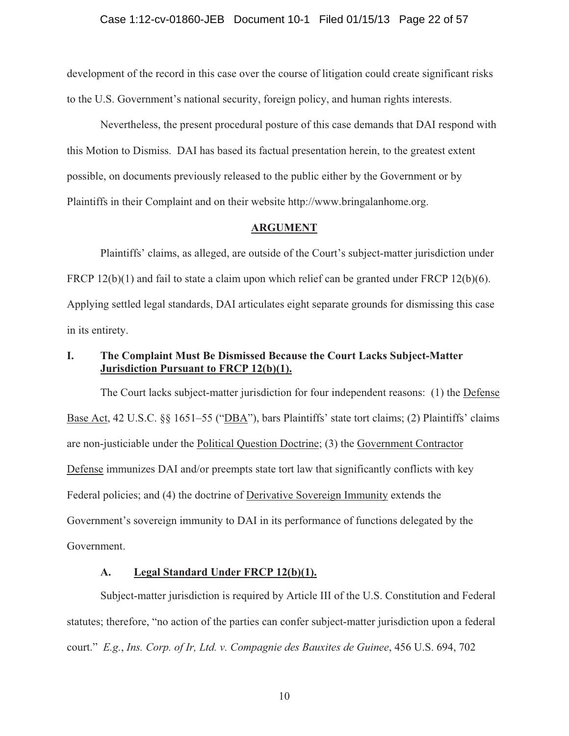development of the record in this case over the course of litigation could create significant risks to the U.S. Government's national security, foreign policy, and human rights interests.

Nevertheless, the present procedural posture of this case demands that DAI respond with this Motion to Dismiss. DAI has based its factual presentation herein, to the greatest extent possible, on documents previously released to the public either by the Government or by Plaintiffs in their Complaint and on their website http://www.bringalanhome.org.

## ARGUMENT

Plaintiffs' claims, as alleged, are outside of the Court's subject-matter jurisdiction under FRCP 12(b)(1) and fail to state a claim upon which relief can be granted under FRCP 12(b)(6). Applying settled legal standards, DAI articulates eight separate grounds for dismissing this case in its entirety.

### I. The Complaint Must Be Dismissed Because the Court Lacks Subject-Matter Jurisdiction Pursuant to FRCP 12(b)(1).

The Court lacks subject-matter jurisdiction for four independent reasons: (1) the Defense Base Act, 42 U.S.C. §§ 1651–55 ("DBA"), bars Plaintiffs' state tort claims; (2) Plaintiffs' claims are non-justiciable under the Political Question Doctrine; (3) the Government Contractor Defense immunizes DAI and/or preempts state tort law that significantly conflicts with key Federal policies; and (4) the doctrine of Derivative Sovereign Immunity extends the Government's sovereign immunity to DAI in its performance of functions delegated by the Government.

#### A. Legal Standard Under FRCP 12(b)(1).

Subject-matter jurisdiction is required by Article III of the U.S. Constitution and Federal statutes; therefore, "no action of the parties can confer subject-matter jurisdiction upon a federal court." *E.g.*, *Ins. Corp. of Ir, Ltd. v. Compagnie des Bauxites de Guinee*, 456 U.S. 694, 702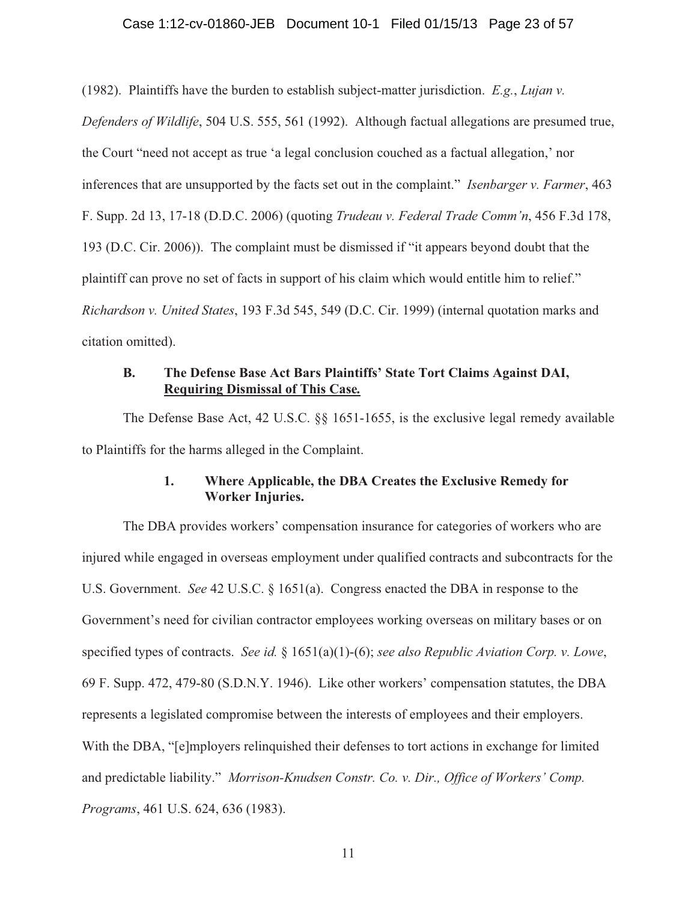(1982). Plaintiffs have the burden to establish subject-matter jurisdiction. *E.g.*, *Lujan v. Defenders of Wildlife*, 504 U.S. 555, 561 (1992). Although factual allegations are presumed true, the Court "need not accept as true 'a legal conclusion couched as a factual allegation,' nor inferences that are unsupported by the facts set out in the complaint." *Isenbarger v. Farmer*, 463 F. Supp. 2d 13, 17-18 (D.D.C. 2006) (quoting *Trudeau v. Federal Trade Comm'n*, 456 F.3d 178, 193 (D.C. Cir. 2006)). The complaint must be dismissed if "it appears beyond doubt that the plaintiff can prove no set of facts in support of his claim which would entitle him to relief." *Richardson v. United States*, 193 F.3d 545, 549 (D.C. Cir. 1999) (internal quotation marks and citation omitted).

### B. The Defense Base Act Bars Plaintiffs' State Tort Claims Against DAI, Requiring Dismissal of This Case.

The Defense Base Act, 42 U.S.C. §§ 1651-1655, is the exclusive legal remedy available to Plaintiffs for the harms alleged in the Complaint.

#### 1. Where Applicable, the DBA Creates the Exclusive Remedy for Worker Injuries.

The DBA provides workers' compensation insurance for categories of workers who are injured while engaged in overseas employment under qualified contracts and subcontracts for the U.S. Government. *See* 42 U.S.C. § 1651(a). Congress enacted the DBA in response to the Government's need for civilian contractor employees working overseas on military bases or on specified types of contracts. *See id.* § 1651(a)(1)-(6); *see also Republic Aviation Corp. v. Lowe*, 69 F. Supp. 472, 479-80 (S.D.N.Y. 1946). Like other workers' compensation statutes, the DBA represents a legislated compromise between the interests of employees and their employers. With the DBA, "[e]mployers relinquished their defenses to tort actions in exchange for limited and predictable liability." *Morrison-Knudsen Constr. Co. v. Dir., Office of Workers' Comp. Programs*, 461 U.S. 624, 636 (1983).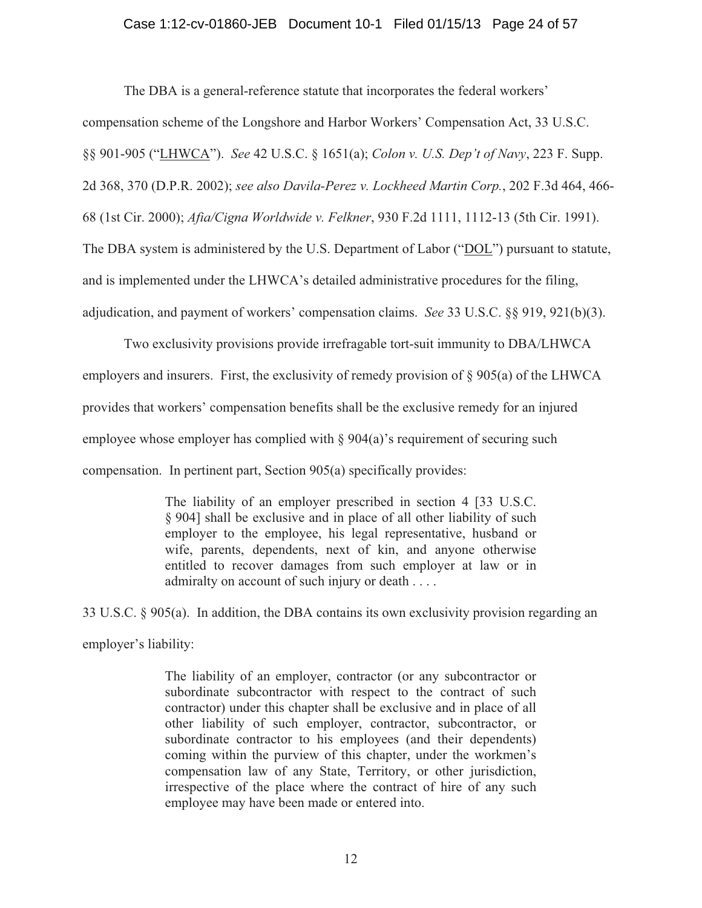The DBA is a general-reference statute that incorporates the federal workers' compensation scheme of the Longshore and Harbor Workers' Compensation Act, 33 U.S.C. §§ 901-905 ("LHWCA"). *See* 42 U.S.C. § 1651(a); *Colon v. U.S. Dep't of Navy*, 223 F. Supp. 2d 368, 370 (D.P.R. 2002); *see also Davila-Perez v. Lockheed Martin Corp.*, 202 F.3d 464, 466-68 (1st Cir. 2000); *Afia/Cigna Worldwide v. Felkner*, 930 F.2d 1111, 1112-13 (5th Cir. 1991). The DBA system is administered by the U.S. Department of Labor ("DOL") pursuant to statute, and is implemented under the LHWCA's detailed administrative procedures for the filing, adjudication, and payment of workers' compensation claims. *See* 33 U.S.C. §§ 919, 921(b)(3).

Two exclusivity provisions provide irrefragable tort-suit immunity to DBA/LHWCA employers and insurers. First, the exclusivity of remedy provision of § 905(a) of the LHWCA provides that workers' compensation benefits shall be the exclusive remedy for an injured employee whose employer has complied with § 904(a)'s requirement of securing such compensation. In pertinent part, Section 905(a) specifically provides:

> The liability of an employer prescribed in section 4 [33 U.S.C. § 904] shall be exclusive and in place of all other liability of such employer to the employee, his legal representative, husband or wife, parents, dependents, next of kin, and anyone otherwise entitled to recover damages from such employer at law or in admiralty on account of such injury or death . . . .

33 U.S.C. § 905(a). In addition, the DBA contains its own exclusivity provision regarding an employer's liability:

> The liability of an employer, contractor (or any subcontractor or subordinate subcontractor with respect to the contract of such contractor) under this chapter shall be exclusive and in place of all other liability of such employer, contractor, subcontractor, or subordinate contractor to his employees (and their dependents) coming within the purview of this chapter, under the workmen's compensation law of any State, Territory, or other jurisdiction, irrespective of the place where the contract of hire of any such employee may have been made or entered into.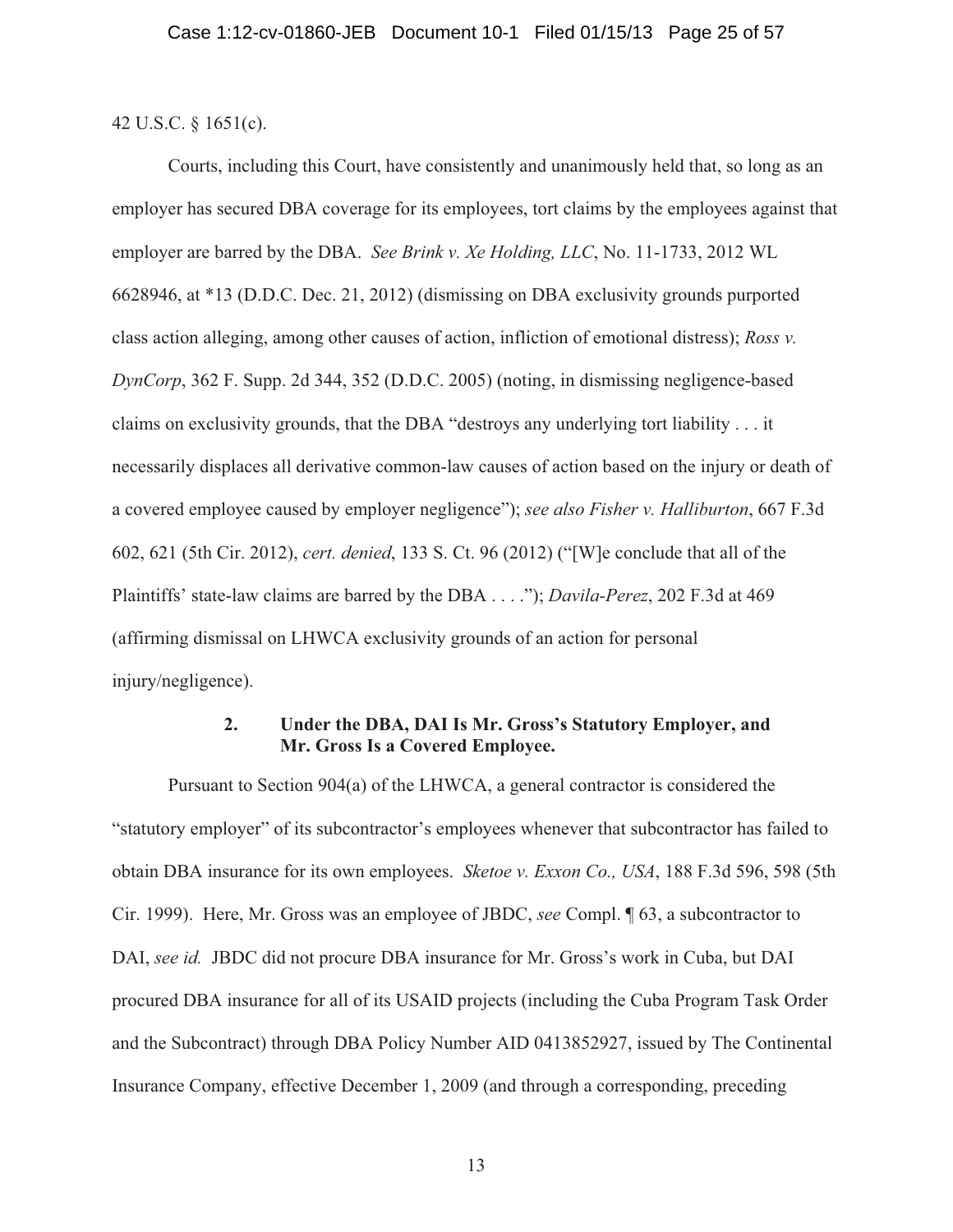42 U.S.C. § 1651(c).

Courts, including this Court, have consistently and unanimously held that, so long as an employer has secured DBA coverage for its employees, tort claims by the employees against that employer are barred by the DBA. *See Brink v. Xe Holding, LLC*, No. 11-1733, 2012 WL 6628946, at *13 (D.D.C. Dec. 21, 2012) (dismissing on DBA exclusivity grounds purported class action alleging, among other causes of action, infliction of emotional distress); *Ross v. DynCorp*, 362 F. Supp. 2d 344, 352 (D.D.C. 2005) (noting, in dismissing negligence-based claims on exclusivity grounds, that the DBA "destroys any underlying tort liability . . . it necessarily displaces all derivative common-law causes of action based on the injury or death of a covered employee caused by employer negligence"); *see also Fisher v. Halliburton*, 667 F.3d 602, 621 (5th Cir. 2012), *cert. denied*, 133 S. Ct. 96 (2012) ("[W]e conclude that all of the Plaintiffs' state-law claims are barred by the DBA . . . ."); *Davila-Perez*, 202 F.3d at 469 (affirming dismissal on LHWCA exclusivity grounds of an action for personal injury/negligence).

### 2. Under the DBA, DAI Is Mr. Gross's Statutory Employer, and Mr. Gross Is a Covered Employee.

Pursuant to Section 904(a) of the LHWCA, a general contractor is considered the "statutory employer" of its subcontractor's employees whenever that subcontractor has failed to obtain DBA insurance for its own employees. *Sketoe v. Exxon Co., USA*, 188 F.3d 596, 598 (5th Cir. 1999). Here, Mr. Gross was an employee of JBDC, *see* Compl. ¶ 63, a subcontractor to DAI, *see id.* JBDC did not procure DBA insurance for Mr. Gross's work in Cuba, but DAI procured DBA insurance for all of its USAID projects (including the Cuba Program Task Order and the Subcontract) through DBA Policy Number AID 0413852927, issued by The Continental Insurance Company, effective December 1, 2009 (and through a corresponding, preceding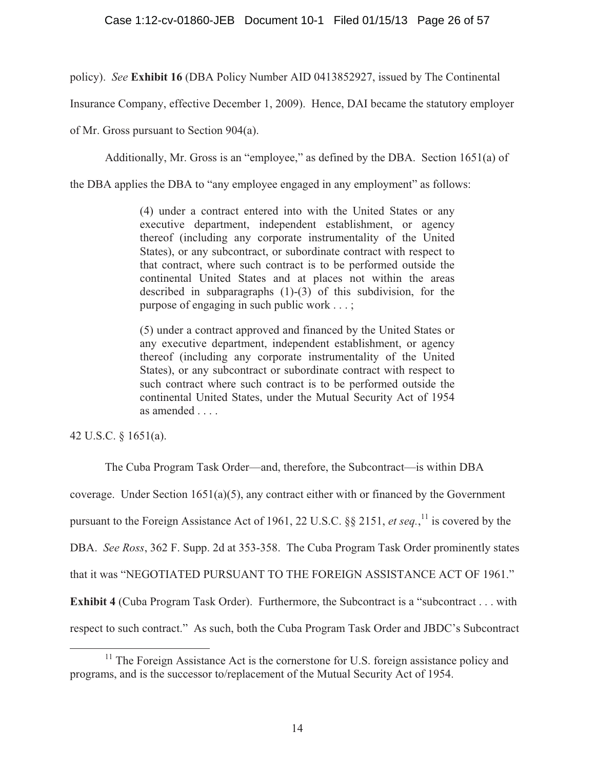policy). *See* **Exhibit 16** (DBA Policy Number AID 0413852927, issued by The Continental Insurance Company, effective December 1, 2009). Hence, DAI became the statutory employer of Mr. Gross pursuant to Section 904(a).

Additionally, Mr. Gross is an "employee," as defined by the DBA. Section 1651(a) of the DBA applies the DBA to "any employee engaged in any employment" as follows:

> (4) under a contract entered into with the United States or any executive department, independent establishment, or agency thereof (including any corporate instrumentality of the United States), or any subcontract, or subordinate contract with respect to that contract, where such contract is to be performed outside the continental United States and at places not within the areas described in subparagraphs (1)-(3) of this subdivision, for the purpose of engaging in such public work . . . ;
>
> (5) under a contract approved and financed by the United States or any executive department, independent establishment, or agency thereof (including any corporate instrumentality of the United States), or any subcontract or subordinate contract with respect to such contract where such contract is to be performed outside the continental United States, under the Mutual Security Act of 1954 as amended . . . .

42 U.S.C. § 1651(a).

The Cuba Program Task Order—and, therefore, the Subcontract—is within DBA coverage. Under Section 1651(a)(5), any contract either with or financed by the Government pursuant to the Foreign Assistance Act of 1961, 22 U.S.C. §§ 2151, *et seq.*,[11] is covered by the DBA. *See Ross*, 362 F. Supp. 2d at 353-358. The Cuba Program Task Order prominently states that it was "NEGOTIATED PURSUANT TO THE FOREIGN ASSISTANCE ACT OF 1961." **Exhibit 4** (Cuba Program Task Order). Furthermore, the Subcontract is a "subcontract . . . with respect to such contract." As such, both the Cuba Program Task Order and JBDC's Subcontract

[11] The Foreign Assistance Act is the cornerstone for U.S. foreign assistance policy and programs, and is the successor to/replacement of the Mutual Security Act of 1954.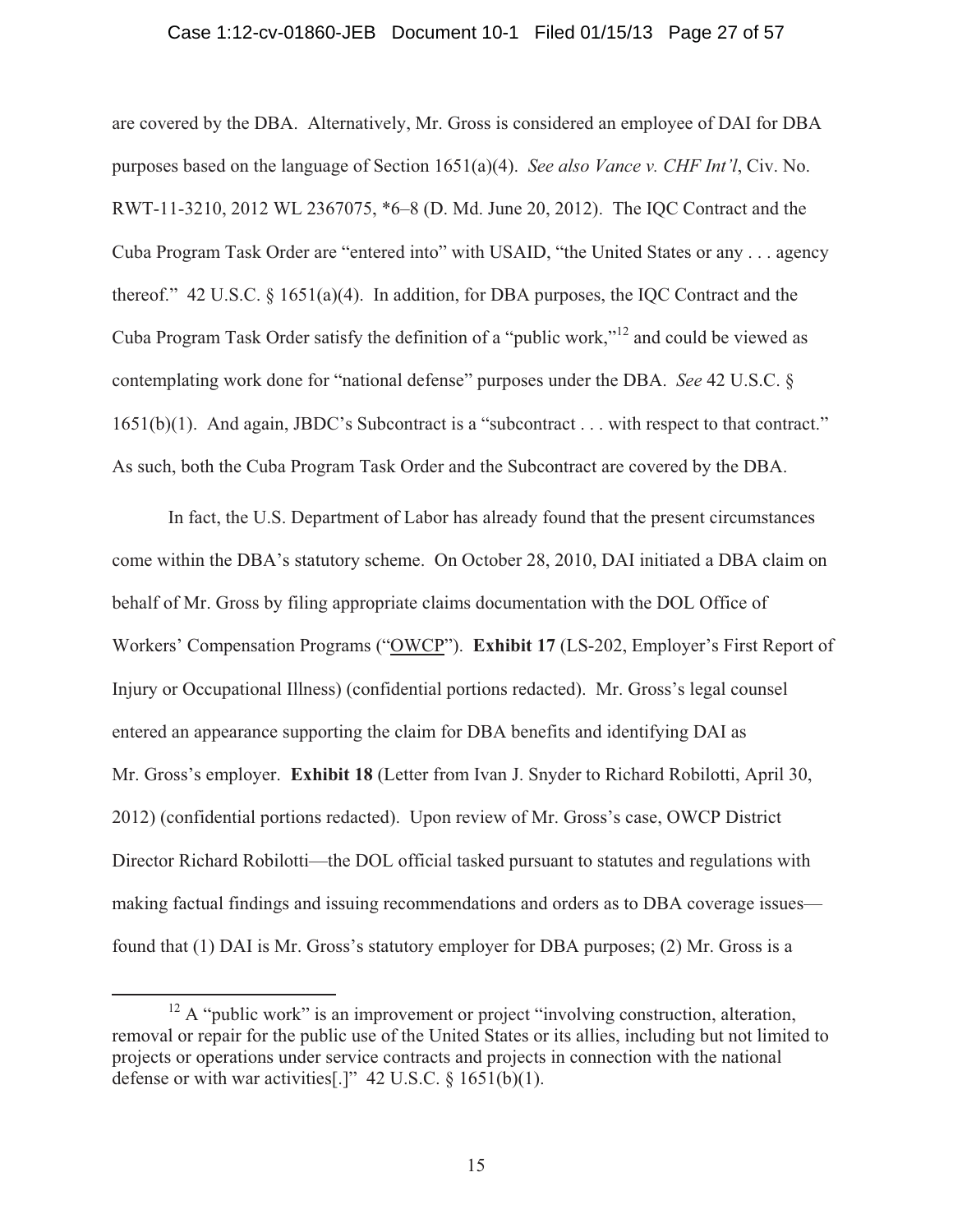are covered by the DBA. Alternatively, Mr. Gross is considered an employee of DAI for DBA purposes based on the language of Section 1651(a)(4). *See also Vance v. CHF Int'l*, Civ. No. RWT-11-3210, 2012 WL 2367075, *6–8 (D. Md. June 20, 2012). The IQC Contract and the Cuba Program Task Order are "entered into" with USAID, "the United States or any . . . agency thereof." 42 U.S.C. § 1651(a)(4). In addition, for DBA purposes, the IQC Contract and the Cuba Program Task Order satisfy the definition of a "public work,"[12] and could be viewed as contemplating work done for "national defense" purposes under the DBA. *See* 42 U.S.C. § 1651(b)(1). And again, JBDC's Subcontract is a "subcontract . . . with respect to that contract." As such, both the Cuba Program Task Order and the Subcontract are covered by the DBA.

In fact, the U.S. Department of Labor has already found that the present circumstances come within the DBA's statutory scheme. On October 28, 2010, DAI initiated a DBA claim on behalf of Mr. Gross by filing appropriate claims documentation with the DOL Office of Workers' Compensation Programs ("OWCP"). **Exhibit 17** (LS-202, Employer's First Report of Injury or Occupational Illness) (confidential portions redacted). Mr. Gross's legal counsel entered an appearance supporting the claim for DBA benefits and identifying DAI as Mr. Gross's employer. **Exhibit 18** (Letter from Ivan J. Snyder to Richard Robilotti, April 30, 2012) (confidential portions redacted). Upon review of Mr. Gross's case, OWCP District Director Richard Robilotti—the DOL official tasked pursuant to statutes and regulations with making factual findings and issuing recommendations and orders as to DBA coverage issues—found that (1) DAI is Mr. Gross's statutory employer for DBA purposes; (2) Mr. Gross is a

---

[12] A "public work" is an improvement or project "involving construction, alteration, removal or repair for the public use of the United States or its allies, including but not limited to projects or operations under service contracts and projects in connection with the national defense or with war activities[.]" 42 U.S.C. § 1651(b)(1).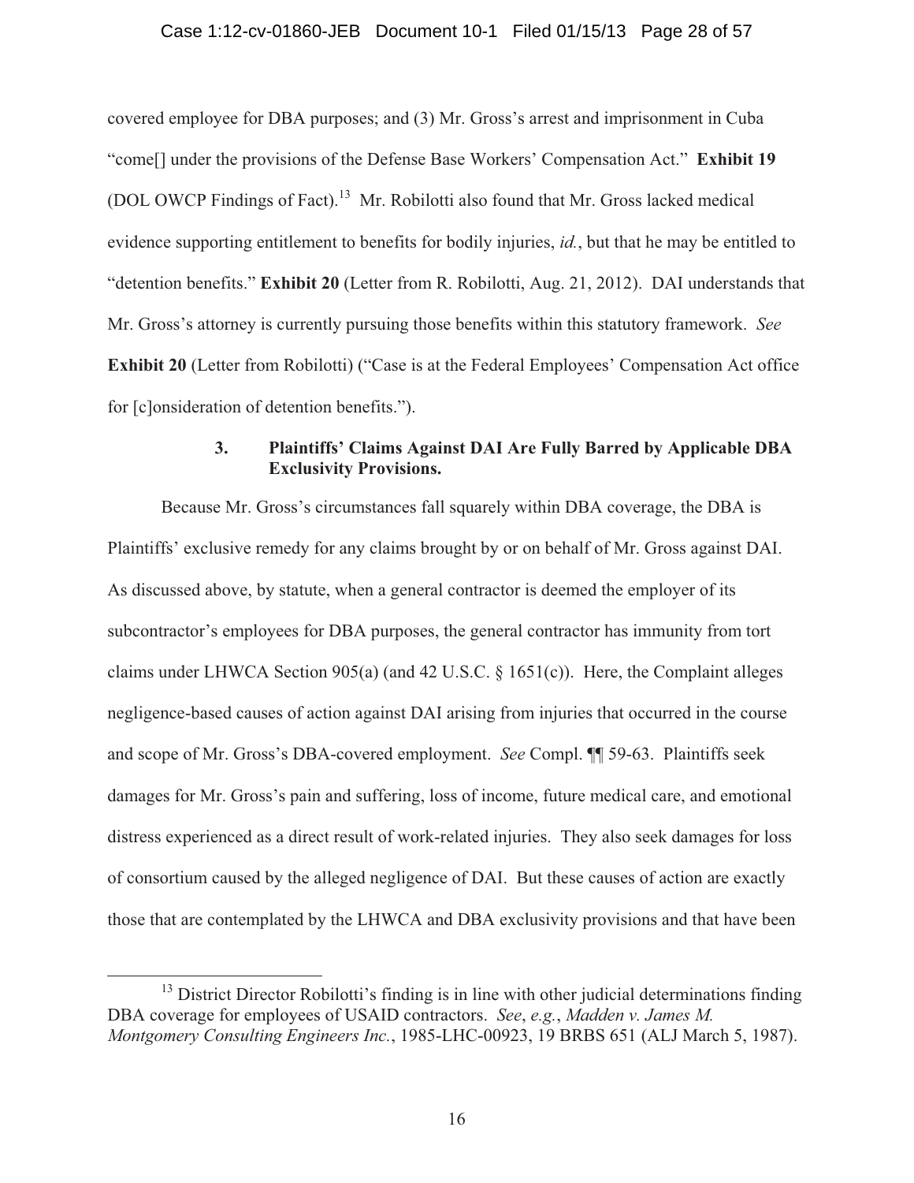covered employee for DBA purposes; and (3) Mr. Gross's arrest and imprisonment in Cuba "come[] under the provisions of the Defense Base Workers' Compensation Act." **Exhibit 19** (DOL OWCP Findings of Fact).[13] Mr. Robilotti also found that Mr. Gross lacked medical evidence supporting entitlement to benefits for bodily injuries, *id.*, but that he may be entitled to "detention benefits." **Exhibit 20** (Letter from R. Robilotti, Aug. 21, 2012). DAI understands that Mr. Gross's attorney is currently pursuing those benefits within this statutory framework. *See* **Exhibit 20** (Letter from Robilotti) ("Case is at the Federal Employees' Compensation Act office for [c]onsideration of detention benefits.").

### 3. Plaintiffs' Claims Against DAI Are Fully Barred by Applicable DBA Exclusivity Provisions.

Because Mr. Gross's circumstances fall squarely within DBA coverage, the DBA is Plaintiffs' exclusive remedy for any claims brought by or on behalf of Mr. Gross against DAI. As discussed above, by statute, when a general contractor is deemed the employer of its subcontractor's employees for DBA purposes, the general contractor has immunity from tort claims under LHWCA Section 905(a) (and 42 U.S.C. § 1651(c)). Here, the Complaint alleges negligence-based causes of action against DAI arising from injuries that occurred in the course and scope of Mr. Gross's DBA-covered employment. *See* Compl. ¶¶ 59-63. Plaintiffs seek damages for Mr. Gross's pain and suffering, loss of income, future medical care, and emotional distress experienced as a direct result of work-related injuries. They also seek damages for loss of consortium caused by the alleged negligence of DAI. But these causes of action are exactly those that are contemplated by the LHWCA and DBA exclusivity provisions and that have been

[13] District Director Robilotti's finding is in line with other judicial determinations finding DBA coverage for employees of USAID contractors. *See*, *e.g.*, *Madden v. James M. Montgomery Consulting Engineers Inc.*, 1985-LHC-00923, 19 BRBS 651 (ALJ March 5, 1987).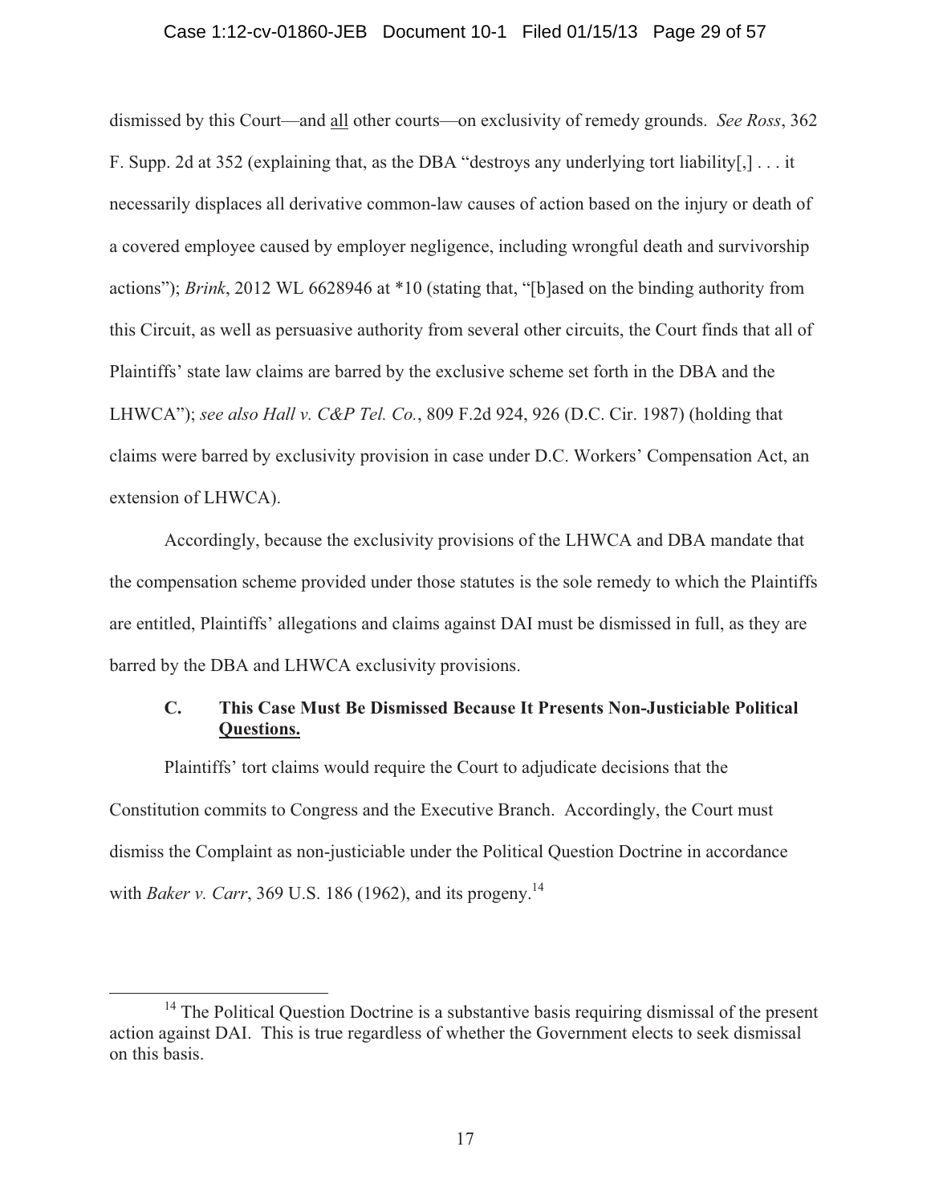dismissed by this Court—and <u>all</u> other courts—on exclusivity of remedy grounds. *See Ross*, 362 F. Supp. 2d at 352 (explaining that, as the DBA "destroys any underlying tort liability[,] . . . it necessarily displaces all derivative common-law causes of action based on the injury or death of a covered employee caused by employer negligence, including wrongful death and survivorship actions"); *Brink*, 2012 WL 6628946 at *10 (stating that, "[b]ased on the binding authority from this Circuit, as well as persuasive authority from several other circuits, the Court finds that all of Plaintiffs' state law claims are barred by the exclusive scheme set forth in the DBA and the LHWCA"); *see also Hall v. C&P Tel. Co.*, 809 F.2d 924, 926 (D.C. Cir. 1987) (holding that claims were barred by exclusivity provision in case under D.C. Workers' Compensation Act, an extension of LHWCA).

Accordingly, because the exclusivity provisions of the LHWCA and DBA mandate that the compensation scheme provided under those statutes is the sole remedy to which the Plaintiffs are entitled, Plaintiffs' allegations and claims against DAI must be dismissed in full, as they are barred by the DBA and LHWCA exclusivity provisions.

### C. This Case Must Be Dismissed Because It Presents Non-Justiciable Political <u>Questions.</u>

Plaintiffs' tort claims would require the Court to adjudicate decisions that the Constitution commits to Congress and the Executive Branch. Accordingly, the Court must dismiss the Complaint as non-justiciable under the Political Question Doctrine in accordance with *Baker v. Carr*, 369 U.S. 186 (1962), and its progeny.[14]

---

[14] The Political Question Doctrine is a substantive basis requiring dismissal of the present action against DAI. This is true regardless of whether the Government elects to seek dismissal on this basis.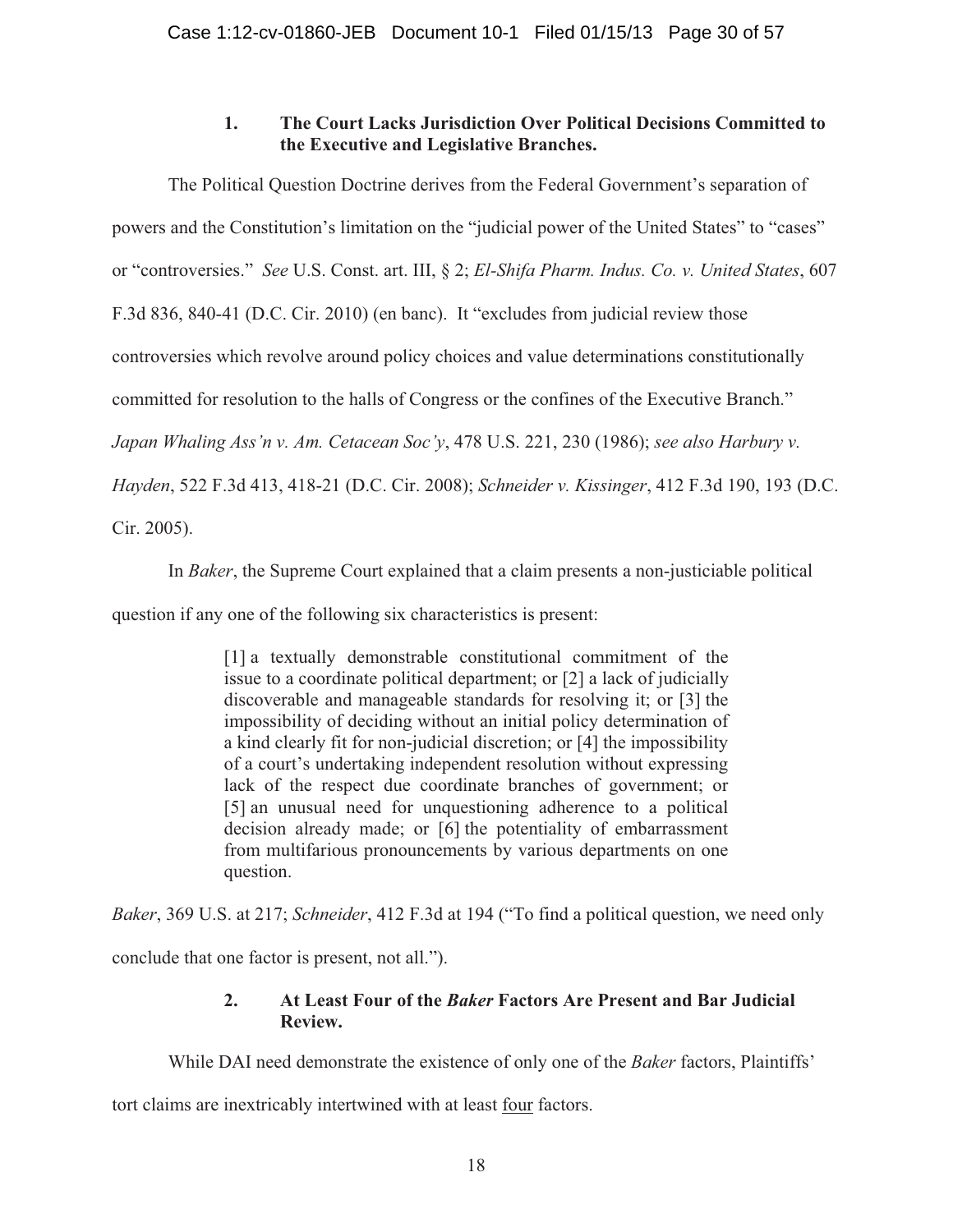### 1. The Court Lacks Jurisdiction Over Political Decisions Committed to the Executive and Legislative Branches.

The Political Question Doctrine derives from the Federal Government's separation of powers and the Constitution's limitation on the "judicial power of the United States" to "cases" or "controversies." *See* U.S. Const. art. III, § 2; *El-Shifa Pharm. Indus. Co. v. United States*, 607 F.3d 836, 840-41 (D.C. Cir. 2010) (en banc). It "excludes from judicial review those controversies which revolve around policy choices and value determinations constitutionally committed for resolution to the halls of Congress or the confines of the Executive Branch." *Japan Whaling Ass'n v. Am. Cetacean Soc'y*, 478 U.S. 221, 230 (1986); *see also Harbury v. Hayden*, 522 F.3d 413, 418-21 (D.C. Cir. 2008); *Schneider v. Kissinger*, 412 F.3d 190, 193 (D.C. Cir. 2005).

In *Baker*, the Supreme Court explained that a claim presents a non-justiciable political question if any one of the following six characteristics is present:

> [1] a textually demonstrable constitutional commitment of the issue to a coordinate political department; or [2] a lack of judicially discoverable and manageable standards for resolving it; or [3] the impossibility of deciding without an initial policy determination of a kind clearly fit for non-judicial discretion; or [4] the impossibility of a court's undertaking independent resolution without expressing lack of the respect due coordinate branches of government; or [5] an unusual need for unquestioning adherence to a political decision already made; or [6] the potentiality of embarrassment from multifarious pronouncements by various departments on one question.

*Baker*, 369 U.S. at 217; *Schneider*, 412 F.3d at 194 ("To find a political question, we need only conclude that one factor is present, not all.").

### 2. At Least Four of the *Baker* Factors Are Present and Bar Judicial Review.

While DAI need demonstrate the existence of only one of the *Baker* factors, Plaintiffs' tort claims are inextricably intertwined with at least <u>four</u> factors.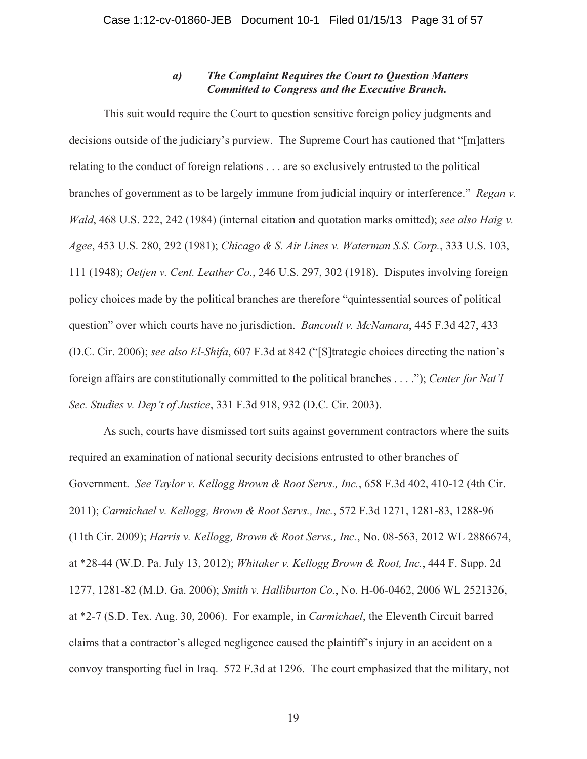#### *a) The Complaint Requires the Court to Question Matters Committed to Congress and the Executive Branch.*

This suit would require the Court to question sensitive foreign policy judgments and decisions outside of the judiciary's purview. The Supreme Court has cautioned that "[m]atters relating to the conduct of foreign relations . . . are so exclusively entrusted to the political branches of government as to be largely immune from judicial inquiry or interference." *Regan v. Wald*, 468 U.S. 222, 242 (1984) (internal citation and quotation marks omitted); *see also Haig v. Agee*, 453 U.S. 280, 292 (1981); *Chicago & S. Air Lines v. Waterman S.S. Corp.*, 333 U.S. 103, 111 (1948); *Oetjen v. Cent. Leather Co.*, 246 U.S. 297, 302 (1918). Disputes involving foreign policy choices made by the political branches are therefore "quintessential sources of political question" over which courts have no jurisdiction. *Bancoult v. McNamara*, 445 F.3d 427, 433 (D.C. Cir. 2006); *see also El-Shifa*, 607 F.3d at 842 ("[S]trategic choices directing the nation's foreign affairs are constitutionally committed to the political branches . . . ."); *Center for Nat'l Sec. Studies v. Dep't of Justice*, 331 F.3d 918, 932 (D.C. Cir. 2003).

As such, courts have dismissed tort suits against government contractors where the suits required an examination of national security decisions entrusted to other branches of Government. *See Taylor v. Kellogg Brown & Root Servs., Inc.*, 658 F.3d 402, 410-12 (4th Cir. 2011); *Carmichael v. Kellogg, Brown & Root Servs., Inc.*, 572 F.3d 1271, 1281-83, 1288-96 (11th Cir. 2009); *Harris v. Kellogg, Brown & Root Servs., Inc.*, No. 08-563, 2012 WL 2886674, at *28-44 (W.D. Pa. July 13, 2012); *Whitaker v. Kellogg Brown & Root, Inc.*, 444 F. Supp. 2d 1277, 1281-82 (M.D. Ga. 2006); *Smith v. Halliburton Co.*, No. H-06-0462, 2006 WL 2521326, at *2-7 (S.D. Tex. Aug. 30, 2006). For example, in *Carmichael*, the Eleventh Circuit barred claims that a contractor's alleged negligence caused the plaintiff's injury in an accident on a convoy transporting fuel in Iraq. 572 F.3d at 1296. The court emphasized that the military, not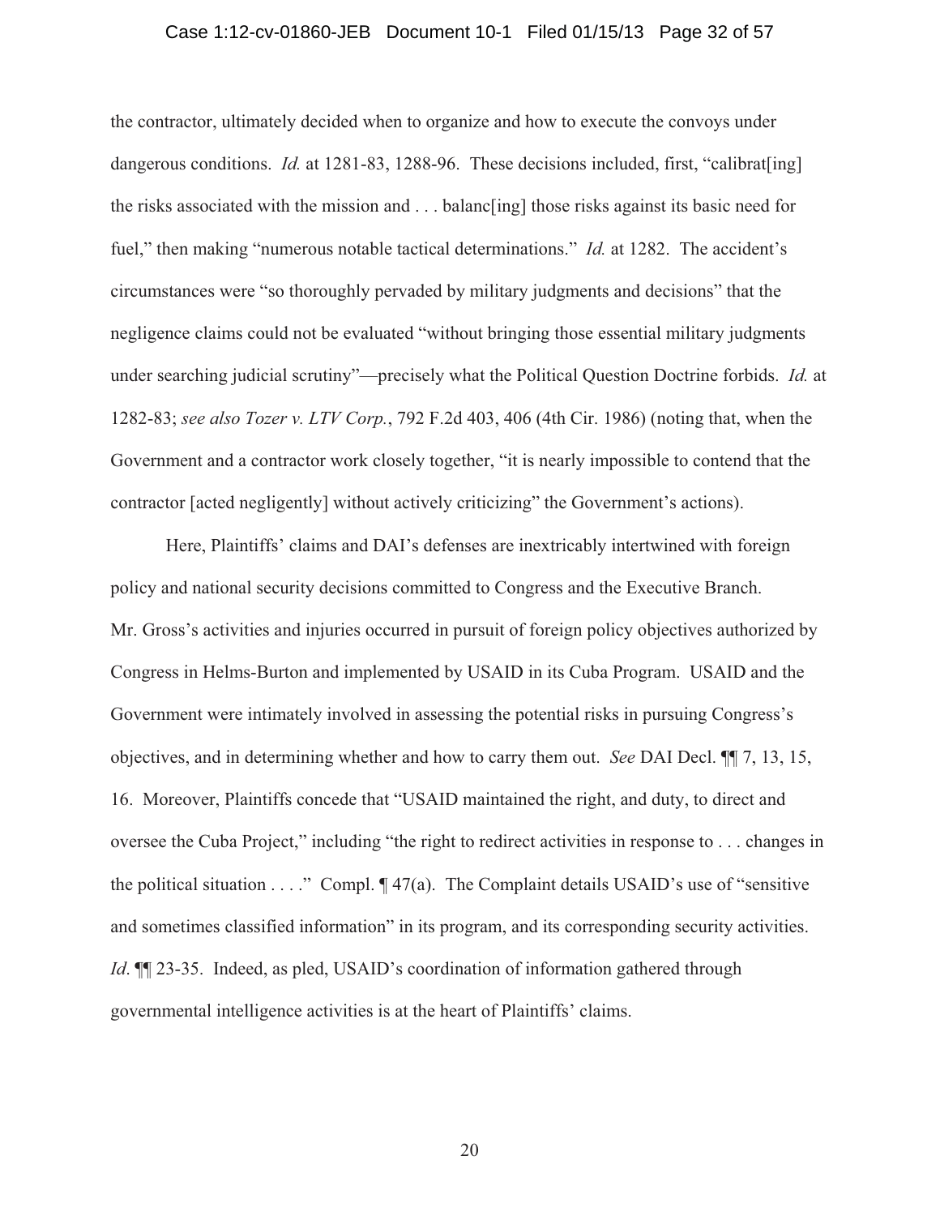the contractor, ultimately decided when to organize and how to execute the convoys under dangerous conditions. *Id.* at 1281-83, 1288-96. These decisions included, first, "calibrat[ing] the risks associated with the mission and . . . balanc[ing] those risks against its basic need for fuel," then making "numerous notable tactical determinations." *Id.* at 1282. The accident's circumstances were "so thoroughly pervaded by military judgments and decisions" that the negligence claims could not be evaluated "without bringing those essential military judgments under searching judicial scrutiny"—precisely what the Political Question Doctrine forbids. *Id.* at 1282-83; *see also Tozer v. LTV Corp.*, 792 F.2d 403, 406 (4th Cir. 1986) (noting that, when the Government and a contractor work closely together, "it is nearly impossible to contend that the contractor [acted negligently] without actively criticizing" the Government's actions).

Here, Plaintiffs' claims and DAI's defenses are inextricably intertwined with foreign policy and national security decisions committed to Congress and the Executive Branch. Mr. Gross's activities and injuries occurred in pursuit of foreign policy objectives authorized by Congress in Helms-Burton and implemented by USAID in its Cuba Program. USAID and the Government were intimately involved in assessing the potential risks in pursuing Congress's objectives, and in determining whether and how to carry them out. *See* DAI Decl. ¶¶ 7, 13, 15, 16. Moreover, Plaintiffs concede that "USAID maintained the right, and duty, to direct and oversee the Cuba Project," including "the right to redirect activities in response to . . . changes in the political situation . . . ." Compl. ¶ 47(a). The Complaint details USAID's use of "sensitive and sometimes classified information" in its program, and its corresponding security activities. *Id*. ¶¶ 23-35. Indeed, as pled, USAID's coordination of information gathered through governmental intelligence activities is at the heart of Plaintiffs' claims.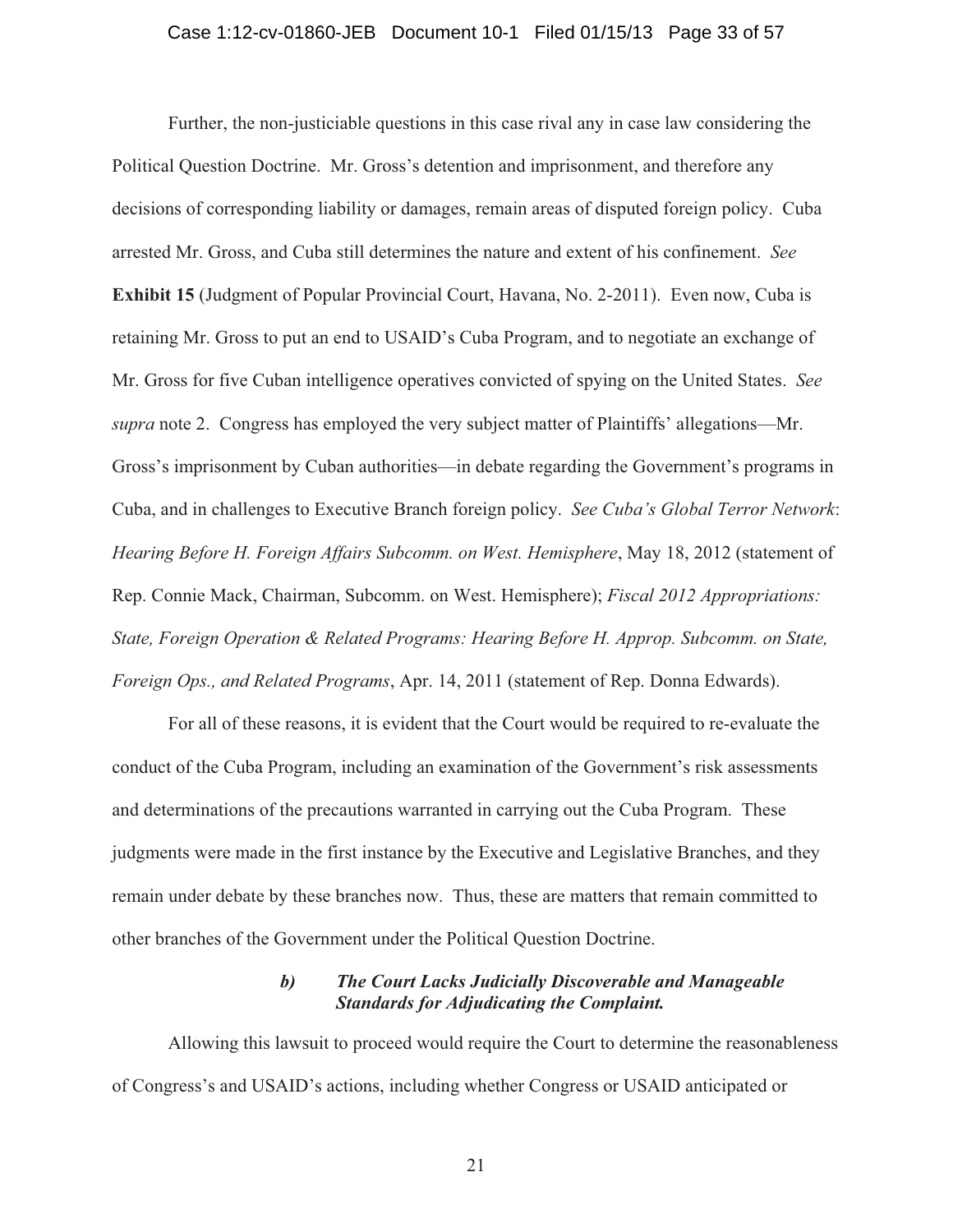Further, the non-justiciable questions in this case rival any in case law considering the Political Question Doctrine. Mr. Gross's detention and imprisonment, and therefore any decisions of corresponding liability or damages, remain areas of disputed foreign policy. Cuba arrested Mr. Gross, and Cuba still determines the nature and extent of his confinement. *See* **Exhibit 15** (Judgment of Popular Provincial Court, Havana, No. 2-2011). Even now, Cuba is retaining Mr. Gross to put an end to USAID's Cuba Program, and to negotiate an exchange of Mr. Gross for five Cuban intelligence operatives convicted of spying on the United States. *See supra* note 2. Congress has employed the very subject matter of Plaintiffs' allegations—Mr. Gross's imprisonment by Cuban authorities—in debate regarding the Government's programs in Cuba, and in challenges to Executive Branch foreign policy. *See Cuba's Global Terror Network*: *Hearing Before H. Foreign Affairs Subcomm. on West. Hemisphere*, May 18, 2012 (statement of Rep. Connie Mack, Chairman, Subcomm. on West. Hemisphere); *Fiscal 2012 Appropriations: State, Foreign Operation & Related Programs: Hearing Before H. Approp. Subcomm. on State, Foreign Ops., and Related Programs*, Apr. 14, 2011 (statement of Rep. Donna Edwards).

For all of these reasons, it is evident that the Court would be required to re-evaluate the conduct of the Cuba Program, including an examination of the Government's risk assessments and determinations of the precautions warranted in carrying out the Cuba Program. These judgments were made in the first instance by the Executive and Legislative Branches, and they remain under debate by these branches now. Thus, these are matters that remain committed to other branches of the Government under the Political Question Doctrine.

#### *b) The Court Lacks Judicially Discoverable and Manageable Standards for Adjudicating the Complaint.*

Allowing this lawsuit to proceed would require the Court to determine the reasonableness of Congress's and USAID's actions, including whether Congress or USAID anticipated or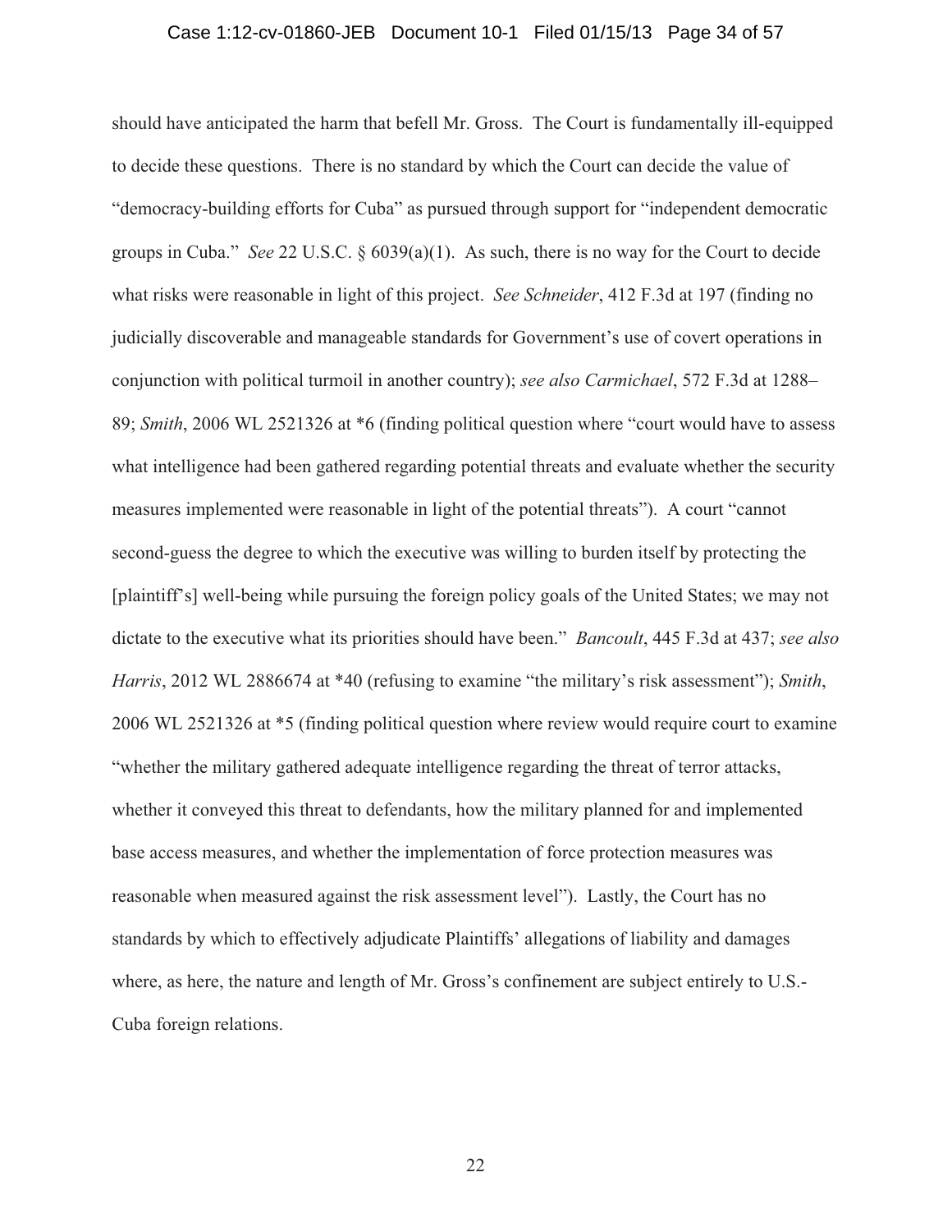should have anticipated the harm that befell Mr. Gross. The Court is fundamentally ill-equipped to decide these questions. There is no standard by which the Court can decide the value of "democracy-building efforts for Cuba" as pursued through support for "independent democratic groups in Cuba." *See* 22 U.S.C. § 6039(a)(1). As such, there is no way for the Court to decide what risks were reasonable in light of this project. *See Schneider*, 412 F.3d at 197 (finding no judicially discoverable and manageable standards for Government's use of covert operations in conjunction with political turmoil in another country); *see also Carmichael*, 572 F.3d at 1288–89; *Smith*, 2006 WL 2521326 at *6 (finding political question where "court would have to assess what intelligence had been gathered regarding potential threats and evaluate whether the security measures implemented were reasonable in light of the potential threats"). A court "cannot second-guess the degree to which the executive was willing to burden itself by protecting the [plaintiff's] well-being while pursuing the foreign policy goals of the United States; we may not dictate to the executive what its priorities should have been." *Bancoult*, 445 F.3d at 437; *see also Harris*, 2012 WL 2886674 at *40 (refusing to examine "the military's risk assessment"); *Smith*, 2006 WL 2521326 at *5 (finding political question where review would require court to examine "whether the military gathered adequate intelligence regarding the threat of terror attacks, whether it conveyed this threat to defendants, how the military planned for and implemented base access measures, and whether the implementation of force protection measures was reasonable when measured against the risk assessment level"). Lastly, the Court has no standards by which to effectively adjudicate Plaintiffs' allegations of liability and damages where, as here, the nature and length of Mr. Gross's confinement are subject entirely to U.S.-Cuba foreign relations.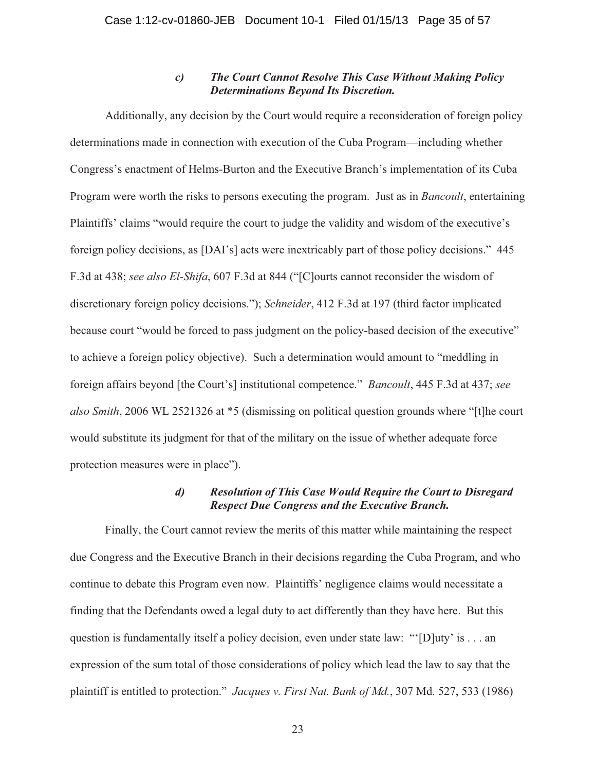#### *c) The Court Cannot Resolve This Case Without Making Policy Determinations Beyond Its Discretion.*

Additionally, any decision by the Court would require a reconsideration of foreign policy determinations made in connection with execution of the Cuba Program—including whether Congress's enactment of Helms-Burton and the Executive Branch's implementation of its Cuba Program were worth the risks to persons executing the program. Just as in *Bancoult*, entertaining Plaintiffs' claims "would require the court to judge the validity and wisdom of the executive's foreign policy decisions, as [DAI's] acts were inextricably part of those policy decisions." 445 F.3d at 438; *see also El-Shifa*, 607 F.3d at 844 ("[C]ourts cannot reconsider the wisdom of discretionary foreign policy decisions."); *Schneider*, 412 F.3d at 197 (third factor implicated because court "would be forced to pass judgment on the policy-based decision of the executive" to achieve a foreign policy objective). Such a determination would amount to "meddling in foreign affairs beyond [the Court's] institutional competence." *Bancoult*, 445 F.3d at 437; *see also Smith*, 2006 WL 2521326 at *5 (dismissing on political question grounds where "[t]he court would substitute its judgment for that of the military on the issue of whether adequate force protection measures were in place").

#### *d) Resolution of This Case Would Require the Court to Disregard Respect Due Congress and the Executive Branch.*

Finally, the Court cannot review the merits of this matter while maintaining the respect due Congress and the Executive Branch in their decisions regarding the Cuba Program, and who continue to debate this Program even now. Plaintiffs' negligence claims would necessitate a finding that the Defendants owed a legal duty to act differently than they have here. But this question is fundamentally itself a policy decision, even under state law: "'[D]uty' is . . . an expression of the sum total of those considerations of policy which lead the law to say that the plaintiff is entitled to protection." *Jacques v. First Nat. Bank of Md.*, 307 Md. 527, 533 (1986)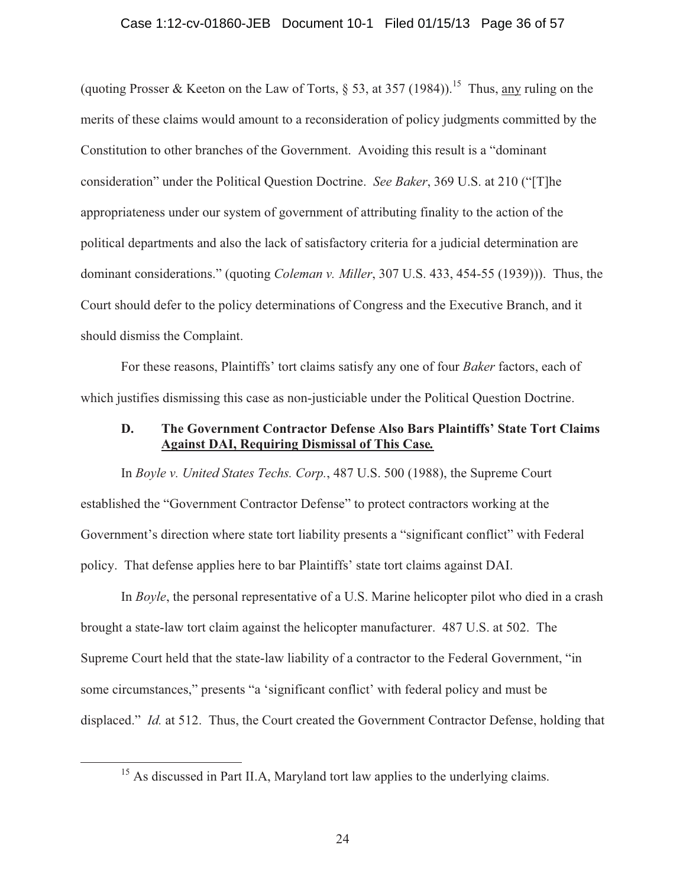(quoting Prosser & Keeton on the Law of Torts, § 53, at 357 (1984)).[15] Thus, any ruling on the merits of these claims would amount to a reconsideration of policy judgments committed by the Constitution to other branches of the Government. Avoiding this result is a "dominant consideration" under the Political Question Doctrine. *See Baker*, 369 U.S. at 210 ("[T]he appropriateness under our system of government of attributing finality to the action of the political departments and also the lack of satisfactory criteria for a judicial determination are dominant considerations." (quoting *Coleman v. Miller*, 307 U.S. 433, 454-55 (1939))). Thus, the Court should defer to the policy determinations of Congress and the Executive Branch, and it should dismiss the Complaint.

For these reasons, Plaintiffs' tort claims satisfy any one of four *Baker* factors, each of which justifies dismissing this case as non-justiciable under the Political Question Doctrine.

### D. The Government Contractor Defense Also Bars Plaintiffs' State Tort Claims Against DAI, Requiring Dismissal of This Case.

In *Boyle v. United States Techs. Corp.*, 487 U.S. 500 (1988), the Supreme Court established the "Government Contractor Defense" to protect contractors working at the Government's direction where state tort liability presents a "significant conflict" with Federal policy. That defense applies here to bar Plaintiffs' state tort claims against DAI.

In *Boyle*, the personal representative of a U.S. Marine helicopter pilot who died in a crash brought a state-law tort claim against the helicopter manufacturer. 487 U.S. at 502. The Supreme Court held that the state-law liability of a contractor to the Federal Government, "in some circumstances," presents "a 'significant conflict' with federal policy and must be displaced." *Id.* at 512. Thus, the Court created the Government Contractor Defense, holding that

[15] As discussed in Part II.A, Maryland tort law applies to the underlying claims.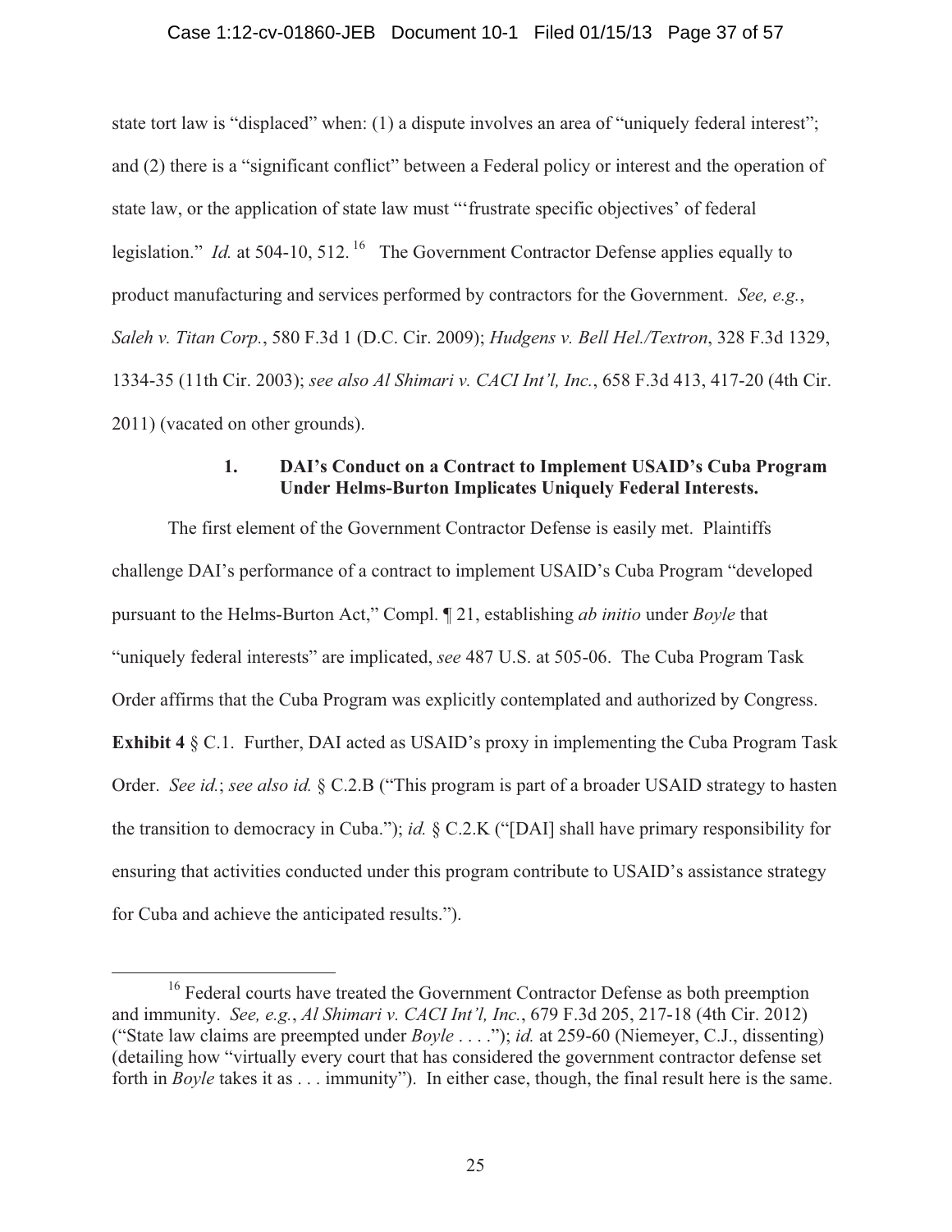state tort law is "displaced" when: (1) a dispute involves an area of "uniquely federal interest"; and (2) there is a "significant conflict" between a Federal policy or interest and the operation of state law, or the application of state law must "'frustrate specific objectives' of federal legislation." *Id.* at 504-10, 512.[16] The Government Contractor Defense applies equally to product manufacturing and services performed by contractors for the Government. *See, e.g.*, *Saleh v. Titan Corp.*, 580 F.3d 1 (D.C. Cir. 2009); *Hudgens v. Bell Hel./Textron*, 328 F.3d 1329, 1334-35 (11th Cir. 2003); *see also Al Shimari v. CACI Int'l, Inc.*, 658 F.3d 413, 417-20 (4th Cir. 2011) (vacated on other grounds).

### 1. DAI's Conduct on a Contract to Implement USAID's Cuba Program Under Helms-Burton Implicates Uniquely Federal Interests.

The first element of the Government Contractor Defense is easily met. Plaintiffs challenge DAI's performance of a contract to implement USAID's Cuba Program "developed pursuant to the Helms-Burton Act," Compl. ¶ 21, establishing *ab initio* under *Boyle* that "uniquely federal interests" are implicated, *see* 487 U.S. at 505-06. The Cuba Program Task Order affirms that the Cuba Program was explicitly contemplated and authorized by Congress. **Exhibit 4** § C.1. Further, DAI acted as USAID's proxy in implementing the Cuba Program Task Order. *See id.*; *see also id.* § C.2.B ("This program is part of a broader USAID strategy to hasten the transition to democracy in Cuba."); *id.* § C.2.K ("[DAI] shall have primary responsibility for ensuring that activities conducted under this program contribute to USAID's assistance strategy for Cuba and achieve the anticipated results.").

---

[16] Federal courts have treated the Government Contractor Defense as both preemption and immunity. *See, e.g.*, *Al Shimari v. CACI Int'l, Inc.*, 679 F.3d 205, 217-18 (4th Cir. 2012) ("State law claims are preempted under *Boyle* . . . ."); *id.* at 259-60 (Niemeyer, C.J., dissenting) (detailing how "virtually every court that has considered the government contractor defense set forth in *Boyle* takes it as . . . immunity"). In either case, though, the final result here is the same.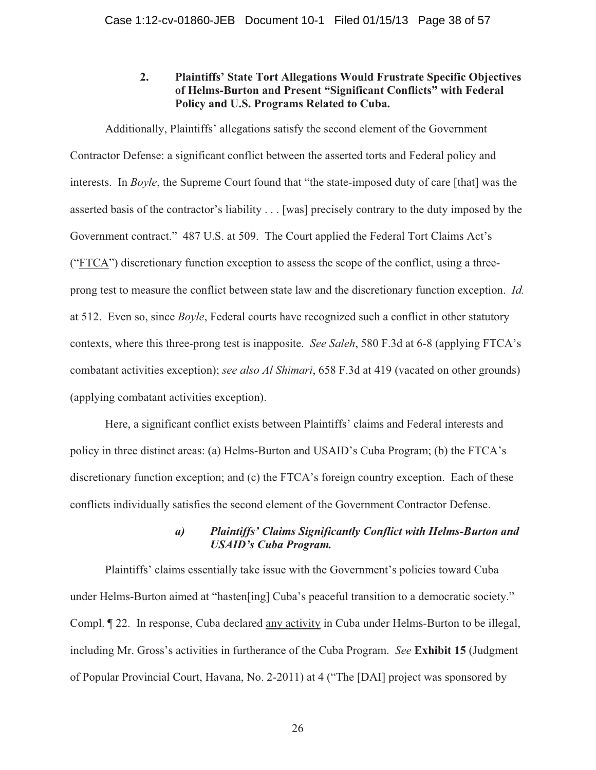### 2. Plaintiffs' State Tort Allegations Would Frustrate Specific Objectives of Helms-Burton and Present "Significant Conflicts" with Federal Policy and U.S. Programs Related to Cuba.

Additionally, Plaintiffs' allegations satisfy the second element of the Government Contractor Defense: a significant conflict between the asserted torts and Federal policy and interests. In *Boyle*, the Supreme Court found that "the state-imposed duty of care [that] was the asserted basis of the contractor's liability . . . [was] precisely contrary to the duty imposed by the Government contract." 487 U.S. at 509. The Court applied the Federal Tort Claims Act's ("FTCA") discretionary function exception to assess the scope of the conflict, using a three-prong test to measure the conflict between state law and the discretionary function exception. *Id.* at 512. Even so, since *Boyle*, Federal courts have recognized such a conflict in other statutory contexts, where this three-prong test is inapposite. *See Saleh*, 580 F.3d at 6-8 (applying FTCA's combatant activities exception); *see also Al Shimari*, 658 F.3d at 419 (vacated on other grounds) (applying combatant activities exception).

Here, a significant conflict exists between Plaintiffs' claims and Federal interests and policy in three distinct areas: (a) Helms-Burton and USAID's Cuba Program; (b) the FTCA's discretionary function exception; and (c) the FTCA's foreign country exception. Each of these conflicts individually satisfies the second element of the Government Contractor Defense.

#### *a) Plaintiffs' Claims Significantly Conflict with Helms-Burton and USAID's Cuba Program.*

Plaintiffs' claims essentially take issue with the Government's policies toward Cuba under Helms-Burton aimed at "hasten[ing] Cuba's peaceful transition to a democratic society." Compl. ¶ 22. In response, Cuba declared any activity in Cuba under Helms-Burton to be illegal, including Mr. Gross's activities in furtherance of the Cuba Program. *See* **Exhibit 15** (Judgment of Popular Provincial Court, Havana, No. 2-2011) at 4 ("The [DAI] project was sponsored by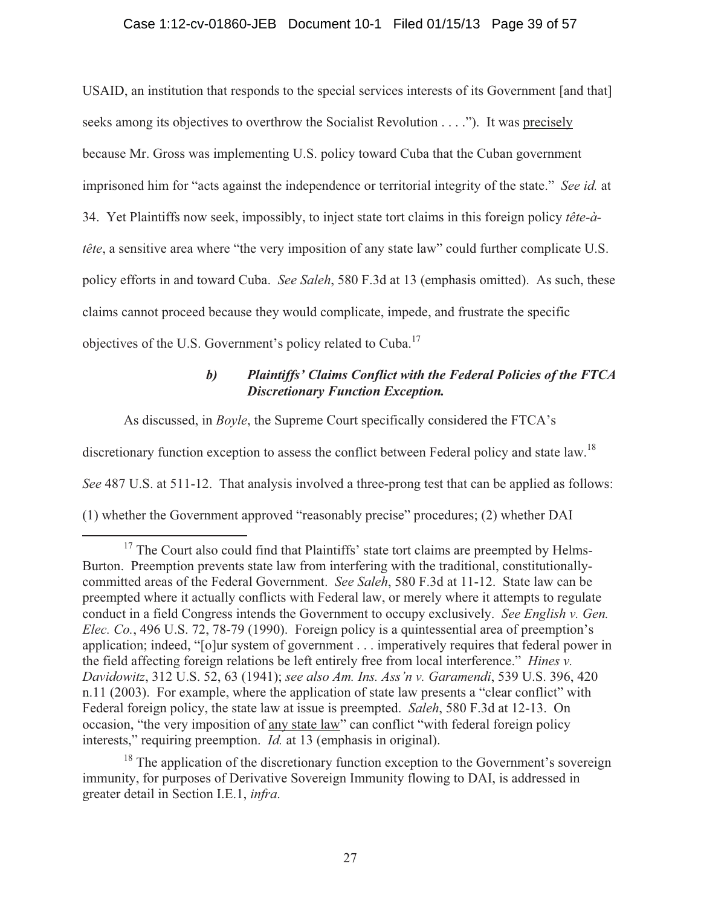USAID, an institution that responds to the special services interests of its Government [and that] seeks among its objectives to overthrow the Socialist Revolution . . . ."). It was precisely because Mr. Gross was implementing U.S. policy toward Cuba that the Cuban government imprisoned him for "acts against the independence or territorial integrity of the state." *See id.* at 34. Yet Plaintiffs now seek, impossibly, to inject state tort claims in this foreign policy *tête-à-tête*, a sensitive area where "the very imposition of any state law" could further complicate U.S. policy efforts in and toward Cuba. *See Saleh*, 580 F.3d at 13 (emphasis omitted). As such, these claims cannot proceed because they would complicate, impede, and frustrate the specific objectives of the U.S. Government's policy related to Cuba.[17]

#### *b) Plaintiffs' Claims Conflict with the Federal Policies of the FTCA Discretionary Function Exception.*

As discussed, in *Boyle*, the Supreme Court specifically considered the FTCA's discretionary function exception to assess the conflict between Federal policy and state law.[18] *See* 487 U.S. at 511-12. That analysis involved a three-prong test that can be applied as follows: (1) whether the Government approved "reasonably precise" procedures; (2) whether DAI

---

[17] The Court also could find that Plaintiffs' state tort claims are preempted by Helms-Burton. Preemption prevents state law from interfering with the traditional, constitutionally-committed areas of the Federal Government. *See Saleh*, 580 F.3d at 11-12. State law can be preempted where it actually conflicts with Federal law, or merely where it attempts to regulate conduct in a field Congress intends the Government to occupy exclusively. *See English v. Gen. Elec. Co.*, 496 U.S. 72, 78-79 (1990). Foreign policy is a quintessential area of preemption's application; indeed, "[o]ur system of government . . . imperatively requires that federal power in the field affecting foreign relations be left entirely free from local interference." *Hines v. Davidowitz*, 312 U.S. 52, 63 (1941); *see also Am. Ins. Ass'n v. Garamendi*, 539 U.S. 396, 420 n.11 (2003). For example, where the application of state law presents a "clear conflict" with Federal foreign policy, the state law at issue is preempted. *Saleh*, 580 F.3d at 12-13. On occasion, "the very imposition of any state law" can conflict "with federal foreign policy interests," requiring preemption. *Id.* at 13 (emphasis in original).

[18] The application of the discretionary function exception to the Government's sovereign immunity, for purposes of Derivative Sovereign Immunity flowing to DAI, is addressed in greater detail in Section I.E.1, *infra*.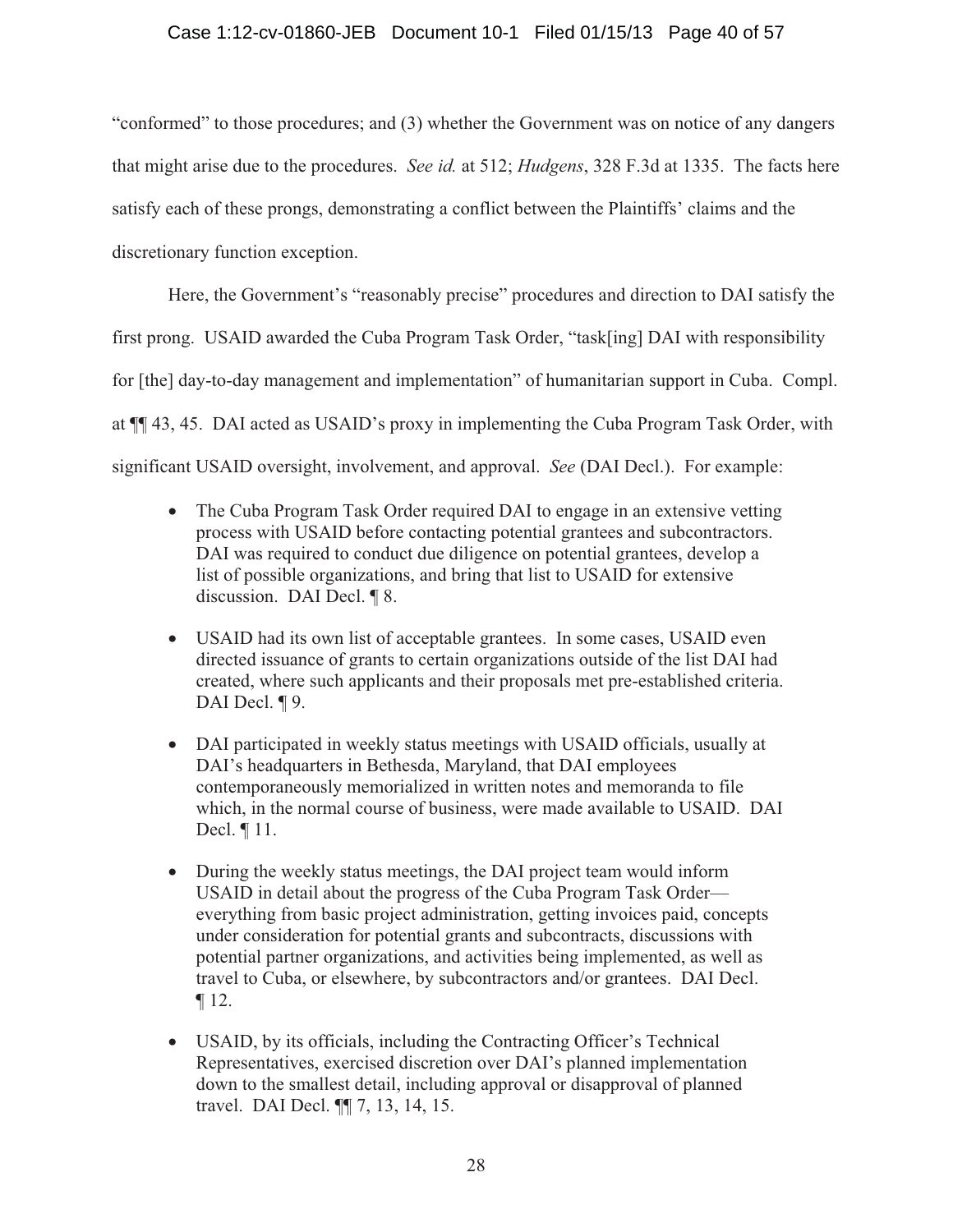"conformed" to those procedures; and (3) whether the Government was on notice of any dangers that might arise due to the procedures. *See id.* at 512; *Hudgens*, 328 F.3d at 1335. The facts here satisfy each of these prongs, demonstrating a conflict between the Plaintiffs' claims and the discretionary function exception.

Here, the Government's "reasonably precise" procedures and direction to DAI satisfy the first prong. USAID awarded the Cuba Program Task Order, "task[ing] DAI with responsibility for [the] day-to-day management and implementation" of humanitarian support in Cuba. Compl. at ¶¶ 43, 45. DAI acted as USAID's proxy in implementing the Cuba Program Task Order, with significant USAID oversight, involvement, and approval. *See* (DAI Decl.). For example:

- The Cuba Program Task Order required DAI to engage in an extensive vetting process with USAID before contacting potential grantees and subcontractors. DAI was required to conduct due diligence on potential grantees, develop a list of possible organizations, and bring that list to USAID for extensive discussion. DAI Decl. ¶ 8.

- USAID had its own list of acceptable grantees. In some cases, USAID even directed issuance of grants to certain organizations outside of the list DAI had created, where such applicants and their proposals met pre-established criteria. DAI Decl. ¶ 9.

- DAI participated in weekly status meetings with USAID officials, usually at DAI's headquarters in Bethesda, Maryland, that DAI employees contemporaneously memorialized in written notes and memoranda to file which, in the normal course of business, were made available to USAID. DAI Decl. ¶ 11.

- During the weekly status meetings, the DAI project team would inform USAID in detail about the progress of the Cuba Program Task Order—everything from basic project administration, getting invoices paid, concepts under consideration for potential grants and subcontracts, discussions with potential partner organizations, and activities being implemented, as well as travel to Cuba, or elsewhere, by subcontractors and/or grantees. DAI Decl. ¶ 12.

- USAID, by its officials, including the Contracting Officer's Technical Representatives, exercised discretion over DAI's planned implementation down to the smallest detail, including approval or disapproval of planned travel. DAI Decl. ¶¶ 7, 13, 14, 15.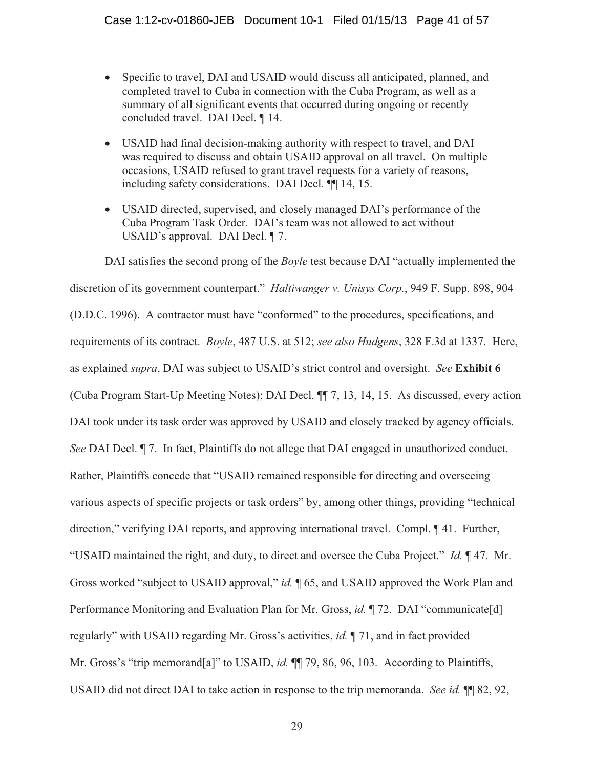- Specific to travel, DAI and USAID would discuss all anticipated, planned, and completed travel to Cuba in connection with the Cuba Program, as well as a summary of all significant events that occurred during ongoing or recently concluded travel. DAI Decl. ¶ 14.
- USAID had final decision-making authority with respect to travel, and DAI was required to discuss and obtain USAID approval on all travel. On multiple occasions, USAID refused to grant travel requests for a variety of reasons, including safety considerations. DAI Decl. ¶¶ 14, 15.
- USAID directed, supervised, and closely managed DAI's performance of the Cuba Program Task Order. DAI's team was not allowed to act without USAID's approval. DAI Decl. ¶ 7.

DAI satisfies the second prong of the *Boyle* test because DAI "actually implemented the discretion of its government counterpart." *Haltiwanger v. Unisys Corp.*, 949 F. Supp. 898, 904 (D.D.C. 1996). A contractor must have "conformed" to the procedures, specifications, and requirements of its contract. *Boyle*, 487 U.S. at 512; *see also Hudgens*, 328 F.3d at 1337. Here, as explained *supra*, DAI was subject to USAID's strict control and oversight. *See* **Exhibit 6** (Cuba Program Start-Up Meeting Notes); DAI Decl. ¶¶ 7, 13, 14, 15. As discussed, every action DAI took under its task order was approved by USAID and closely tracked by agency officials. *See* DAI Decl. ¶ 7. In fact, Plaintiffs do not allege that DAI engaged in unauthorized conduct. Rather, Plaintiffs concede that "USAID remained responsible for directing and overseeing various aspects of specific projects or task orders" by, among other things, providing "technical direction," verifying DAI reports, and approving international travel. Compl. ¶ 41. Further, "USAID maintained the right, and duty, to direct and oversee the Cuba Project." *Id.* ¶ 47. Mr. Gross worked "subject to USAID approval," *id.* ¶ 65, and USAID approved the Work Plan and Performance Monitoring and Evaluation Plan for Mr. Gross, *id.* ¶ 72. DAI "communicate[d] regularly" with USAID regarding Mr. Gross's activities, *id.* ¶ 71, and in fact provided Mr. Gross's "trip memorand[a]" to USAID, *id.* ¶¶ 79, 86, 96, 103. According to Plaintiffs, USAID did not direct DAI to take action in response to the trip memoranda. *See id.* ¶¶ 82, 92,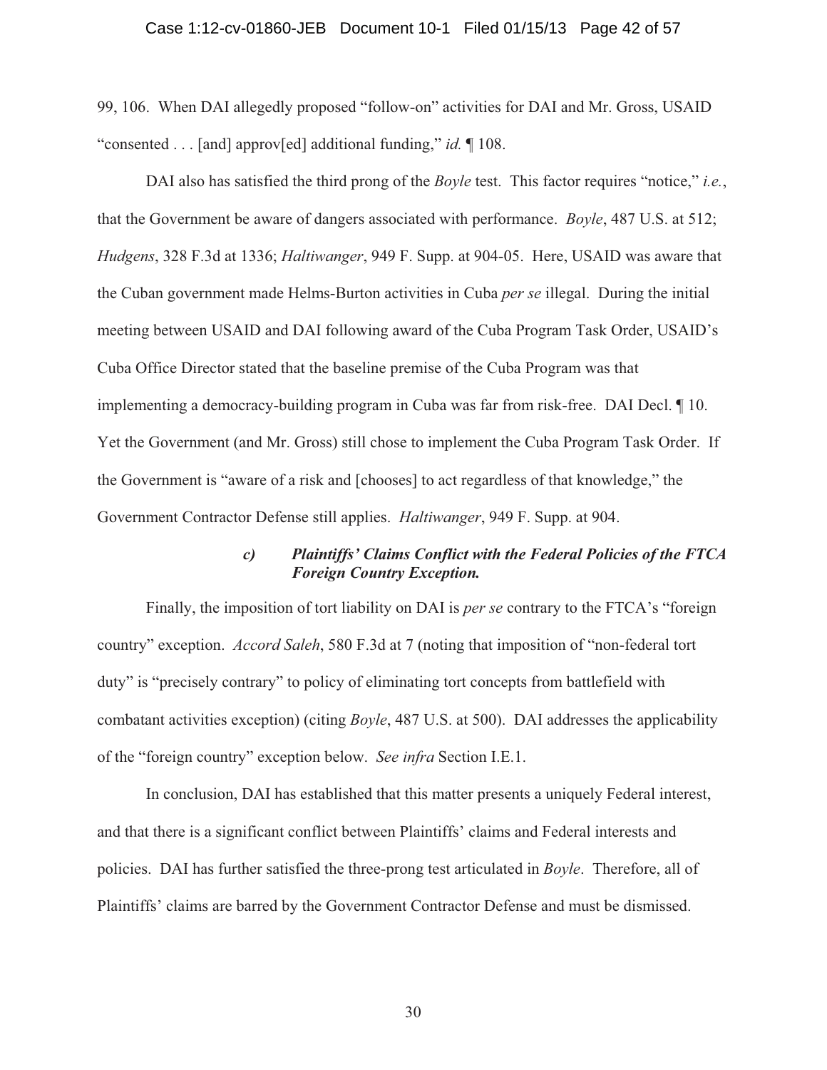99, 106. When DAI allegedly proposed "follow-on" activities for DAI and Mr. Gross, USAID "consented . . . [and] approv[ed] additional funding," *id.* ¶ 108.

DAI also has satisfied the third prong of the *Boyle* test. This factor requires "notice," *i.e.*, that the Government be aware of dangers associated with performance. *Boyle*, 487 U.S. at 512; *Hudgens*, 328 F.3d at 1336; *Haltiwanger*, 949 F. Supp. at 904-05. Here, USAID was aware that the Cuban government made Helms-Burton activities in Cuba *per se* illegal. During the initial meeting between USAID and DAI following award of the Cuba Program Task Order, USAID's Cuba Office Director stated that the baseline premise of the Cuba Program was that implementing a democracy-building program in Cuba was far from risk-free. DAI Decl. ¶ 10. Yet the Government (and Mr. Gross) still chose to implement the Cuba Program Task Order. If the Government is "aware of a risk and [chooses] to act regardless of that knowledge," the Government Contractor Defense still applies. *Haltiwanger*, 949 F. Supp. at 904.

##### *c) Plaintiffs' Claims Conflict with the Federal Policies of the FTCA Foreign Country Exception.*

Finally, the imposition of tort liability on DAI is *per se* contrary to the FTCA's "foreign country" exception. *Accord Saleh*, 580 F.3d at 7 (noting that imposition of "non-federal tort duty" is "precisely contrary" to policy of eliminating tort concepts from battlefield with combatant activities exception) (citing *Boyle*, 487 U.S. at 500). DAI addresses the applicability of the "foreign country" exception below. *See infra* Section I.E.1.

In conclusion, DAI has established that this matter presents a uniquely Federal interest, and that there is a significant conflict between Plaintiffs' claims and Federal interests and policies. DAI has further satisfied the three-prong test articulated in *Boyle*. Therefore, all of Plaintiffs' claims are barred by the Government Contractor Defense and must be dismissed.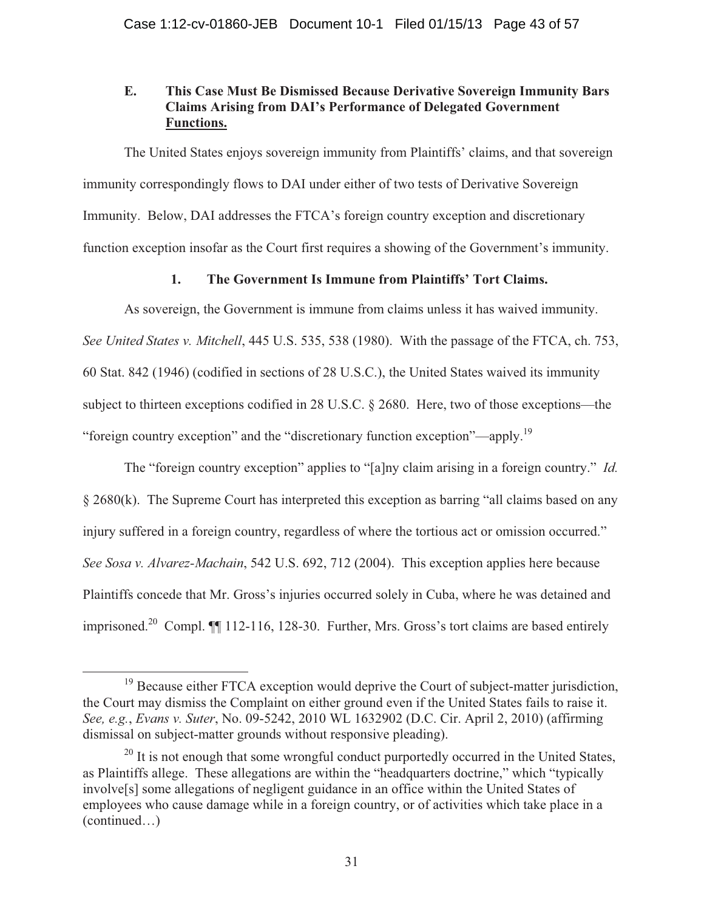### E. This Case Must Be Dismissed Because Derivative Sovereign Immunity Bars Claims Arising from DAI's Performance of Delegated Government Functions.

The United States enjoys sovereign immunity from Plaintiffs' claims, and that sovereign immunity correspondingly flows to DAI under either of two tests of Derivative Sovereign Immunity. Below, DAI addresses the FTCA's foreign country exception and discretionary function exception insofar as the Court first requires a showing of the Government's immunity.

#### 1. The Government Is Immune from Plaintiffs' Tort Claims.

As sovereign, the Government is immune from claims unless it has waived immunity. *See United States v. Mitchell*, 445 U.S. 535, 538 (1980). With the passage of the FTCA, ch. 753, 60 Stat. 842 (1946) (codified in sections of 28 U.S.C.), the United States waived its immunity subject to thirteen exceptions codified in 28 U.S.C. § 2680. Here, two of those exceptions—the "foreign country exception" and the "discretionary function exception"—apply.[19]

The "foreign country exception" applies to "[a]ny claim arising in a foreign country." *Id.* § 2680(k). The Supreme Court has interpreted this exception as barring "all claims based on any injury suffered in a foreign country, regardless of where the tortious act or omission occurred." *See Sosa v. Alvarez-Machain*, 542 U.S. 692, 712 (2004). This exception applies here because Plaintiffs concede that Mr. Gross's injuries occurred solely in Cuba, where he was detained and imprisoned.[20] Compl. ¶¶ 112-116, 128-30. Further, Mrs. Gross's tort claims are based entirely

---

[19] Because either FTCA exception would deprive the Court of subject-matter jurisdiction, the Court may dismiss the Complaint on either ground even if the United States fails to raise it. *See, e.g.*, *Evans v. Suter*, No. 09-5242, 2010 WL 1632902 (D.C. Cir. April 2, 2010) (affirming dismissal on subject-matter grounds without responsive pleading).

[20] It is not enough that some wrongful conduct purportedly occurred in the United States, as Plaintiffs allege. These allegations are within the "headquarters doctrine," which "typically involve[s] some allegations of negligent guidance in an office within the United States of employees who cause damage while in a foreign country, or of activities which take place in a (continued…)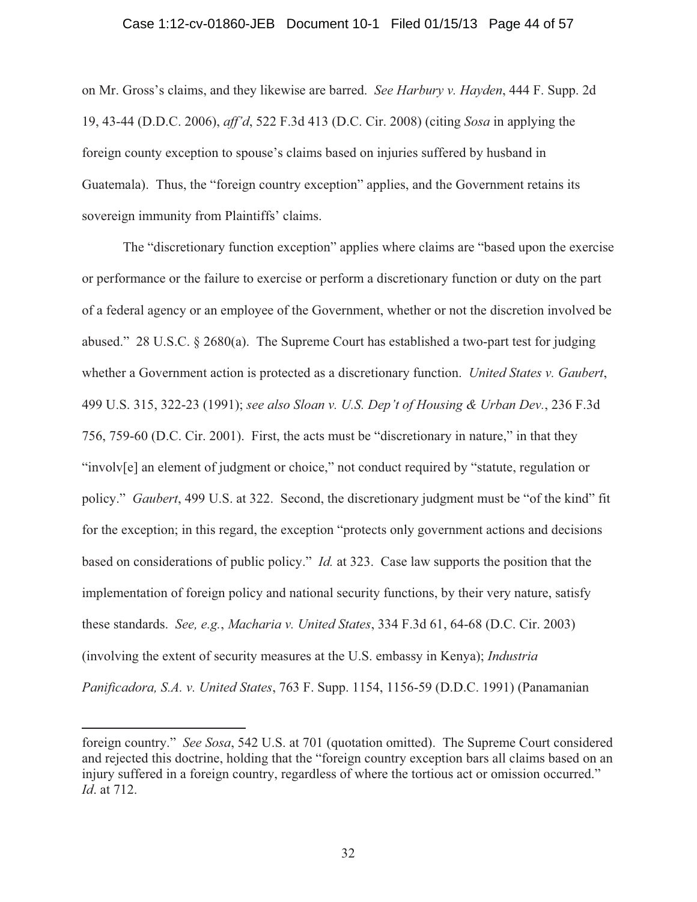on Mr. Gross's claims, and they likewise are barred. *See Harbury v. Hayden*, 444 F. Supp. 2d 19, 43-44 (D.D.C. 2006), *aff'd*, 522 F.3d 413 (D.C. Cir. 2008) (citing *Sosa* in applying the foreign county exception to spouse's claims based on injuries suffered by husband in Guatemala). Thus, the "foreign country exception" applies, and the Government retains its sovereign immunity from Plaintiffs' claims.

The "discretionary function exception" applies where claims are "based upon the exercise or performance or the failure to exercise or perform a discretionary function or duty on the part of a federal agency or an employee of the Government, whether or not the discretion involved be abused." 28 U.S.C. § 2680(a). The Supreme Court has established a two-part test for judging whether a Government action is protected as a discretionary function. *United States v. Gaubert*, 499 U.S. 315, 322-23 (1991); *see also Sloan v. U.S. Dep't of Housing & Urban Dev.*, 236 F.3d 756, 759-60 (D.C. Cir. 2001). First, the acts must be "discretionary in nature," in that they "involv[e] an element of judgment or choice," not conduct required by "statute, regulation or policy." *Gaubert*, 499 U.S. at 322. Second, the discretionary judgment must be "of the kind" fit for the exception; in this regard, the exception "protects only government actions and decisions based on considerations of public policy." *Id.* at 323. Case law supports the position that the implementation of foreign policy and national security functions, by their very nature, satisfy these standards. *See, e.g.*, *Macharia v. United States*, 334 F.3d 61, 64-68 (D.C. Cir. 2003) (involving the extent of security measures at the U.S. embassy in Kenya); *Industria Panificadora, S.A. v. United States*, 763 F. Supp. 1154, 1156-59 (D.D.C. 1991) (Panamanian

---

foreign country." *See Sosa*, 542 U.S. at 701 (quotation omitted). The Supreme Court considered and rejected this doctrine, holding that the "foreign country exception bars all claims based on an injury suffered in a foreign country, regardless of where the tortious act or omission occurred." *Id*. at 712.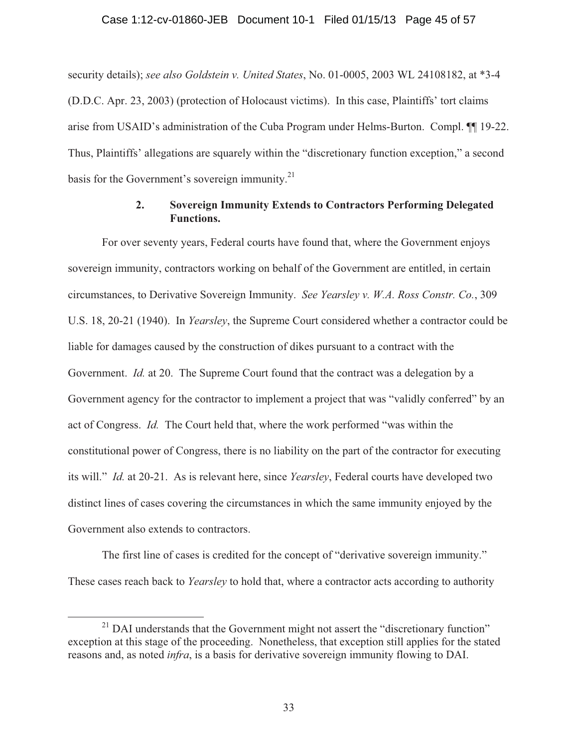security details); *see also Goldstein v. United States*, No. 01-0005, 2003 WL 24108182, at *3-4 (D.D.C. Apr. 23, 2003) (protection of Holocaust victims). In this case, Plaintiffs' tort claims arise from USAID's administration of the Cuba Program under Helms-Burton. Compl. ¶¶ 19-22. Thus, Plaintiffs' allegations are squarely within the "discretionary function exception," a second basis for the Government's sovereign immunity.[21]

### 2. Sovereign Immunity Extends to Contractors Performing Delegated Functions.

For over seventy years, Federal courts have found that, where the Government enjoys sovereign immunity, contractors working on behalf of the Government are entitled, in certain circumstances, to Derivative Sovereign Immunity. *See Yearsley v. W.A. Ross Constr. Co.*, 309 U.S. 18, 20-21 (1940). In *Yearsley*, the Supreme Court considered whether a contractor could be liable for damages caused by the construction of dikes pursuant to a contract with the Government. *Id.* at 20. The Supreme Court found that the contract was a delegation by a Government agency for the contractor to implement a project that was "validly conferred" by an act of Congress. *Id.* The Court held that, where the work performed "was within the constitutional power of Congress, there is no liability on the part of the contractor for executing its will." *Id.* at 20-21. As is relevant here, since *Yearsley*, Federal courts have developed two distinct lines of cases covering the circumstances in which the same immunity enjoyed by the Government also extends to contractors.

The first line of cases is credited for the concept of "derivative sovereign immunity." These cases reach back to *Yearsley* to hold that, where a contractor acts according to authority

[21] DAI understands that the Government might not assert the "discretionary function" exception at this stage of the proceeding. Nonetheless, that exception still applies for the stated reasons and, as noted *infra*, is a basis for derivative sovereign immunity flowing to DAI.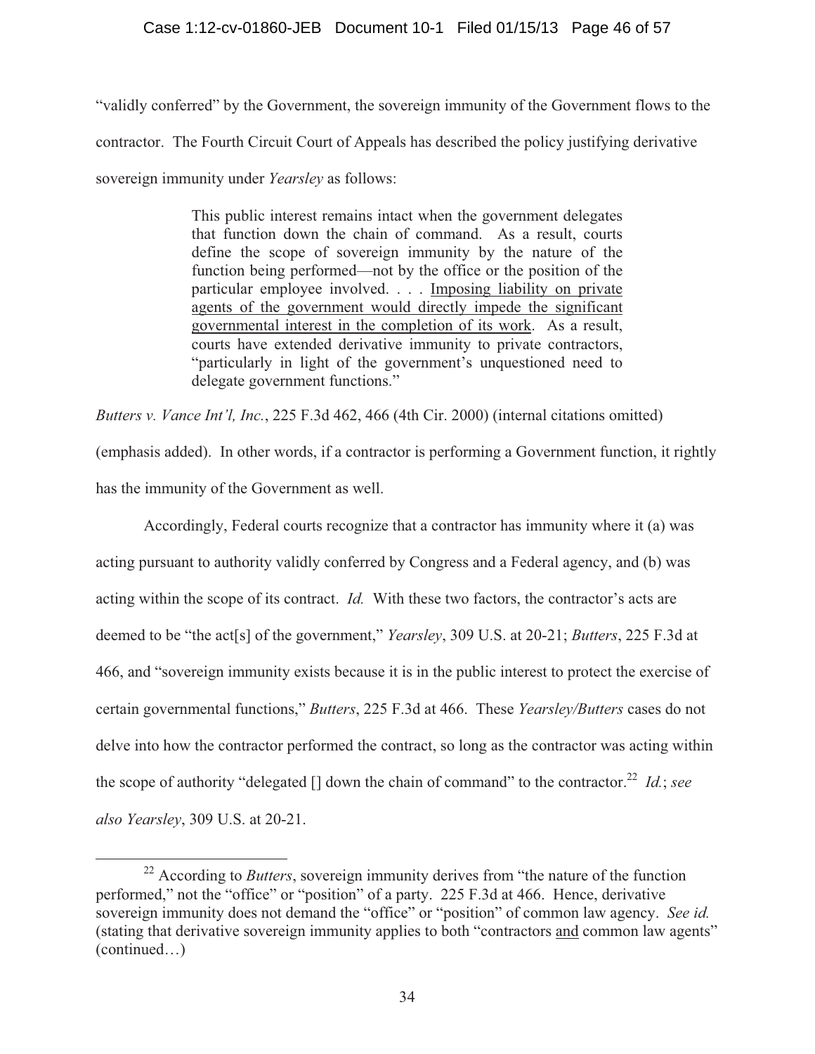"validly conferred" by the Government, the sovereign immunity of the Government flows to the contractor. The Fourth Circuit Court of Appeals has described the policy justifying derivative sovereign immunity under *Yearsley* as follows:

> This public interest remains intact when the government delegates that function down the chain of command. As a result, courts define the scope of sovereign immunity by the nature of the function being performed—not by the office or the position of the particular employee involved. . . . <u>Imposing liability on private agents of the government would directly impede the significant governmental interest in the completion of its work</u>. As a result, courts have extended derivative immunity to private contractors, "particularly in light of the government's unquestioned need to delegate government functions."

*Butters v. Vance Int'l, Inc.*, 225 F.3d 462, 466 (4th Cir. 2000) (internal citations omitted) (emphasis added). In other words, if a contractor is performing a Government function, it rightly has the immunity of the Government as well.

Accordingly, Federal courts recognize that a contractor has immunity where it (a) was acting pursuant to authority validly conferred by Congress and a Federal agency, and (b) was acting within the scope of its contract. *Id.* With these two factors, the contractor's acts are deemed to be "the act[s] of the government," *Yearsley*, 309 U.S. at 20-21; *Butters*, 225 F.3d at 466, and "sovereign immunity exists because it is in the public interest to protect the exercise of certain governmental functions," *Butters*, 225 F.3d at 466. These *Yearsley/Butters* cases do not delve into how the contractor performed the contract, so long as the contractor was acting within the scope of authority "delegated [] down the chain of command" to the contractor.[22] *Id.*; *see also Yearsley*, 309 U.S. at 20-21.

---

[22] According to *Butters*, sovereign immunity derives from "the nature of the function performed," not the "office" or "position" of a party. 225 F.3d at 466. Hence, derivative sovereign immunity does not demand the "office" or "position" of common law agency. *See id.* (stating that derivative sovereign immunity applies to both "contractors <u>and</u> common law agents" (continued…)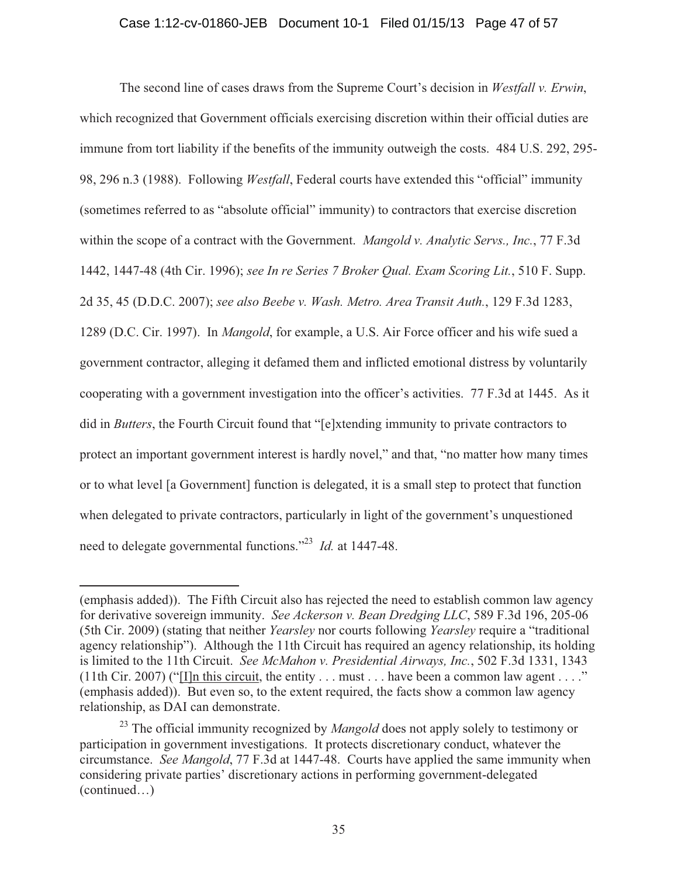The second line of cases draws from the Supreme Court's decision in *Westfall v. Erwin*, which recognized that Government officials exercising discretion within their official duties are immune from tort liability if the benefits of the immunity outweigh the costs. 484 U.S. 292, 295-98, 296 n.3 (1988). Following *Westfall*, Federal courts have extended this "official" immunity (sometimes referred to as "absolute official" immunity) to contractors that exercise discretion within the scope of a contract with the Government. *Mangold v. Analytic Servs., Inc.*, 77 F.3d 1442, 1447-48 (4th Cir. 1996); *see In re Series 7 Broker Qual. Exam Scoring Lit.*, 510 F. Supp. 2d 35, 45 (D.D.C. 2007); *see also Beebe v. Wash. Metro. Area Transit Auth.*, 129 F.3d 1283, 1289 (D.C. Cir. 1997). In *Mangold*, for example, a U.S. Air Force officer and his wife sued a government contractor, alleging it defamed them and inflicted emotional distress by voluntarily cooperating with a government investigation into the officer's activities. 77 F.3d at 1445. As it did in *Butters*, the Fourth Circuit found that "[e]xtending immunity to private contractors to protect an important government interest is hardly novel," and that, "no matter how many times or to what level [a Government] function is delegated, it is a small step to protect that function when delegated to private contractors, particularly in light of the government's unquestioned need to delegate governmental functions."[23] *Id.* at 1447-48.

---

(emphasis added)). The Fifth Circuit also has rejected the need to establish common law agency for derivative sovereign immunity. *See Ackerson v. Bean Dredging LLC*, 589 F.3d 196, 205-06 (5th Cir. 2009) (stating that neither *Yearsley* nor courts following *Yearsley* require a "traditional agency relationship"). Although the 11th Circuit has required an agency relationship, its holding is limited to the 11th Circuit. *See McMahon v. Presidential Airways, Inc.*, 502 F.3d 1331, 1343 (11th Cir. 2007) ("<u>[I]n this circuit</u>, the entity . . . must . . . have been a common law agent . . . ." (emphasis added)). But even so, to the extent required, the facts show a common law agency relationship, as DAI can demonstrate.

[23] The official immunity recognized by *Mangold* does not apply solely to testimony or participation in government investigations. It protects discretionary conduct, whatever the circumstance. *See Mangold*, 77 F.3d at 1447-48. Courts have applied the same immunity when considering private parties' discretionary actions in performing government-delegated (continued…)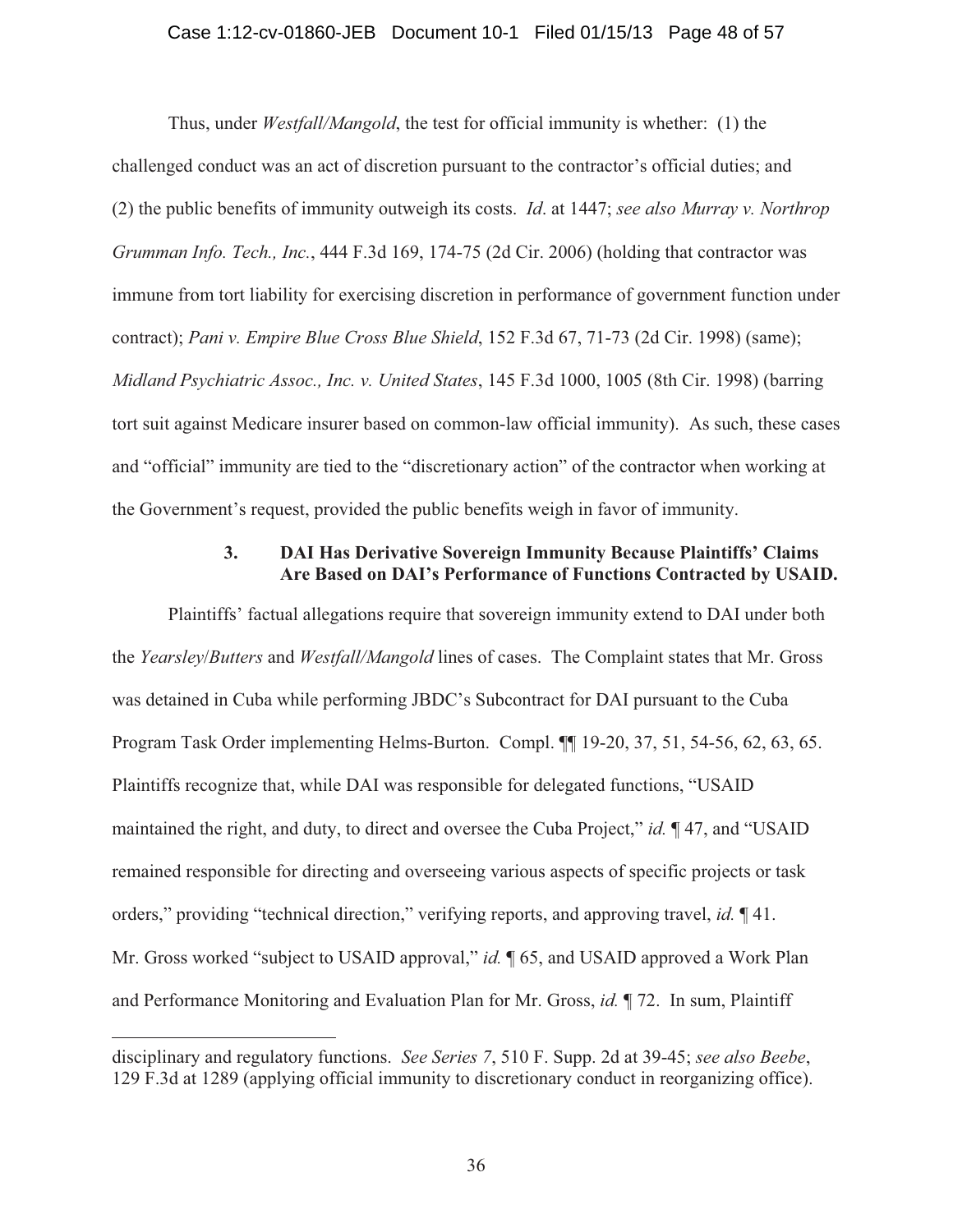Thus, under *Westfall/Mangold*, the test for official immunity is whether: (1) the challenged conduct was an act of discretion pursuant to the contractor's official duties; and (2) the public benefits of immunity outweigh its costs. *Id*. at 1447; *see also Murray v. Northrop Grumman Info. Tech., Inc.*, 444 F.3d 169, 174-75 (2d Cir. 2006) (holding that contractor was immune from tort liability for exercising discretion in performance of government function under contract); *Pani v. Empire Blue Cross Blue Shield*, 152 F.3d 67, 71-73 (2d Cir. 1998) (same); *Midland Psychiatric Assoc., Inc. v. United States*, 145 F.3d 1000, 1005 (8th Cir. 1998) (barring tort suit against Medicare insurer based on common-law official immunity). As such, these cases and "official" immunity are tied to the "discretionary action" of the contractor when working at the Government's request, provided the public benefits weigh in favor of immunity.

### 3. DAI Has Derivative Sovereign Immunity Because Plaintiffs' Claims Are Based on DAI's Performance of Functions Contracted by USAID.

Plaintiffs' factual allegations require that sovereign immunity extend to DAI under both the *Yearsley*/*Butters* and *Westfall/Mangold* lines of cases. The Complaint states that Mr. Gross was detained in Cuba while performing JBDC's Subcontract for DAI pursuant to the Cuba Program Task Order implementing Helms-Burton. Compl. ¶¶ 19-20, 37, 51, 54-56, 62, 63, 65. Plaintiffs recognize that, while DAI was responsible for delegated functions, "USAID maintained the right, and duty, to direct and oversee the Cuba Project," *id.* ¶ 47, and "USAID remained responsible for directing and overseeing various aspects of specific projects or task orders," providing "technical direction," verifying reports, and approving travel, *id.* ¶ 41. Mr. Gross worked "subject to USAID approval," *id.* ¶ 65, and USAID approved a Work Plan and Performance Monitoring and Evaluation Plan for Mr. Gross, *id.* ¶ 72. In sum, Plaintiff

---

disciplinary and regulatory functions. *See Series 7*, 510 F. Supp. 2d at 39-45; *see also Beebe*, 129 F.3d at 1289 (applying official immunity to discretionary conduct in reorganizing office).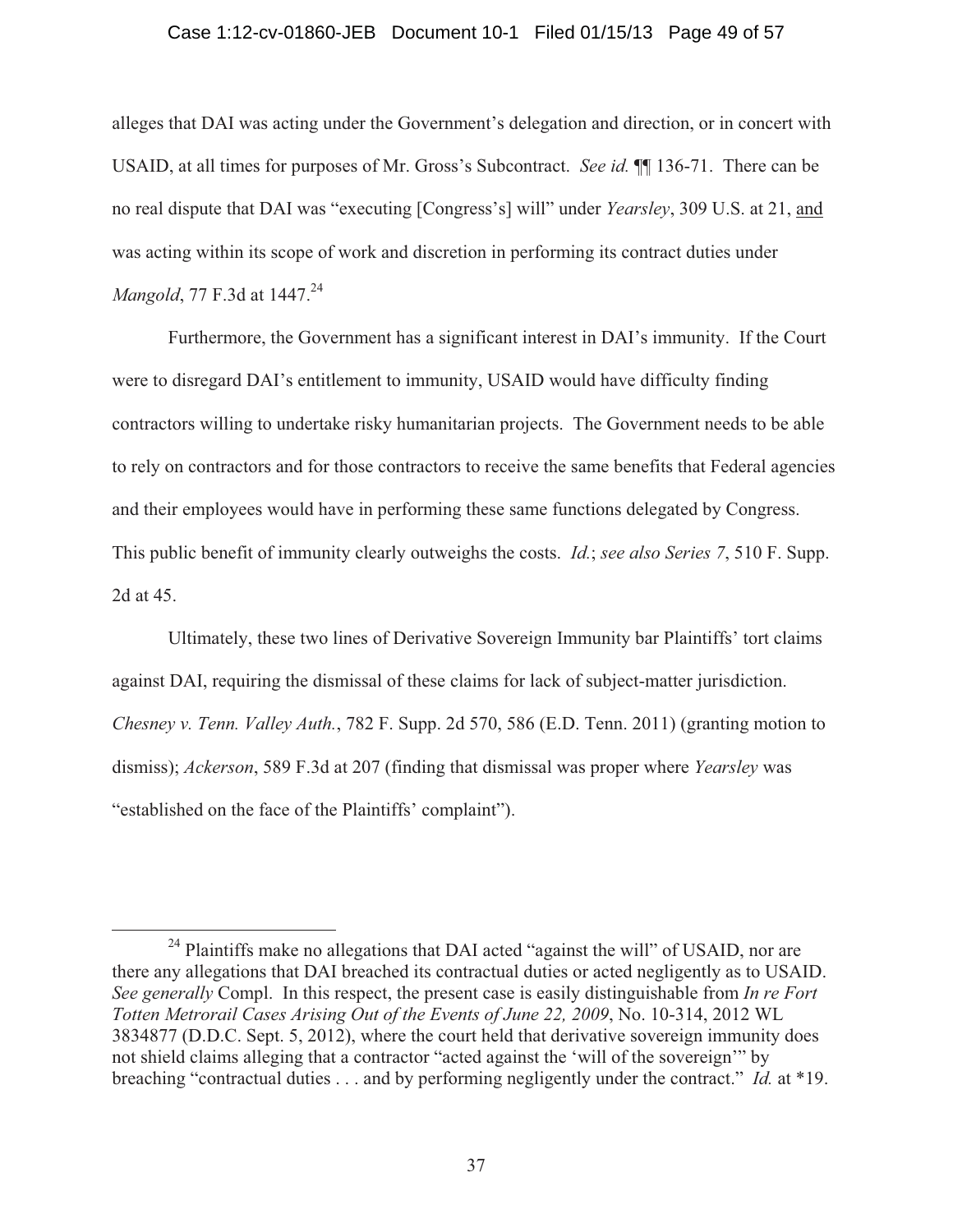alleges that DAI was acting under the Government's delegation and direction, or in concert with USAID, at all times for purposes of Mr. Gross's Subcontract. *See id.* ¶¶ 136-71. There can be no real dispute that DAI was "executing [Congress's] will" under *Yearsley*, 309 U.S. at 21, and was acting within its scope of work and discretion in performing its contract duties under *Mangold*, 77 F.3d at 1447.[24]

Furthermore, the Government has a significant interest in DAI's immunity. If the Court were to disregard DAI's entitlement to immunity, USAID would have difficulty finding contractors willing to undertake risky humanitarian projects. The Government needs to be able to rely on contractors and for those contractors to receive the same benefits that Federal agencies and their employees would have in performing these same functions delegated by Congress. This public benefit of immunity clearly outweighs the costs. *Id.*; *see also Series 7*, 510 F. Supp. 2d at 45.

Ultimately, these two lines of Derivative Sovereign Immunity bar Plaintiffs' tort claims against DAI, requiring the dismissal of these claims for lack of subject-matter jurisdiction. *Chesney v. Tenn. Valley Auth.*, 782 F. Supp. 2d 570, 586 (E.D. Tenn. 2011) (granting motion to dismiss); *Ackerson*, 589 F.3d at 207 (finding that dismissal was proper where *Yearsley* was "established on the face of the Plaintiffs' complaint").

---

[24] Plaintiffs make no allegations that DAI acted "against the will" of USAID, nor are there any allegations that DAI breached its contractual duties or acted negligently as to USAID. *See generally* Compl. In this respect, the present case is easily distinguishable from *In re Fort Totten Metrorail Cases Arising Out of the Events of June 22, 2009*, No. 10-314, 2012 WL 3834877 (D.D.C. Sept. 5, 2012), where the court held that derivative sovereign immunity does not shield claims alleging that a contractor "acted against the 'will of the sovereign'" by breaching "contractual duties . . . and by performing negligently under the contract." *Id.* at *19.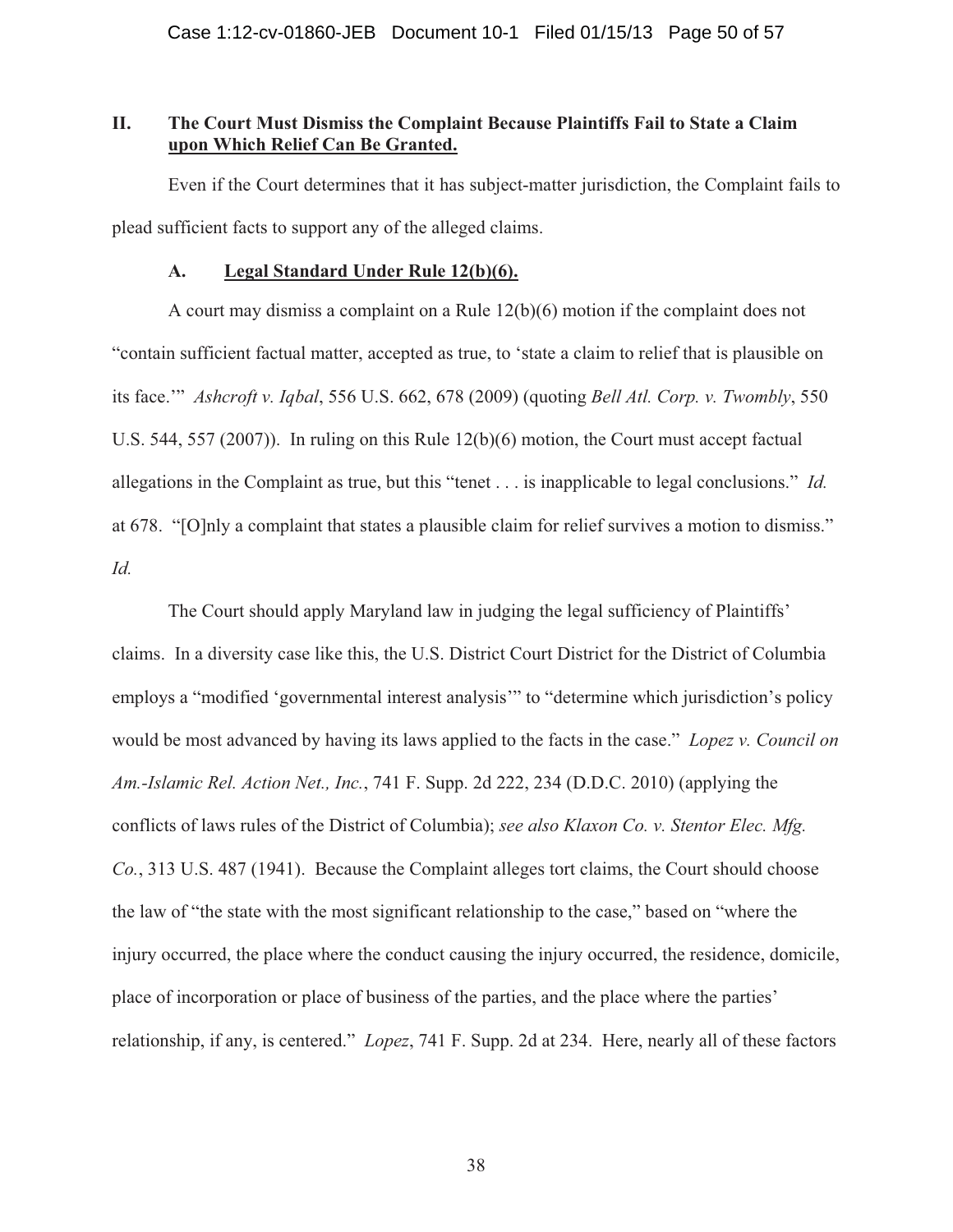## II. The Court Must Dismiss the Complaint Because Plaintiffs Fail to State a Claim upon Which Relief Can Be Granted.

Even if the Court determines that it has subject-matter jurisdiction, the Complaint fails to plead sufficient facts to support any of the alleged claims.

### A. Legal Standard Under Rule 12(b)(6).

A court may dismiss a complaint on a Rule 12(b)(6) motion if the complaint does not "contain sufficient factual matter, accepted as true, to 'state a claim to relief that is plausible on its face.'" *Ashcroft v. Iqbal*, 556 U.S. 662, 678 (2009) (quoting *Bell Atl. Corp. v. Twombly*, 550 U.S. 544, 557 (2007)). In ruling on this Rule 12(b)(6) motion, the Court must accept factual allegations in the Complaint as true, but this "tenet . . . is inapplicable to legal conclusions." *Id.* at 678. "[O]nly a complaint that states a plausible claim for relief survives a motion to dismiss." *Id.*

The Court should apply Maryland law in judging the legal sufficiency of Plaintiffs' claims. In a diversity case like this, the U.S. District Court District for the District of Columbia employs a "modified 'governmental interest analysis'" to "determine which jurisdiction's policy would be most advanced by having its laws applied to the facts in the case." *Lopez v. Council on Am.-Islamic Rel. Action Net., Inc.*, 741 F. Supp. 2d 222, 234 (D.D.C. 2010) (applying the conflicts of laws rules of the District of Columbia); *see also Klaxon Co. v. Stentor Elec. Mfg. Co.*, 313 U.S. 487 (1941). Because the Complaint alleges tort claims, the Court should choose the law of "the state with the most significant relationship to the case," based on "where the injury occurred, the place where the conduct causing the injury occurred, the residence, domicile, place of incorporation or place of business of the parties, and the place where the parties' relationship, if any, is centered." *Lopez*, 741 F. Supp. 2d at 234. Here, nearly all of these factors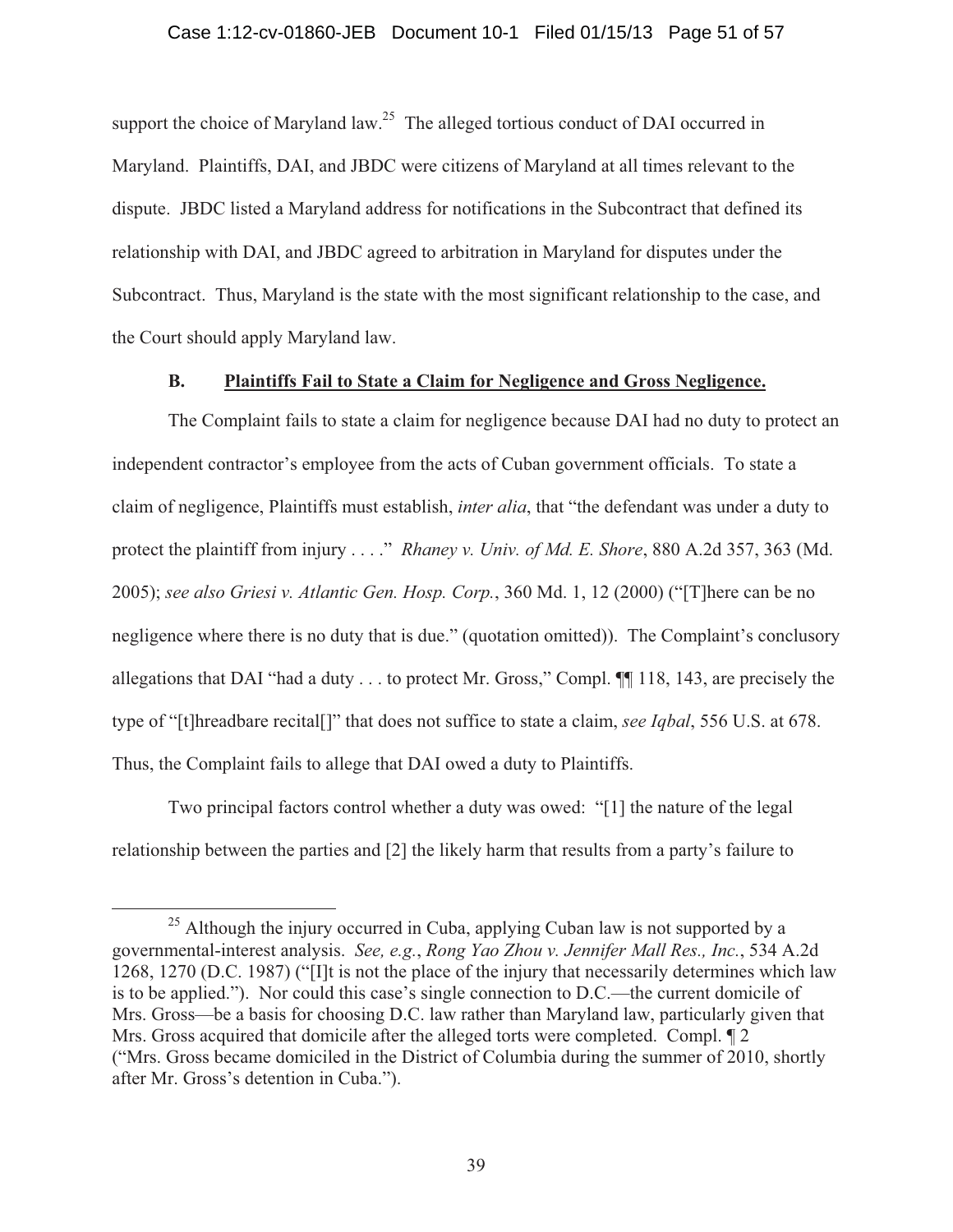support the choice of Maryland law.[25] The alleged tortious conduct of DAI occurred in Maryland. Plaintiffs, DAI, and JBDC were citizens of Maryland at all times relevant to the dispute. JBDC listed a Maryland address for notifications in the Subcontract that defined its relationship with DAI, and JBDC agreed to arbitration in Maryland for disputes under the Subcontract. Thus, Maryland is the state with the most significant relationship to the case, and the Court should apply Maryland law.

### B. <u>Plaintiffs Fail to State a Claim for Negligence and Gross Negligence.</u>

The Complaint fails to state a claim for negligence because DAI had no duty to protect an independent contractor's employee from the acts of Cuban government officials. To state a claim of negligence, Plaintiffs must establish, *inter alia*, that "the defendant was under a duty to protect the plaintiff from injury . . . ." *Rhaney v. Univ. of Md. E. Shore*, 880 A.2d 357, 363 (Md. 2005); *see also Griesi v. Atlantic Gen. Hosp. Corp.*, 360 Md. 1, 12 (2000) ("[T]here can be no negligence where there is no duty that is due." (quotation omitted)). The Complaint's conclusory allegations that DAI "had a duty . . . to protect Mr. Gross," Compl. ¶¶ 118, 143, are precisely the type of "[t]hreadbare recital[]" that does not suffice to state a claim, *see Iqbal*, 556 U.S. at 678. Thus, the Complaint fails to allege that DAI owed a duty to Plaintiffs.

Two principal factors control whether a duty was owed: "[1] the nature of the legal relationship between the parties and [2] the likely harm that results from a party's failure to

---

[25] Although the injury occurred in Cuba, applying Cuban law is not supported by a governmental-interest analysis. *See, e.g.*, *Rong Yao Zhou v. Jennifer Mall Res., Inc.*, 534 A.2d 1268, 1270 (D.C. 1987) ("[I]t is not the place of the injury that necessarily determines which law is to be applied."). Nor could this case's single connection to D.C.—the current domicile of Mrs. Gross—be a basis for choosing D.C. law rather than Maryland law, particularly given that Mrs. Gross acquired that domicile after the alleged torts were completed. Compl. ¶ 2 ("Mrs. Gross became domiciled in the District of Columbia during the summer of 2010, shortly after Mr. Gross's detention in Cuba.").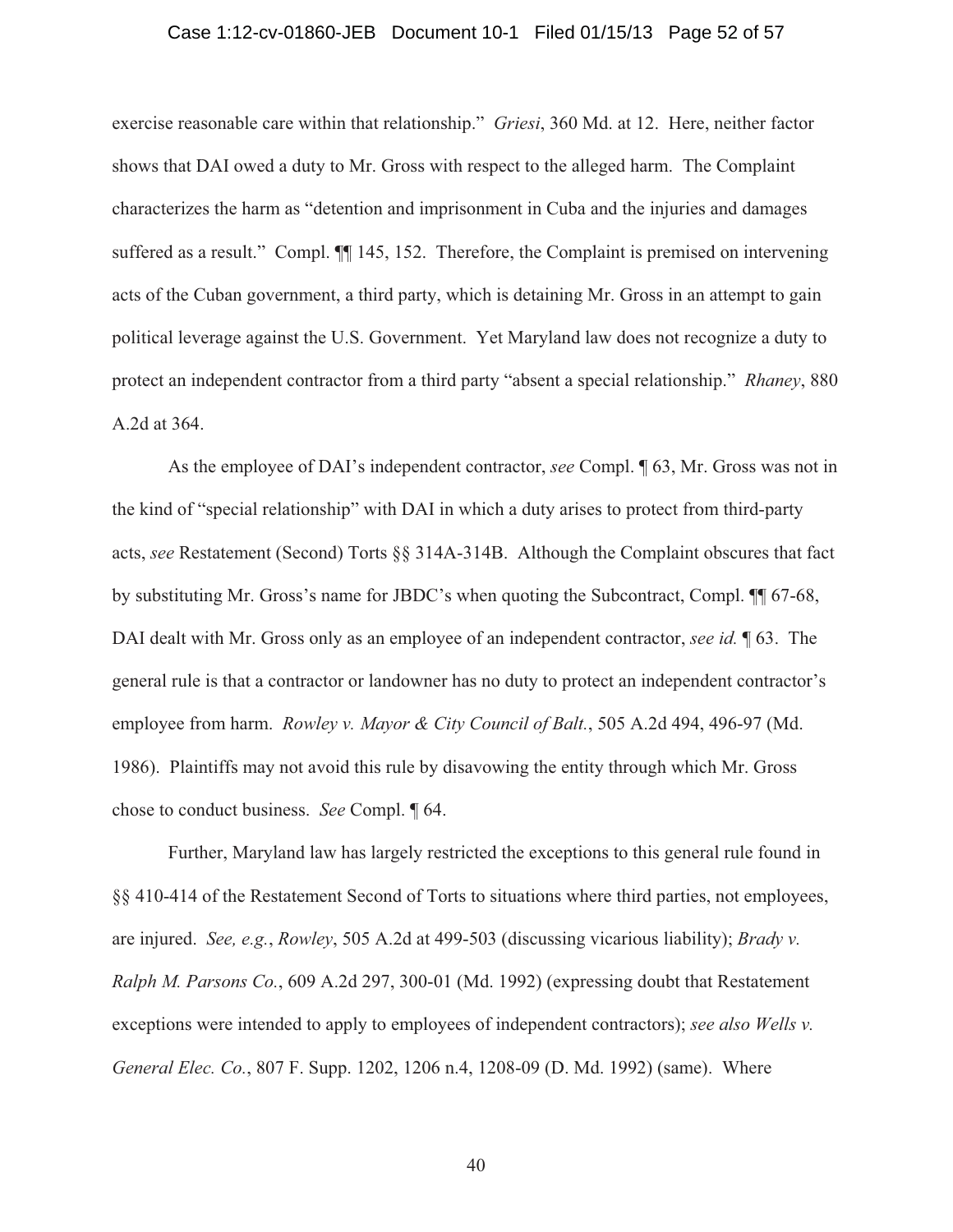exercise reasonable care within that relationship." *Griesi*, 360 Md. at 12. Here, neither factor shows that DAI owed a duty to Mr. Gross with respect to the alleged harm. The Complaint characterizes the harm as "detention and imprisonment in Cuba and the injuries and damages suffered as a result." Compl. ¶¶ 145, 152. Therefore, the Complaint is premised on intervening acts of the Cuban government, a third party, which is detaining Mr. Gross in an attempt to gain political leverage against the U.S. Government. Yet Maryland law does not recognize a duty to protect an independent contractor from a third party "absent a special relationship." *Rhaney*, 880 A.2d at 364.

As the employee of DAI's independent contractor, *see* Compl. ¶ 63, Mr. Gross was not in the kind of "special relationship" with DAI in which a duty arises to protect from third-party acts, *see* Restatement (Second) Torts §§ 314A-314B. Although the Complaint obscures that fact by substituting Mr. Gross's name for JBDC's when quoting the Subcontract, Compl. ¶¶ 67-68, DAI dealt with Mr. Gross only as an employee of an independent contractor, *see id.* ¶ 63. The general rule is that a contractor or landowner has no duty to protect an independent contractor's employee from harm. *Rowley v. Mayor & City Council of Balt.*, 505 A.2d 494, 496-97 (Md. 1986). Plaintiffs may not avoid this rule by disavowing the entity through which Mr. Gross chose to conduct business. *See* Compl. ¶ 64.

Further, Maryland law has largely restricted the exceptions to this general rule found in §§ 410-414 of the Restatement Second of Torts to situations where third parties, not employees, are injured. *See, e.g.*, *Rowley*, 505 A.2d at 499-503 (discussing vicarious liability); *Brady v. Ralph M. Parsons Co.*, 609 A.2d 297, 300-01 (Md. 1992) (expressing doubt that Restatement exceptions were intended to apply to employees of independent contractors); *see also Wells v. General Elec. Co.*, 807 F. Supp. 1202, 1206 n.4, 1208-09 (D. Md. 1992) (same). Where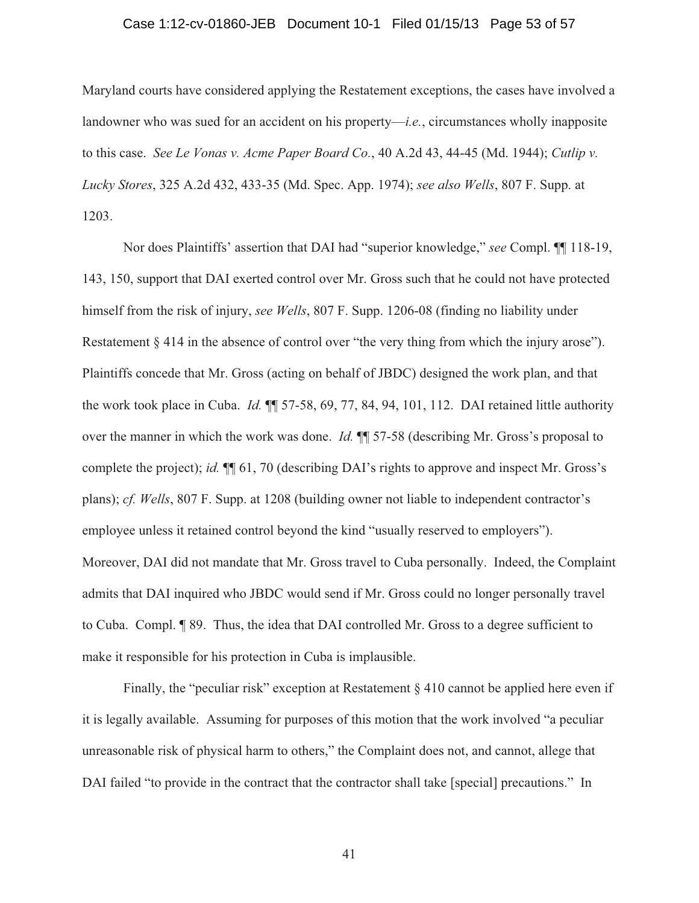Maryland courts have considered applying the Restatement exceptions, the cases have involved a landowner who was sued for an accident on his property—*i.e.*, circumstances wholly inapposite to this case. *See Le Vonas v. Acme Paper Board Co.*, 40 A.2d 43, 44-45 (Md. 1944); *Cutlip v. Lucky Stores*, 325 A.2d 432, 433-35 (Md. Spec. App. 1974); *see also Wells*, 807 F. Supp. at 1203.

Nor does Plaintiffs' assertion that DAI had "superior knowledge," *see* Compl. ¶¶ 118-19, 143, 150, support that DAI exerted control over Mr. Gross such that he could not have protected himself from the risk of injury, *see Wells*, 807 F. Supp. 1206-08 (finding no liability under Restatement § 414 in the absence of control over "the very thing from which the injury arose"). Plaintiffs concede that Mr. Gross (acting on behalf of JBDC) designed the work plan, and that the work took place in Cuba. *Id.* ¶¶ 57-58, 69, 77, 84, 94, 101, 112. DAI retained little authority over the manner in which the work was done. *Id.* ¶¶ 57-58 (describing Mr. Gross's proposal to complete the project); *id.* ¶¶ 61, 70 (describing DAI's rights to approve and inspect Mr. Gross's plans); *cf. Wells*, 807 F. Supp. at 1208 (building owner not liable to independent contractor's employee unless it retained control beyond the kind "usually reserved to employers"). Moreover, DAI did not mandate that Mr. Gross travel to Cuba personally. Indeed, the Complaint admits that DAI inquired who JBDC would send if Mr. Gross could no longer personally travel to Cuba. Compl. ¶ 89. Thus, the idea that DAI controlled Mr. Gross to a degree sufficient to make it responsible for his protection in Cuba is implausible.

Finally, the "peculiar risk" exception at Restatement § 410 cannot be applied here even if it is legally available. Assuming for purposes of this motion that the work involved "a peculiar unreasonable risk of physical harm to others," the Complaint does not, and cannot, allege that DAI failed "to provide in the contract that the contractor shall take [special] precautions." In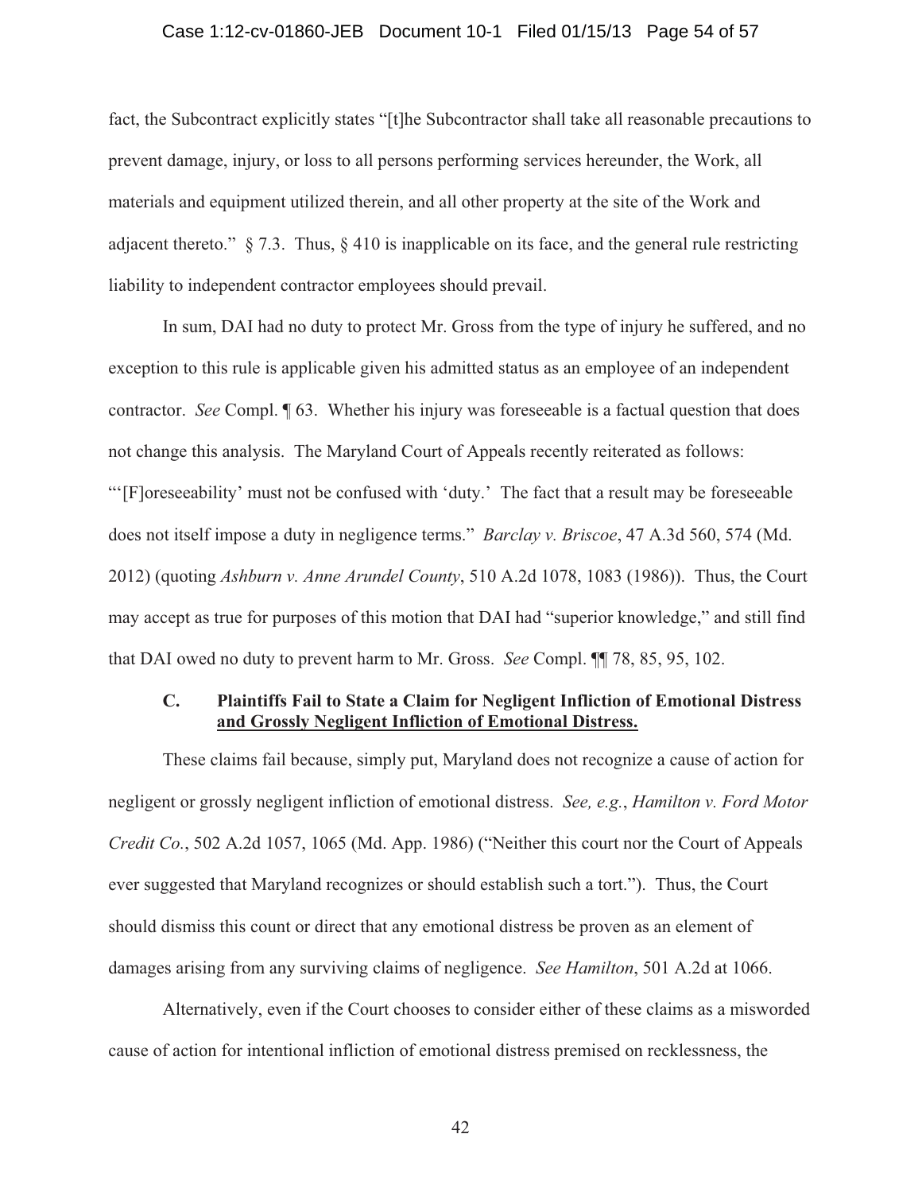fact, the Subcontract explicitly states "[t]he Subcontractor shall take all reasonable precautions to prevent damage, injury, or loss to all persons performing services hereunder, the Work, all materials and equipment utilized therein, and all other property at the site of the Work and adjacent thereto." § 7.3. Thus, § 410 is inapplicable on its face, and the general rule restricting liability to independent contractor employees should prevail.

In sum, DAI had no duty to protect Mr. Gross from the type of injury he suffered, and no exception to this rule is applicable given his admitted status as an employee of an independent contractor. *See* Compl. ¶ 63. Whether his injury was foreseeable is a factual question that does not change this analysis. The Maryland Court of Appeals recently reiterated as follows: "'[F]oreseeability' must not be confused with 'duty.' The fact that a result may be foreseeable does not itself impose a duty in negligence terms." *Barclay v. Briscoe*, 47 A.3d 560, 574 (Md. 2012) (quoting *Ashburn v. Anne Arundel County*, 510 A.2d 1078, 1083 (1986)). Thus, the Court may accept as true for purposes of this motion that DAI had "superior knowledge," and still find that DAI owed no duty to prevent harm to Mr. Gross. *See* Compl. ¶¶ 78, 85, 95, 102.

### C. Plaintiffs Fail to State a Claim for Negligent Infliction of Emotional Distress and Grossly Negligent Infliction of Emotional Distress.

These claims fail because, simply put, Maryland does not recognize a cause of action for negligent or grossly negligent infliction of emotional distress. *See, e.g.*, *Hamilton v. Ford Motor Credit Co.*, 502 A.2d 1057, 1065 (Md. App. 1986) ("Neither this court nor the Court of Appeals ever suggested that Maryland recognizes or should establish such a tort."). Thus, the Court should dismiss this count or direct that any emotional distress be proven as an element of damages arising from any surviving claims of negligence. *See Hamilton*, 501 A.2d at 1066.

Alternatively, even if the Court chooses to consider either of these claims as a misworded cause of action for intentional infliction of emotional distress premised on recklessness, the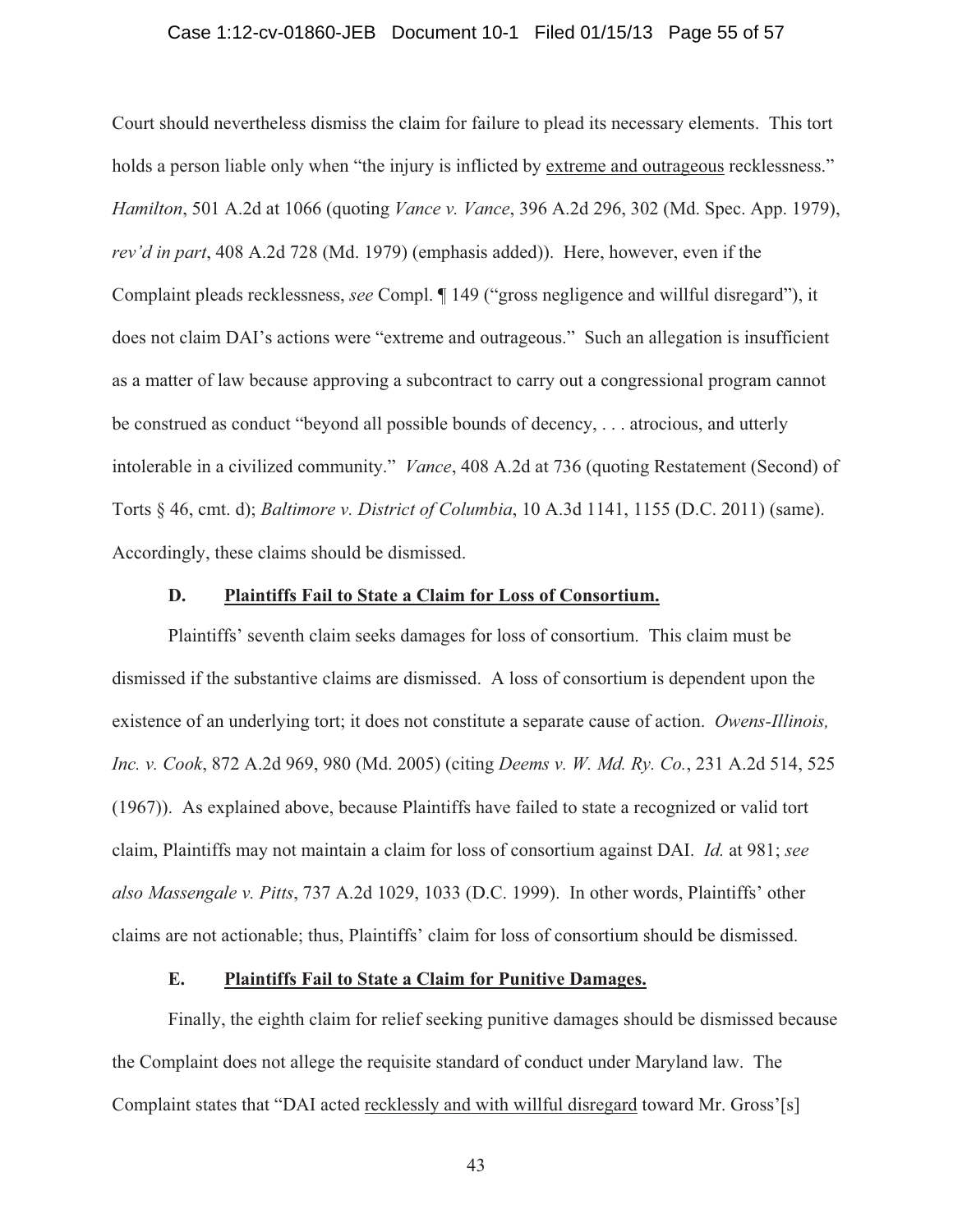Court should nevertheless dismiss the claim for failure to plead its necessary elements. This tort holds a person liable only when "the injury is inflicted by <u>extreme and outrageous</u> recklessness." *Hamilton*, 501 A.2d at 1066 (quoting *Vance v. Vance*, 396 A.2d 296, 302 (Md. Spec. App. 1979), *rev'd in part*, 408 A.2d 728 (Md. 1979) (emphasis added)). Here, however, even if the Complaint pleads recklessness, *see* Compl. ¶ 149 ("gross negligence and willful disregard"), it does not claim DAI's actions were "extreme and outrageous." Such an allegation is insufficient as a matter of law because approving a subcontract to carry out a congressional program cannot be construed as conduct "beyond all possible bounds of decency, . . . atrocious, and utterly intolerable in a civilized community." *Vance*, 408 A.2d at 736 (quoting Restatement (Second) of Torts § 46, cmt. d); *Baltimore v. District of Columbia*, 10 A.3d 1141, 1155 (D.C. 2011) (same). Accordingly, these claims should be dismissed.

### D. Plaintiffs Fail to State a Claim for Loss of Consortium.

Plaintiffs' seventh claim seeks damages for loss of consortium. This claim must be dismissed if the substantive claims are dismissed. A loss of consortium is dependent upon the existence of an underlying tort; it does not constitute a separate cause of action. *Owens-Illinois, Inc. v. Cook*, 872 A.2d 969, 980 (Md. 2005) (citing *Deems v. W. Md. Ry. Co.*, 231 A.2d 514, 525 (1967)). As explained above, because Plaintiffs have failed to state a recognized or valid tort claim, Plaintiffs may not maintain a claim for loss of consortium against DAI. *Id.* at 981; *see also Massengale v. Pitts*, 737 A.2d 1029, 1033 (D.C. 1999). In other words, Plaintiffs' other claims are not actionable; thus, Plaintiffs' claim for loss of consortium should be dismissed.

### E. Plaintiffs Fail to State a Claim for Punitive Damages.

Finally, the eighth claim for relief seeking punitive damages should be dismissed because the Complaint does not allege the requisite standard of conduct under Maryland law. The Complaint states that "DAI acted <u>recklessly and with willful disregard</u> toward Mr. Gross'[s]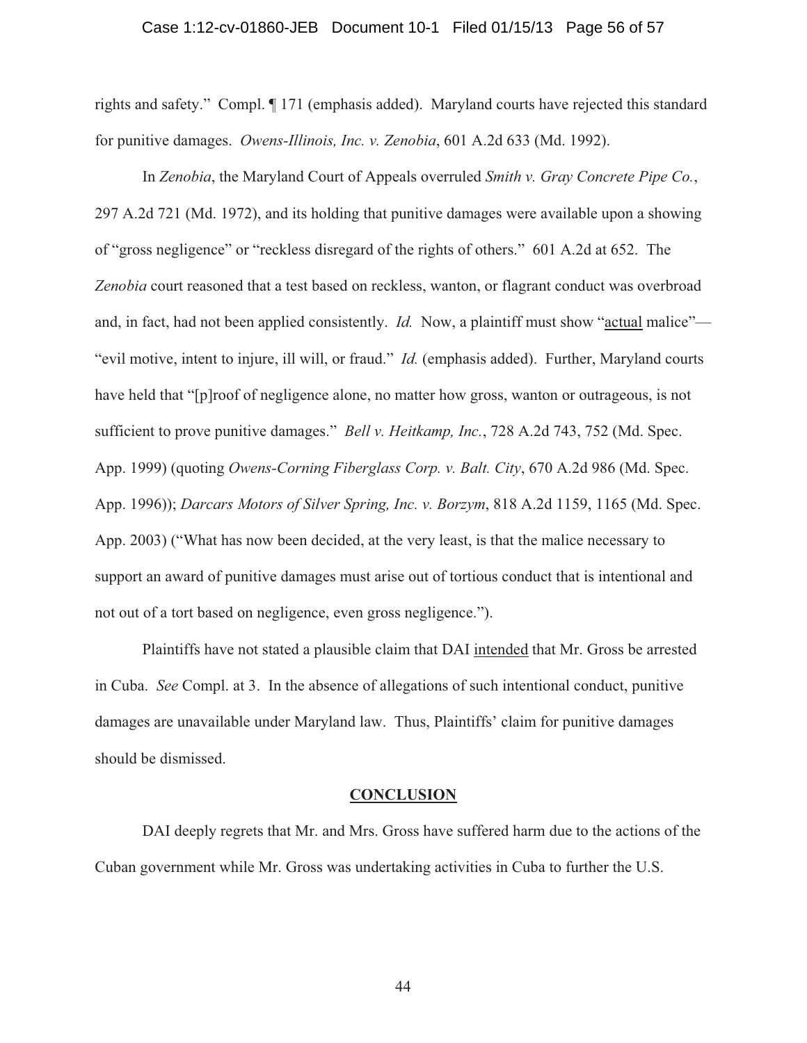rights and safety." Compl. ¶ 171 (emphasis added). Maryland courts have rejected this standard for punitive damages. *Owens-Illinois, Inc. v. Zenobia*, 601 A.2d 633 (Md. 1992).

In *Zenobia*, the Maryland Court of Appeals overruled *Smith v. Gray Concrete Pipe Co.*, 297 A.2d 721 (Md. 1972), and its holding that punitive damages were available upon a showing of "gross negligence" or "reckless disregard of the rights of others." 601 A.2d at 652. The *Zenobia* court reasoned that a test based on reckless, wanton, or flagrant conduct was overbroad and, in fact, had not been applied consistently. *Id.* Now, a plaintiff must show "actual malice"— "evil motive, intent to injure, ill will, or fraud." *Id.* (emphasis added). Further, Maryland courts have held that "[p]roof of negligence alone, no matter how gross, wanton or outrageous, is not sufficient to prove punitive damages." *Bell v. Heitkamp, Inc.*, 728 A.2d 743, 752 (Md. Spec. App. 1999) (quoting *Owens-Corning Fiberglass Corp. v. Balt. City*, 670 A.2d 986 (Md. Spec. App. 1996)); *Darcars Motors of Silver Spring, Inc. v. Borzym*, 818 A.2d 1159, 1165 (Md. Spec. App. 2003) ("What has now been decided, at the very least, is that the malice necessary to support an award of punitive damages must arise out of tortious conduct that is intentional and not out of a tort based on negligence, even gross negligence.").

Plaintiffs have not stated a plausible claim that DAI intended that Mr. Gross be arrested in Cuba. *See* Compl. at 3. In the absence of allegations of such intentional conduct, punitive damages are unavailable under Maryland law. Thus, Plaintiffs' claim for punitive damages should be dismissed.

## CONCLUSION

DAI deeply regrets that Mr. and Mrs. Gross have suffered harm due to the actions of the Cuban government while Mr. Gross was undertaking activities in Cuba to further the U.S.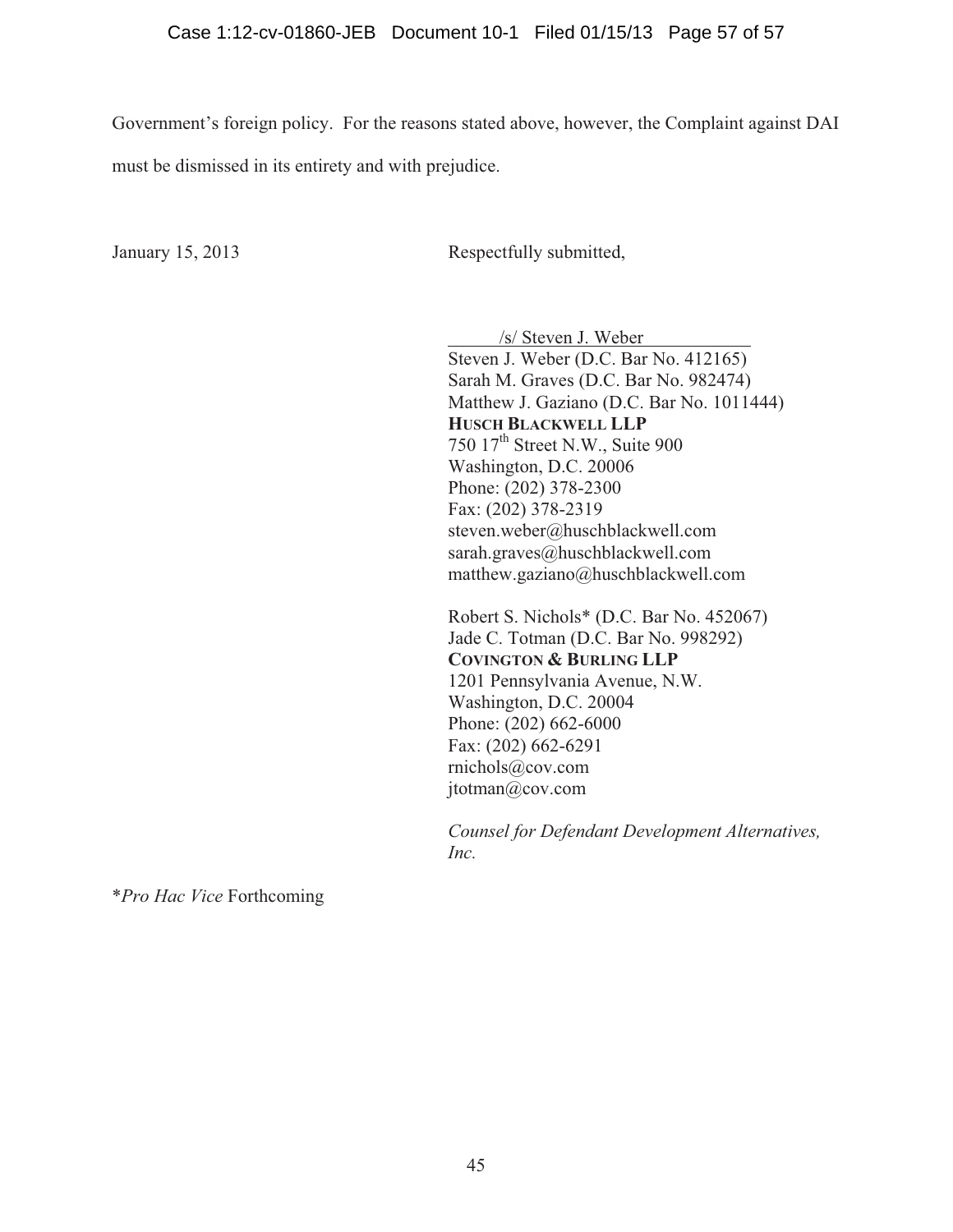Government's foreign policy. For the reasons stated above, however, the Complaint against DAI must be dismissed in its entirety and with prejudice.

January 15, 2013

Respectfully submitted,

/s/ Steven J. Weber
Steven J. Weber (D.C. Bar No. 412165)
Sarah M. Graves (D.C. Bar No. 982474)
Matthew J. Gaziano (D.C. Bar No. 1011444)
**HUSCH BLACKWELL LLP**
750 17th Street N.W., Suite 900
Washington, D.C. 20006
Phone: (202) 378-2300
Fax: (202) 378-2319
steven.weber@huschblackwell.com
sarah.graves@huschblackwell.com
matthew.gaziano@huschblackwell.com

Robert S. Nichols* (D.C. Bar No. 452067)
Jade C. Totman (D.C. Bar No. 998292)
**COVINGTON & BURLING LLP**
1201 Pennsylvania Avenue, N.W.
Washington, D.C. 20004
Phone: (202) 662-6000
Fax: (202) 662-6291
rnichols@cov.com
jtotman@cov.com

*Counsel for Defendant Development Alternatives, Inc.*

**Pro Hac Vice* Forthcoming